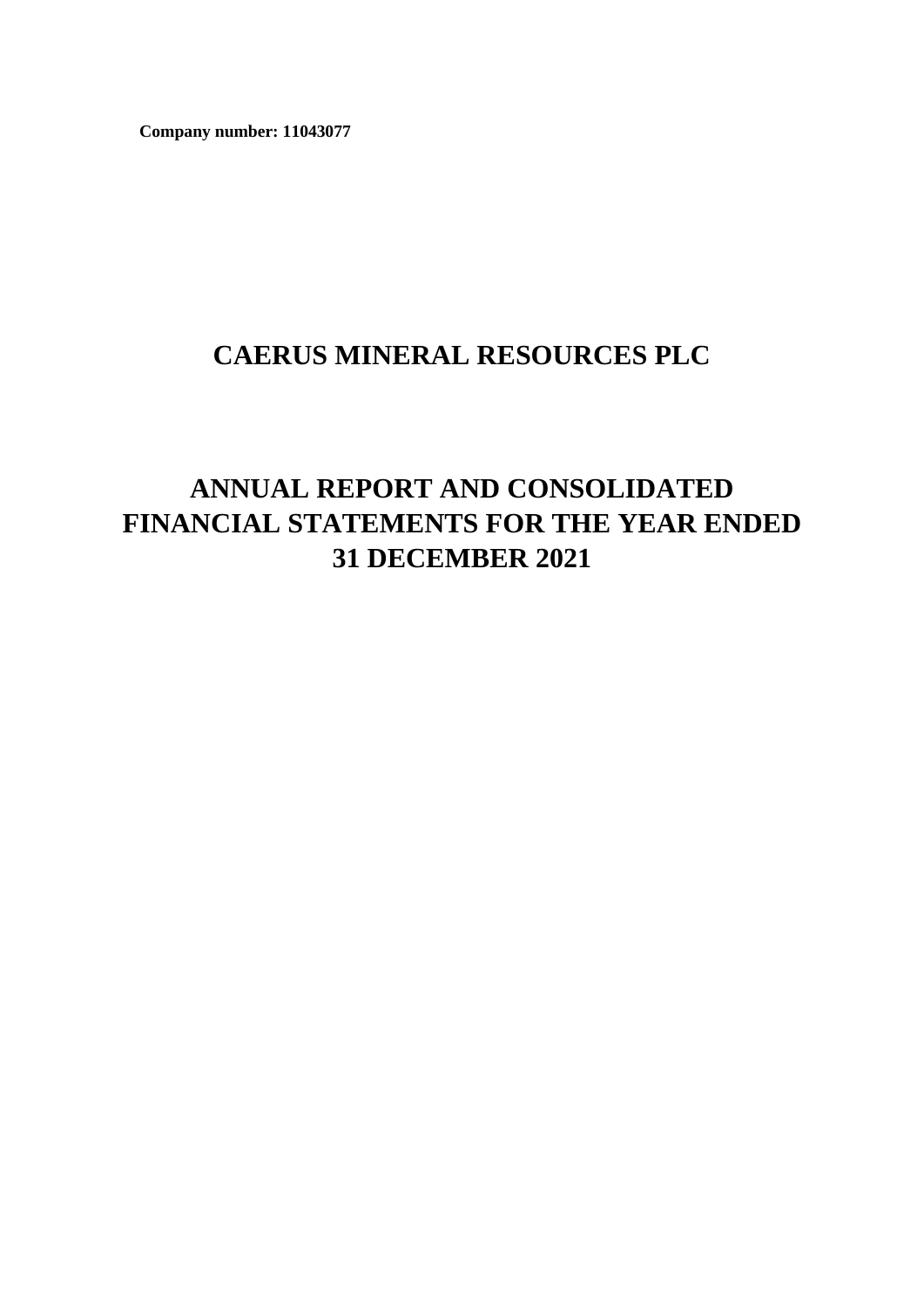**Company number: 11043077**

# CAERUS MINERAL RESOURCES PLC

# ANNUAL REPORT AND CONSOLIDATED FINANCIAL STATEMENTS FOR THE YEAR ENDED 31 DECEMBER 2021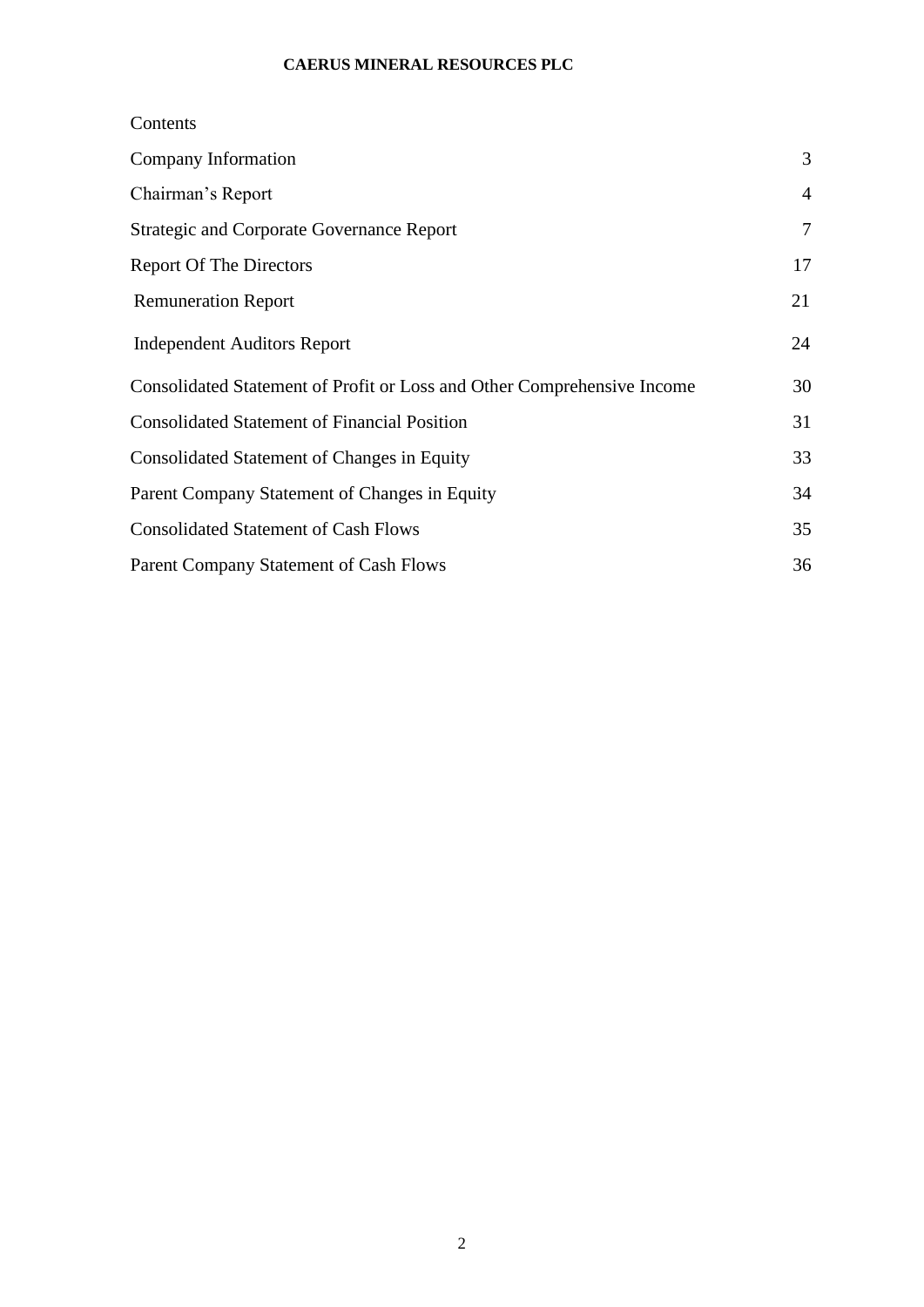**CAERUS MINERAL RESOURCES PLC**

Contents

| | |
|---|---|
| Company Information | 3 |
| Chairman's Report | 4 |
| Strategic and Corporate Governance Report | 7 |
| Report Of The Directors | 17 |
| Remuneration Report | 21 |
| Independent Auditors Report | 24 |
| Consolidated Statement of Profit or Loss and Other Comprehensive Income | 30 |
| Consolidated Statement of Financial Position | 31 |
| Consolidated Statement of Changes in Equity | 33 |
| Parent Company Statement of Changes in Equity | 34 |
| Consolidated Statement of Cash Flows | 35 |
| Parent Company Statement of Cash Flows | 36 |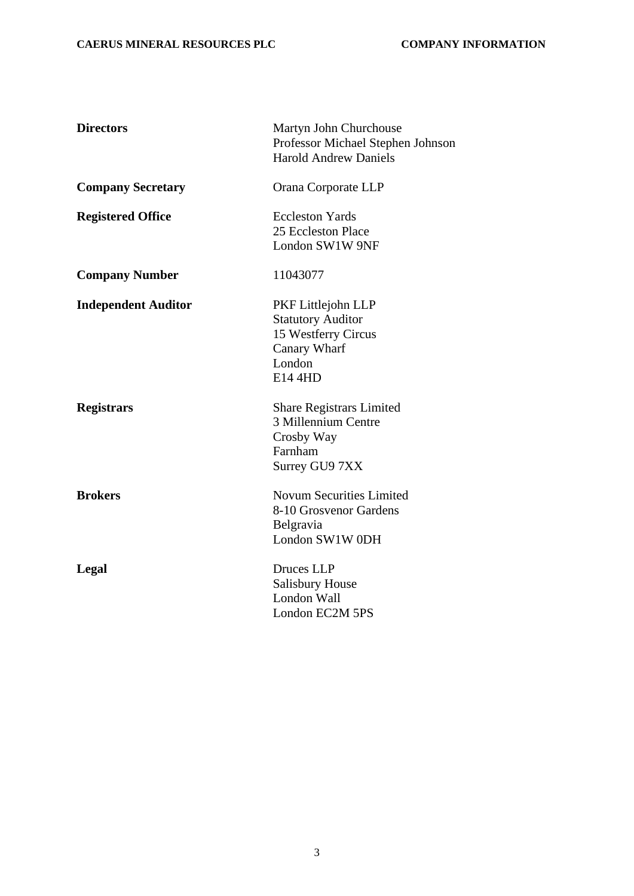| | |
|---|---|
| **Directors** | Martyn John Churchouse<br>Professor Michael Stephen Johnson<br>Harold Andrew Daniels |
| **Company Secretary** | Orana Corporate LLP |
| **Registered Office** | Eccleston Yards<br>25 Eccleston Place<br>London SW1W 9NF |
| **Company Number** | 11043077 |
| **Independent Auditor** | PKF Littlejohn LLP<br>Statutory Auditor<br>15 Westferry Circus<br>Canary Wharf<br>London<br>E14 4HD |
| **Registrars** | Share Registrars Limited<br>3 Millennium Centre<br>Crosby Way<br>Farnham<br>Surrey GU9 7XX |
| **Brokers** | Novum Securities Limited<br>8-10 Grosvenor Gardens<br>Belgravia<br>London SW1W 0DH |
| **Legal** | Druces LLP<br>Salisbury House<br>London Wall<br>London EC2M 5PS |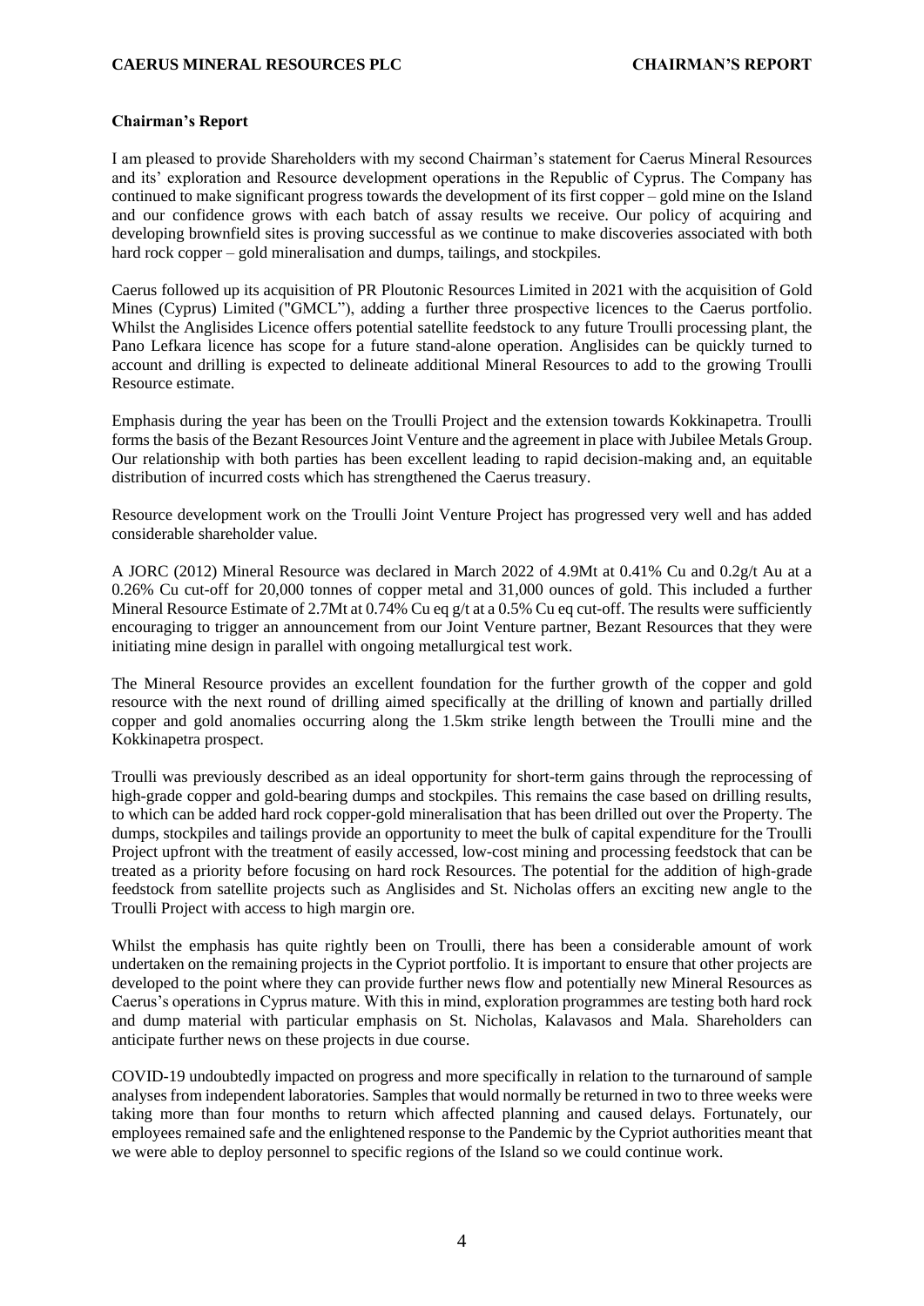**Chairman's Report**

I am pleased to provide Shareholders with my second Chairman's statement for Caerus Mineral Resources and its' exploration and Resource development operations in the Republic of Cyprus. The Company has continued to make significant progress towards the development of its first copper – gold mine on the Island and our confidence grows with each batch of assay results we receive. Our policy of acquiring and developing brownfield sites is proving successful as we continue to make discoveries associated with both hard rock copper – gold mineralisation and dumps, tailings, and stockpiles.

Caerus followed up its acquisition of PR Ploutonic Resources Limited in 2021 with the acquisition of Gold Mines (Cyprus) Limited ("GMCL"), adding a further three prospective licences to the Caerus portfolio. Whilst the Anglisides Licence offers potential satellite feedstock to any future Troulli processing plant, the Pano Lefkara licence has scope for a future stand-alone operation. Anglisides can be quickly turned to account and drilling is expected to delineate additional Mineral Resources to add to the growing Troulli Resource estimate.

Emphasis during the year has been on the Troulli Project and the extension towards Kokkinapetra. Troulli forms the basis of the Bezant Resources Joint Venture and the agreement in place with Jubilee Metals Group. Our relationship with both parties has been excellent leading to rapid decision-making and, an equitable distribution of incurred costs which has strengthened the Caerus treasury.

Resource development work on the Troulli Joint Venture Project has progressed very well and has added considerable shareholder value.

A JORC (2012) Mineral Resource was declared in March 2022 of 4.9Mt at 0.41% Cu and 0.2g/t Au at a 0.26% Cu cut-off for 20,000 tonnes of copper metal and 31,000 ounces of gold. This included a further Mineral Resource Estimate of 2.7Mt at 0.74% Cu eq g/t at a 0.5% Cu eq cut-off. The results were sufficiently encouraging to trigger an announcement from our Joint Venture partner, Bezant Resources that they were initiating mine design in parallel with ongoing metallurgical test work.

The Mineral Resource provides an excellent foundation for the further growth of the copper and gold resource with the next round of drilling aimed specifically at the drilling of known and partially drilled copper and gold anomalies occurring along the 1.5km strike length between the Troulli mine and the Kokkinapetra prospect.

Troulli was previously described as an ideal opportunity for short-term gains through the reprocessing of high-grade copper and gold-bearing dumps and stockpiles. This remains the case based on drilling results, to which can be added hard rock copper-gold mineralisation that has been drilled out over the Property. The dumps, stockpiles and tailings provide an opportunity to meet the bulk of capital expenditure for the Troulli Project upfront with the treatment of easily accessed, low-cost mining and processing feedstock that can be treated as a priority before focusing on hard rock Resources. The potential for the addition of high-grade feedstock from satellite projects such as Anglisides and St. Nicholas offers an exciting new angle to the Troulli Project with access to high margin ore.

Whilst the emphasis has quite rightly been on Troulli, there has been a considerable amount of work undertaken on the remaining projects in the Cypriot portfolio. It is important to ensure that other projects are developed to the point where they can provide further news flow and potentially new Mineral Resources as Caerus's operations in Cyprus mature. With this in mind, exploration programmes are testing both hard rock and dump material with particular emphasis on St. Nicholas, Kalavasos and Mala. Shareholders can anticipate further news on these projects in due course.

COVID-19 undoubtedly impacted on progress and more specifically in relation to the turnaround of sample analyses from independent laboratories. Samples that would normally be returned in two to three weeks were taking more than four months to return which affected planning and caused delays. Fortunately, our employees remained safe and the enlightened response to the Pandemic by the Cypriot authorities meant that we were able to deploy personnel to specific regions of the Island so we could continue work.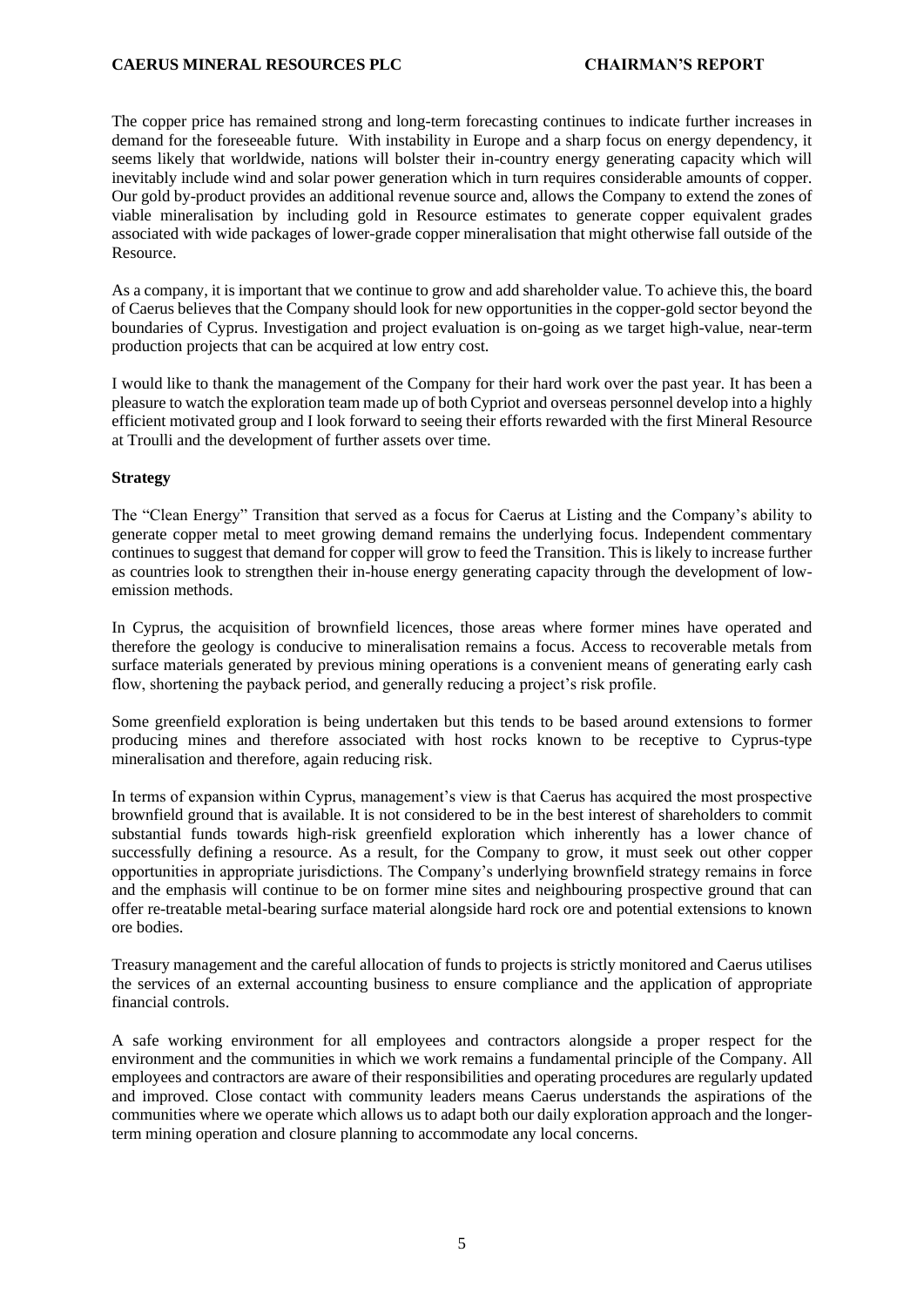The copper price has remained strong and long-term forecasting continues to indicate further increases in demand for the foreseeable future. With instability in Europe and a sharp focus on energy dependency, it seems likely that worldwide, nations will bolster their in-country energy generating capacity which will inevitably include wind and solar power generation which in turn requires considerable amounts of copper. Our gold by-product provides an additional revenue source and, allows the Company to extend the zones of viable mineralisation by including gold in Resource estimates to generate copper equivalent grades associated with wide packages of lower-grade copper mineralisation that might otherwise fall outside of the Resource.

As a company, it is important that we continue to grow and add shareholder value. To achieve this, the board of Caerus believes that the Company should look for new opportunities in the copper-gold sector beyond the boundaries of Cyprus. Investigation and project evaluation is on-going as we target high-value, near-term production projects that can be acquired at low entry cost.

I would like to thank the management of the Company for their hard work over the past year. It has been a pleasure to watch the exploration team made up of both Cypriot and overseas personnel develop into a highly efficient motivated group and I look forward to seeing their efforts rewarded with the first Mineral Resource at Troulli and the development of further assets over time.

**Strategy**

The "Clean Energy" Transition that served as a focus for Caerus at Listing and the Company's ability to generate copper metal to meet growing demand remains the underlying focus. Independent commentary continues to suggest that demand for copper will grow to feed the Transition. This is likely to increase further as countries look to strengthen their in-house energy generating capacity through the development of low-emission methods.

In Cyprus, the acquisition of brownfield licences, those areas where former mines have operated and therefore the geology is conducive to mineralisation remains a focus. Access to recoverable metals from surface materials generated by previous mining operations is a convenient means of generating early cash flow, shortening the payback period, and generally reducing a project's risk profile.

Some greenfield exploration is being undertaken but this tends to be based around extensions to former producing mines and therefore associated with host rocks known to be receptive to Cyprus-type mineralisation and therefore, again reducing risk.

In terms of expansion within Cyprus, management's view is that Caerus has acquired the most prospective brownfield ground that is available. It is not considered to be in the best interest of shareholders to commit substantial funds towards high-risk greenfield exploration which inherently has a lower chance of successfully defining a resource. As a result, for the Company to grow, it must seek out other copper opportunities in appropriate jurisdictions. The Company's underlying brownfield strategy remains in force and the emphasis will continue to be on former mine sites and neighbouring prospective ground that can offer re-treatable metal-bearing surface material alongside hard rock ore and potential extensions to known ore bodies.

Treasury management and the careful allocation of funds to projects is strictly monitored and Caerus utilises the services of an external accounting business to ensure compliance and the application of appropriate financial controls.

A safe working environment for all employees and contractors alongside a proper respect for the environment and the communities in which we work remains a fundamental principle of the Company. All employees and contractors are aware of their responsibilities and operating procedures are regularly updated and improved. Close contact with community leaders means Caerus understands the aspirations of the communities where we operate which allows us to adapt both our daily exploration approach and the longer-term mining operation and closure planning to accommodate any local concerns.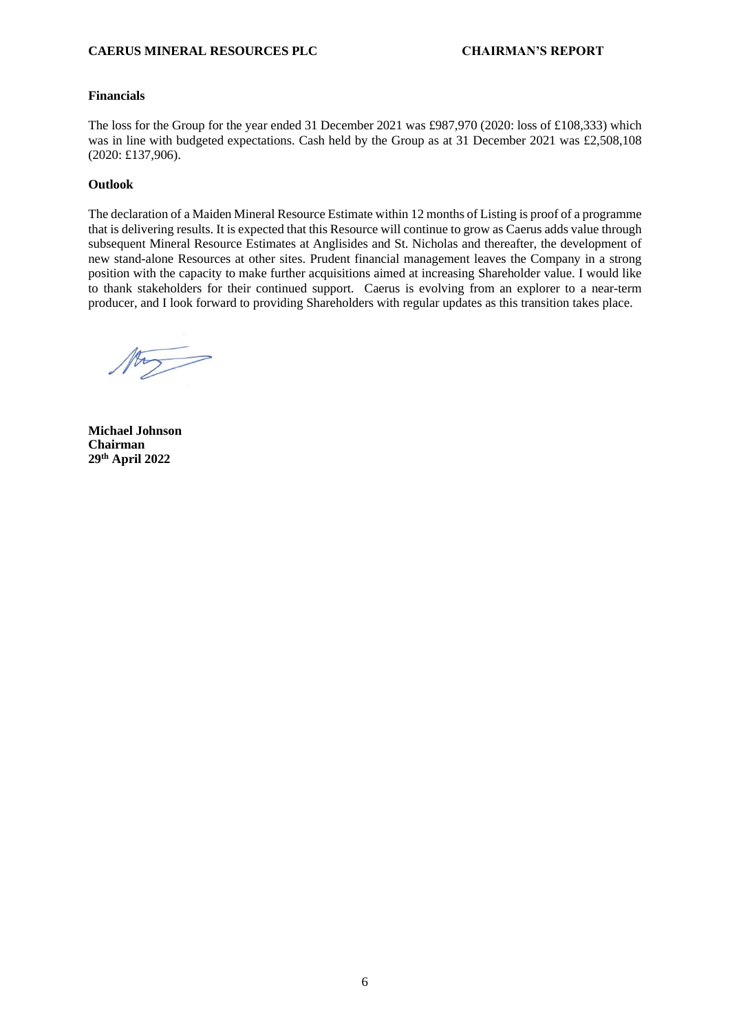**Financials**

The loss for the Group for the year ended 31 December 2021 was £987,970 (2020: loss of £108,333) which was in line with budgeted expectations. Cash held by the Group as at 31 December 2021 was £2,508,108 (2020: £137,906).

**Outlook**

The declaration of a Maiden Mineral Resource Estimate within 12 months of Listing is proof of a programme that is delivering results. It is expected that this Resource will continue to grow as Caerus adds value through subsequent Mineral Resource Estimates at Anglisides and St. Nicholas and thereafter, the development of new stand-alone Resources at other sites. Prudent financial management leaves the Company in a strong position with the capacity to make further acquisitions aimed at increasing Shareholder value. I would like to thank stakeholders for their continued support. Caerus is evolving from an explorer to a near-term producer, and I look forward to providing Shareholders with regular updates as this transition takes place.

**Michael Johnson**
**Chairman**
**29th April 2022**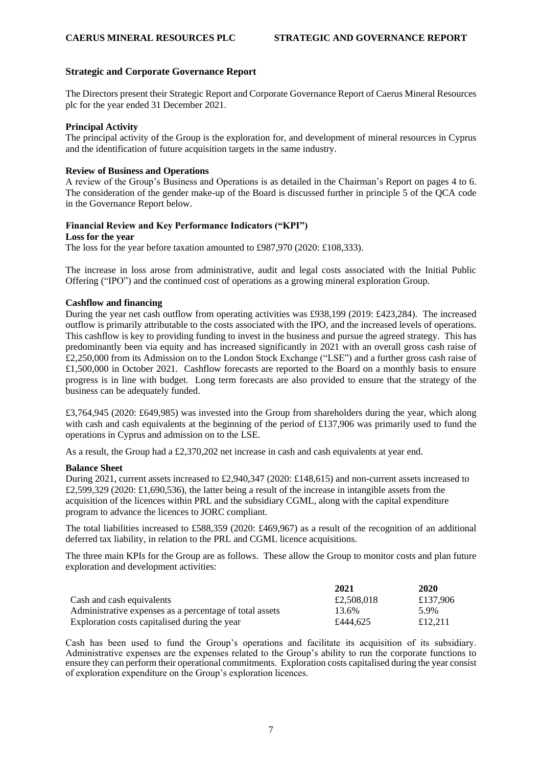## Strategic and Corporate Governance Report

The Directors present their Strategic Report and Corporate Governance Report of Caerus Mineral Resources plc for the year ended 31 December 2021.

### Principal Activity

The principal activity of the Group is the exploration for, and development of mineral resources in Cyprus and the identification of future acquisition targets in the same industry.

### Review of Business and Operations

A review of the Group's Business and Operations is as detailed in the Chairman's Report on pages 4 to 6. The consideration of the gender make-up of the Board is discussed further in principle 5 of the QCA code in the Governance Report below.

### Financial Review and Key Performance Indicators ("KPI")

**Loss for the year**

The loss for the year before taxation amounted to £987,970 (2020: £108,333).

The increase in loss arose from administrative, audit and legal costs associated with the Initial Public Offering ("IPO") and the continued cost of operations as a growing mineral exploration Group.

**Cashflow and financing**

During the year net cash outflow from operating activities was £938,199 (2019: £423,284). The increased outflow is primarily attributable to the costs associated with the IPO, and the increased levels of operations. This cashflow is key to providing funding to invest in the business and pursue the agreed strategy. This has predominantly been via equity and has increased significantly in 2021 with an overall gross cash raise of £2,250,000 from its Admission on to the London Stock Exchange ("LSE") and a further gross cash raise of £1,500,000 in October 2021. Cashflow forecasts are reported to the Board on a monthly basis to ensure progress is in line with budget. Long term forecasts are also provided to ensure that the strategy of the business can be adequately funded.

£3,764,945 (2020: £649,985) was invested into the Group from shareholders during the year, which along with cash and cash equivalents at the beginning of the period of £137,906 was primarily used to fund the operations in Cyprus and admission on to the LSE.

As a result, the Group had a £2,370,202 net increase in cash and cash equivalents at year end.

**Balance Sheet**

During 2021, current assets increased to £2,940,347 (2020: £148,615) and non-current assets increased to £2,599,329 (2020: £1,690,536), the latter being a result of the increase in intangible assets from the acquisition of the licences within PRL and the subsidiary CGML, along with the capital expenditure program to advance the licences to JORC compliant.

The total liabilities increased to £588,359 (2020: £469,967) as a result of the recognition of an additional deferred tax liability, in relation to the PRL and CGML licence acquisitions.

The three main KPIs for the Group are as follows. These allow the Group to monitor costs and plan future exploration and development activities:

| | 2021 | 2020 |
|---|---|---|
| Cash and cash equivalents | £2,508,018 | £137,906 |
| Administrative expenses as a percentage of total assets | 13.6% | 5.9% |
| Exploration costs capitalised during the year | £444,625 | £12,211 |

Cash has been used to fund the Group's operations and facilitate its acquisition of its subsidiary. Administrative expenses are the expenses related to the Group's ability to run the corporate functions to ensure they can perform their operational commitments. Exploration costs capitalised during the year consist of exploration expenditure on the Group's exploration licences.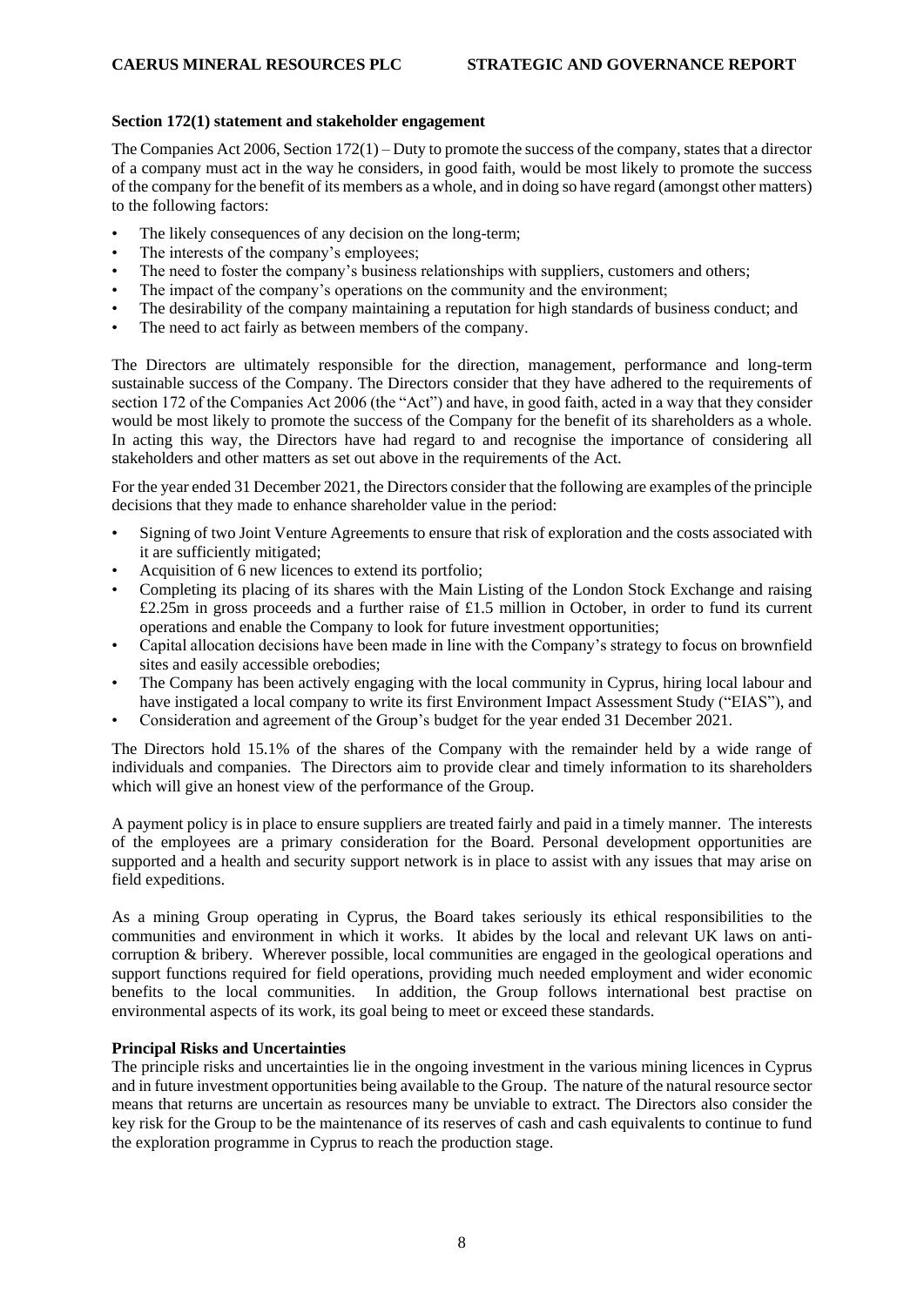### Section 172(1) statement and stakeholder engagement

The Companies Act 2006, Section 172(1) – Duty to promote the success of the company, states that a director of a company must act in the way he considers, in good faith, would be most likely to promote the success of the company for the benefit of its members as a whole, and in doing so have regard (amongst other matters) to the following factors:

- The likely consequences of any decision on the long-term;
- The interests of the company's employees;
- The need to foster the company's business relationships with suppliers, customers and others;
- The impact of the company's operations on the community and the environment;
- The desirability of the company maintaining a reputation for high standards of business conduct; and
- The need to act fairly as between members of the company.

The Directors are ultimately responsible for the direction, management, performance and long-term sustainable success of the Company. The Directors consider that they have adhered to the requirements of section 172 of the Companies Act 2006 (the "Act") and have, in good faith, acted in a way that they consider would be most likely to promote the success of the Company for the benefit of its shareholders as a whole. In acting this way, the Directors have had regard to and recognise the importance of considering all stakeholders and other matters as set out above in the requirements of the Act.

For the year ended 31 December 2021, the Directors consider that the following are examples of the principle decisions that they made to enhance shareholder value in the period:

- Signing of two Joint Venture Agreements to ensure that risk of exploration and the costs associated with it are sufficiently mitigated;
- Acquisition of 6 new licences to extend its portfolio;
- Completing its placing of its shares with the Main Listing of the London Stock Exchange and raising £2.25m in gross proceeds and a further raise of £1.5 million in October, in order to fund its current operations and enable the Company to look for future investment opportunities;
- Capital allocation decisions have been made in line with the Company's strategy to focus on brownfield sites and easily accessible orebodies;
- The Company has been actively engaging with the local community in Cyprus, hiring local labour and have instigated a local company to write its first Environment Impact Assessment Study ("EIAS"), and
- Consideration and agreement of the Group's budget for the year ended 31 December 2021.

The Directors hold 15.1% of the shares of the Company with the remainder held by a wide range of individuals and companies. The Directors aim to provide clear and timely information to its shareholders which will give an honest view of the performance of the Group.

A payment policy is in place to ensure suppliers are treated fairly and paid in a timely manner. The interests of the employees are a primary consideration for the Board. Personal development opportunities are supported and a health and security support network is in place to assist with any issues that may arise on field expeditions.

As a mining Group operating in Cyprus, the Board takes seriously its ethical responsibilities to the communities and environment in which it works. It abides by the local and relevant UK laws on anti-corruption & bribery. Wherever possible, local communities are engaged in the geological operations and support functions required for field operations, providing much needed employment and wider economic benefits to the local communities. In addition, the Group follows international best practise on environmental aspects of its work, its goal being to meet or exceed these standards.

### Principal Risks and Uncertainties

The principle risks and uncertainties lie in the ongoing investment in the various mining licences in Cyprus and in future investment opportunities being available to the Group. The nature of the natural resource sector means that returns are uncertain as resources many be unviable to extract. The Directors also consider the key risk for the Group to be the maintenance of its reserves of cash and cash equivalents to continue to fund the exploration programme in Cyprus to reach the production stage.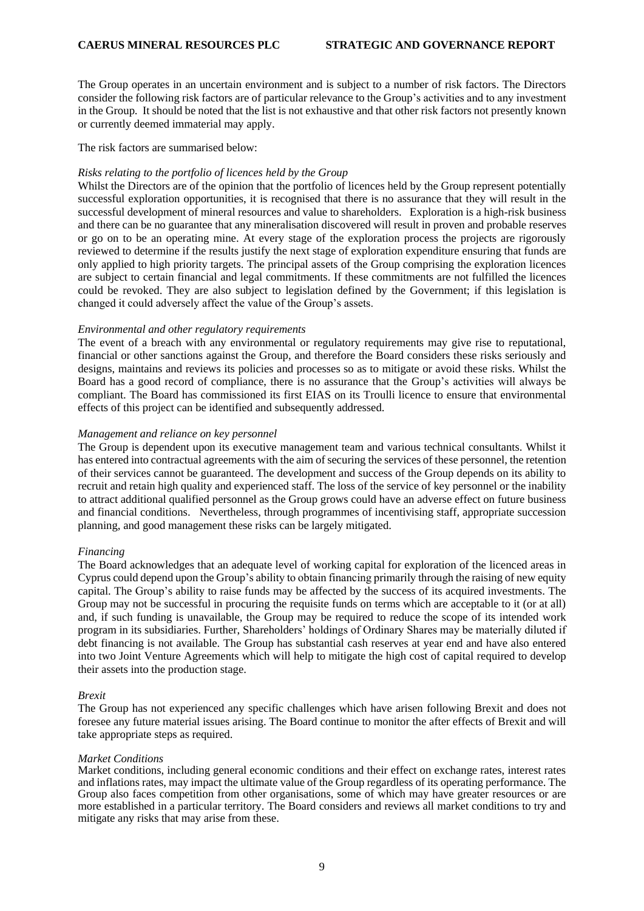The Group operates in an uncertain environment and is subject to a number of risk factors. The Directors consider the following risk factors are of particular relevance to the Group's activities and to any investment in the Group. It should be noted that the list is not exhaustive and that other risk factors not presently known or currently deemed immaterial may apply.

The risk factors are summarised below:

*Risks relating to the portfolio of licences held by the Group*

Whilst the Directors are of the opinion that the portfolio of licences held by the Group represent potentially successful exploration opportunities, it is recognised that there is no assurance that they will result in the successful development of mineral resources and value to shareholders. Exploration is a high-risk business and there can be no guarantee that any mineralisation discovered will result in proven and probable reserves or go on to be an operating mine. At every stage of the exploration process the projects are rigorously reviewed to determine if the results justify the next stage of exploration expenditure ensuring that funds are only applied to high priority targets. The principal assets of the Group comprising the exploration licences are subject to certain financial and legal commitments. If these commitments are not fulfilled the licences could be revoked. They are also subject to legislation defined by the Government; if this legislation is changed it could adversely affect the value of the Group's assets.

*Environmental and other regulatory requirements*

The event of a breach with any environmental or regulatory requirements may give rise to reputational, financial or other sanctions against the Group, and therefore the Board considers these risks seriously and designs, maintains and reviews its policies and processes so as to mitigate or avoid these risks. Whilst the Board has a good record of compliance, there is no assurance that the Group's activities will always be compliant. The Board has commissioned its first EIAS on its Troulli licence to ensure that environmental effects of this project can be identified and subsequently addressed.

*Management and reliance on key personnel*

The Group is dependent upon its executive management team and various technical consultants. Whilst it has entered into contractual agreements with the aim of securing the services of these personnel, the retention of their services cannot be guaranteed. The development and success of the Group depends on its ability to recruit and retain high quality and experienced staff. The loss of the service of key personnel or the inability to attract additional qualified personnel as the Group grows could have an adverse effect on future business and financial conditions. Nevertheless, through programmes of incentivising staff, appropriate succession planning, and good management these risks can be largely mitigated.

*Financing*

The Board acknowledges that an adequate level of working capital for exploration of the licenced areas in Cyprus could depend upon the Group's ability to obtain financing primarily through the raising of new equity capital. The Group's ability to raise funds may be affected by the success of its acquired investments. The Group may not be successful in procuring the requisite funds on terms which are acceptable to it (or at all) and, if such funding is unavailable, the Group may be required to reduce the scope of its intended work program in its subsidiaries. Further, Shareholders' holdings of Ordinary Shares may be materially diluted if debt financing is not available. The Group has substantial cash reserves at year end and have also entered into two Joint Venture Agreements which will help to mitigate the high cost of capital required to develop their assets into the production stage.

*Brexit*

The Group has not experienced any specific challenges which have arisen following Brexit and does not foresee any future material issues arising. The Board continue to monitor the after effects of Brexit and will take appropriate steps as required.

*Market Conditions*

Market conditions, including general economic conditions and their effect on exchange rates, interest rates and inflations rates, may impact the ultimate value of the Group regardless of its operating performance. The Group also faces competition from other organisations, some of which may have greater resources or are more established in a particular territory. The Board considers and reviews all market conditions to try and mitigate any risks that may arise from these.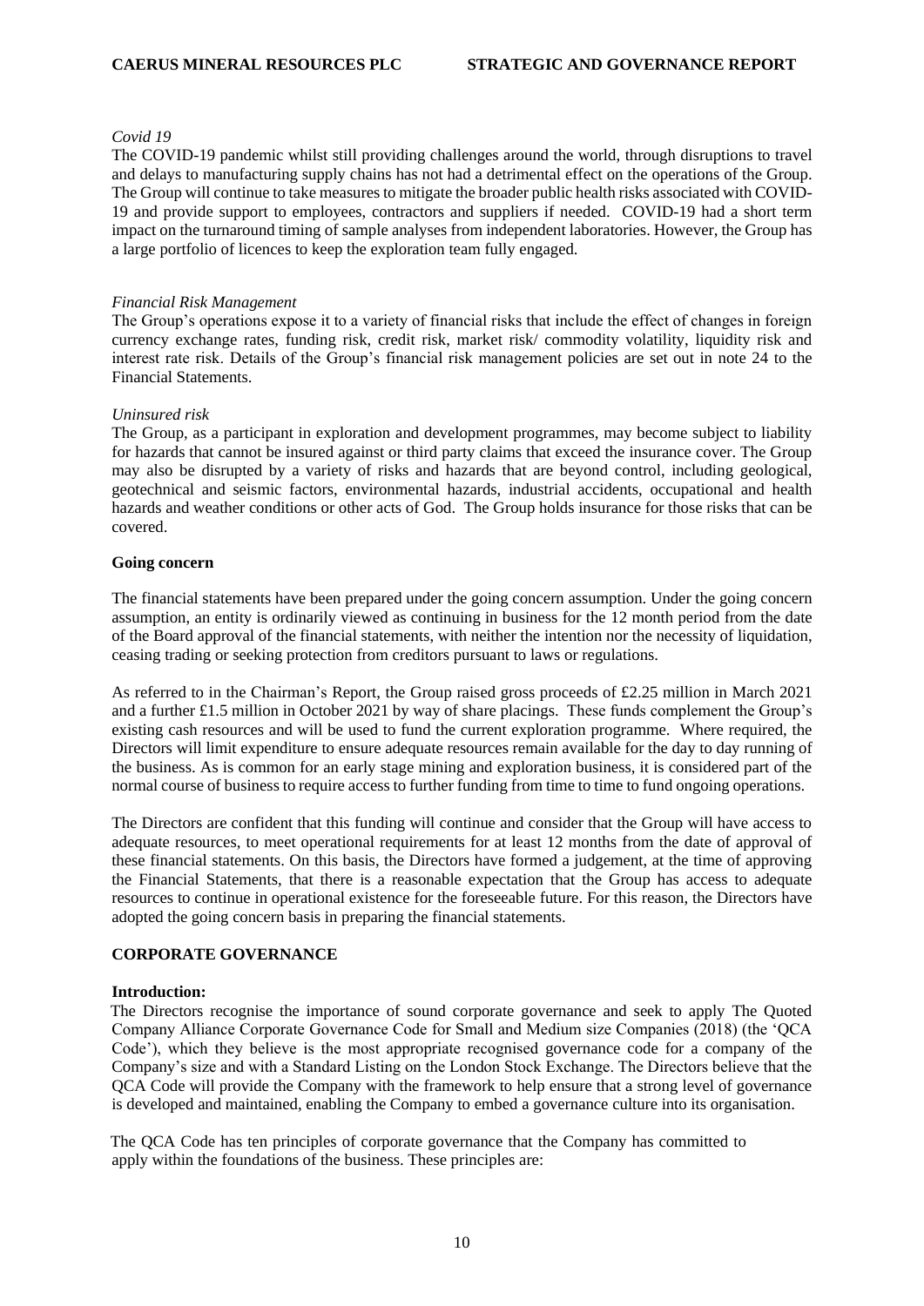*Covid 19*

The COVID-19 pandemic whilst still providing challenges around the world, through disruptions to travel and delays to manufacturing supply chains has not had a detrimental effect on the operations of the Group. The Group will continue to take measures to mitigate the broader public health risks associated with COVID-19 and provide support to employees, contractors and suppliers if needed. COVID-19 had a short term impact on the turnaround timing of sample analyses from independent laboratories. However, the Group has a large portfolio of licences to keep the exploration team fully engaged.

*Financial Risk Management*

The Group's operations expose it to a variety of financial risks that include the effect of changes in foreign currency exchange rates, funding risk, credit risk, market risk/ commodity volatility, liquidity risk and interest rate risk. Details of the Group's financial risk management policies are set out in note 24 to the Financial Statements.

*Uninsured risk*

The Group, as a participant in exploration and development programmes, may become subject to liability for hazards that cannot be insured against or third party claims that exceed the insurance cover. The Group may also be disrupted by a variety of risks and hazards that are beyond control, including geological, geotechnical and seismic factors, environmental hazards, industrial accidents, occupational and health hazards and weather conditions or other acts of God. The Group holds insurance for those risks that can be covered.

**Going concern**

The financial statements have been prepared under the going concern assumption. Under the going concern assumption, an entity is ordinarily viewed as continuing in business for the 12 month period from the date of the Board approval of the financial statements, with neither the intention nor the necessity of liquidation, ceasing trading or seeking protection from creditors pursuant to laws or regulations.

As referred to in the Chairman's Report, the Group raised gross proceeds of £2.25 million in March 2021 and a further £1.5 million in October 2021 by way of share placings. These funds complement the Group's existing cash resources and will be used to fund the current exploration programme. Where required, the Directors will limit expenditure to ensure adequate resources remain available for the day to day running of the business. As is common for an early stage mining and exploration business, it is considered part of the normal course of business to require access to further funding from time to time to fund ongoing operations.

The Directors are confident that this funding will continue and consider that the Group will have access to adequate resources, to meet operational requirements for at least 12 months from the date of approval of these financial statements. On this basis, the Directors have formed a judgement, at the time of approving the Financial Statements, that there is a reasonable expectation that the Group has access to adequate resources to continue in operational existence for the foreseeable future. For this reason, the Directors have adopted the going concern basis in preparing the financial statements.

## CORPORATE GOVERNANCE

**Introduction:**

The Directors recognise the importance of sound corporate governance and seek to apply The Quoted Company Alliance Corporate Governance Code for Small and Medium size Companies (2018) (the 'QCA Code'), which they believe is the most appropriate recognised governance code for a company of the Company's size and with a Standard Listing on the London Stock Exchange. The Directors believe that the QCA Code will provide the Company with the framework to help ensure that a strong level of governance is developed and maintained, enabling the Company to embed a governance culture into its organisation.

The QCA Code has ten principles of corporate governance that the Company has committed to apply within the foundations of the business. These principles are: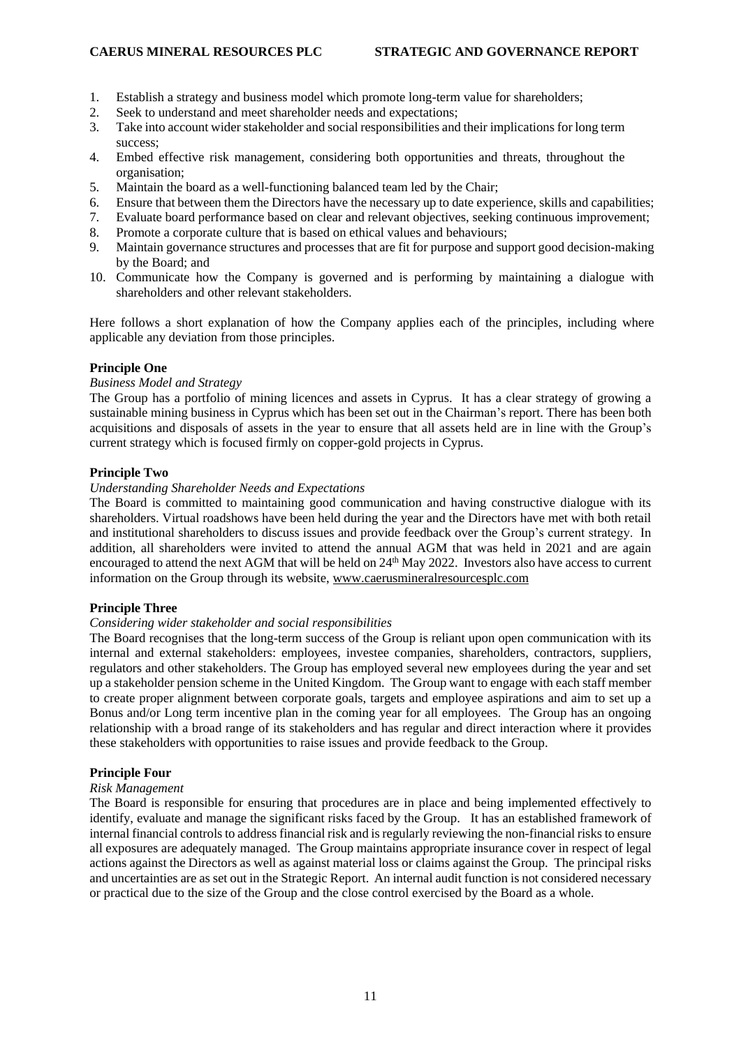1. Establish a strategy and business model which promote long-term value for shareholders;
2. Seek to understand and meet shareholder needs and expectations;
3. Take into account wider stakeholder and social responsibilities and their implications for long term success;
4. Embed effective risk management, considering both opportunities and threats, throughout the organisation;
5. Maintain the board as a well-functioning balanced team led by the Chair;
6. Ensure that between them the Directors have the necessary up to date experience, skills and capabilities;
7. Evaluate board performance based on clear and relevant objectives, seeking continuous improvement;
8. Promote a corporate culture that is based on ethical values and behaviours;
9. Maintain governance structures and processes that are fit for purpose and support good decision-making by the Board; and
10. Communicate how the Company is governed and is performing by maintaining a dialogue with shareholders and other relevant stakeholders.

Here follows a short explanation of how the Company applies each of the principles, including where applicable any deviation from those principles.

**Principle One**

*Business Model and Strategy*

The Group has a portfolio of mining licences and assets in Cyprus. It has a clear strategy of growing a sustainable mining business in Cyprus which has been set out in the Chairman's report. There has been both acquisitions and disposals of assets in the year to ensure that all assets held are in line with the Group's current strategy which is focused firmly on copper-gold projects in Cyprus.

**Principle Two**

*Understanding Shareholder Needs and Expectations*

The Board is committed to maintaining good communication and having constructive dialogue with its shareholders. Virtual roadshows have been held during the year and the Directors have met with both retail and institutional shareholders to discuss issues and provide feedback over the Group's current strategy. In addition, all shareholders were invited to attend the annual AGM that was held in 2021 and are again encouraged to attend the next AGM that will be held on 24th May 2022. Investors also have access to current information on the Group through its website, www.caerusmineralresourcesplc.com

**Principle Three**

*Considering wider stakeholder and social responsibilities*

The Board recognises that the long-term success of the Group is reliant upon open communication with its internal and external stakeholders: employees, investee companies, shareholders, contractors, suppliers, regulators and other stakeholders. The Group has employed several new employees during the year and set up a stakeholder pension scheme in the United Kingdom. The Group want to engage with each staff member to create proper alignment between corporate goals, targets and employee aspirations and aim to set up a Bonus and/or Long term incentive plan in the coming year for all employees. The Group has an ongoing relationship with a broad range of its stakeholders and has regular and direct interaction where it provides these stakeholders with opportunities to raise issues and provide feedback to the Group.

**Principle Four**

*Risk Management*

The Board is responsible for ensuring that procedures are in place and being implemented effectively to identify, evaluate and manage the significant risks faced by the Group. It has an established framework of internal financial controls to address financial risk and is regularly reviewing the non-financial risks to ensure all exposures are adequately managed. The Group maintains appropriate insurance cover in respect of legal actions against the Directors as well as against material loss or claims against the Group. The principal risks and uncertainties are as set out in the Strategic Report. An internal audit function is not considered necessary or practical due to the size of the Group and the close control exercised by the Board as a whole.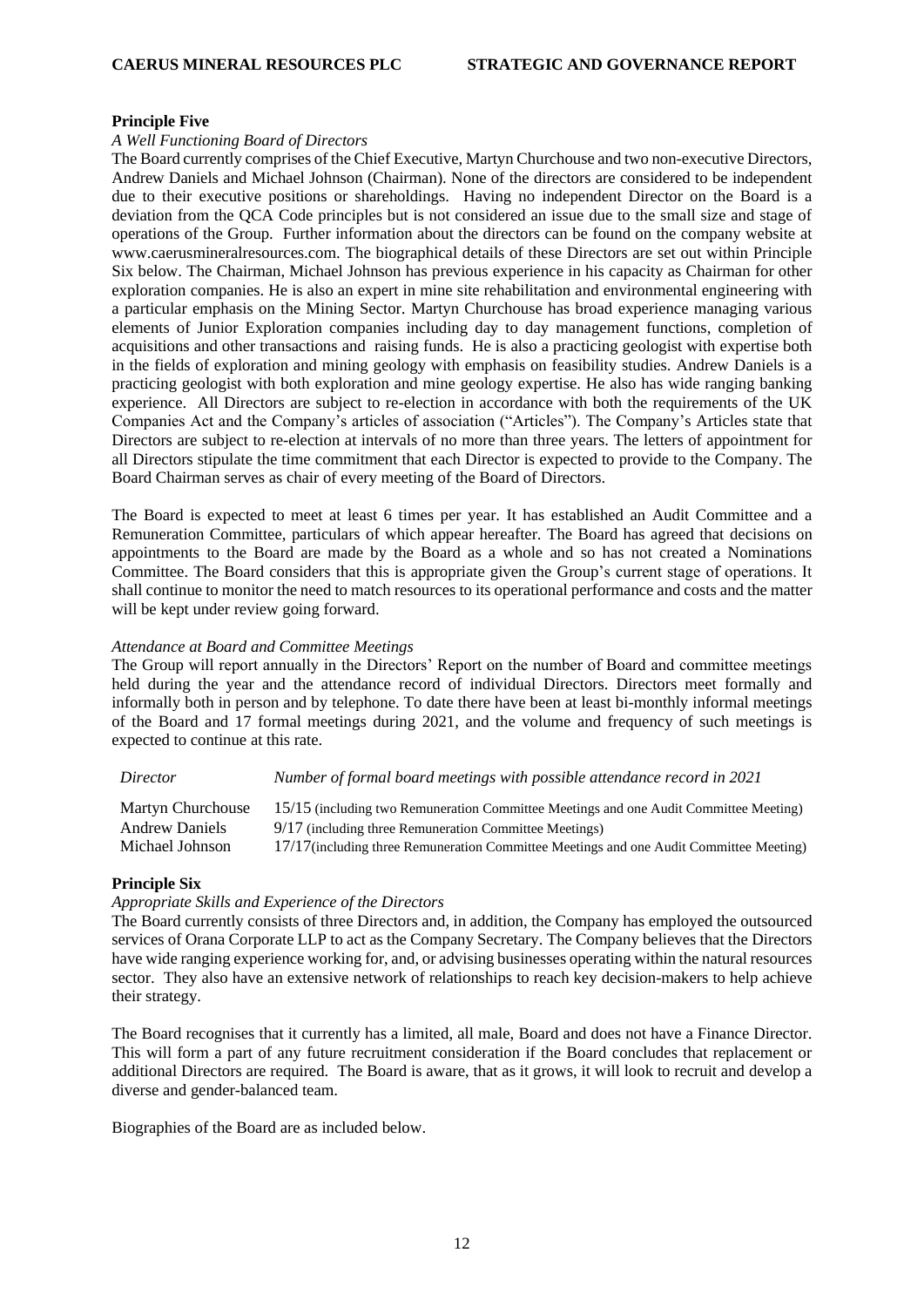**Principle Five**

*A Well Functioning Board of Directors*

The Board currently comprises of the Chief Executive, Martyn Churchouse and two non-executive Directors, Andrew Daniels and Michael Johnson (Chairman). None of the directors are considered to be independent due to their executive positions or shareholdings. Having no independent Director on the Board is a deviation from the QCA Code principles but is not considered an issue due to the small size and stage of operations of the Group. Further information about the directors can be found on the company website at www.caerusmineralresources.com. The biographical details of these Directors are set out within Principle Six below. The Chairman, Michael Johnson has previous experience in his capacity as Chairman for other exploration companies. He is also an expert in mine site rehabilitation and environmental engineering with a particular emphasis on the Mining Sector. Martyn Churchouse has broad experience managing various elements of Junior Exploration companies including day to day management functions, completion of acquisitions and other transactions and raising funds. He is also a practicing geologist with expertise both in the fields of exploration and mining geology with emphasis on feasibility studies. Andrew Daniels is a practicing geologist with both exploration and mine geology expertise. He also has wide ranging banking experience. All Directors are subject to re-election in accordance with both the requirements of the UK Companies Act and the Company's articles of association ("Articles"). The Company's Articles state that Directors are subject to re-election at intervals of no more than three years. The letters of appointment for all Directors stipulate the time commitment that each Director is expected to provide to the Company. The Board Chairman serves as chair of every meeting of the Board of Directors.

The Board is expected to meet at least 6 times per year. It has established an Audit Committee and a Remuneration Committee, particulars of which appear hereafter. The Board has agreed that decisions on appointments to the Board are made by the Board as a whole and so has not created a Nominations Committee. The Board considers that this is appropriate given the Group's current stage of operations. It shall continue to monitor the need to match resources to its operational performance and costs and the matter will be kept under review going forward.

*Attendance at Board and Committee Meetings*

The Group will report annually in the Directors' Report on the number of Board and committee meetings held during the year and the attendance record of individual Directors. Directors meet formally and informally both in person and by telephone. To date there have been at least bi-monthly informal meetings of the Board and 17 formal meetings during 2021, and the volume and frequency of such meetings is expected to continue at this rate.

| *Director* | *Number of formal board meetings with possible attendance record in 2021* |
|---|---|
| Martyn Churchouse | 15/15 (including two Remuneration Committee Meetings and one Audit Committee Meeting) |
| Andrew Daniels | 9/17 (including three Remuneration Committee Meetings) |
| Michael Johnson | 17/17(including three Remuneration Committee Meetings and one Audit Committee Meeting) |

**Principle Six**

*Appropriate Skills and Experience of the Directors*

The Board currently consists of three Directors and, in addition, the Company has employed the outsourced services of Orana Corporate LLP to act as the Company Secretary. The Company believes that the Directors have wide ranging experience working for, and, or advising businesses operating within the natural resources sector. They also have an extensive network of relationships to reach key decision-makers to help achieve their strategy.

The Board recognises that it currently has a limited, all male, Board and does not have a Finance Director. This will form a part of any future recruitment consideration if the Board concludes that replacement or additional Directors are required. The Board is aware, that as it grows, it will look to recruit and develop a diverse and gender-balanced team.

Biographies of the Board are as included below.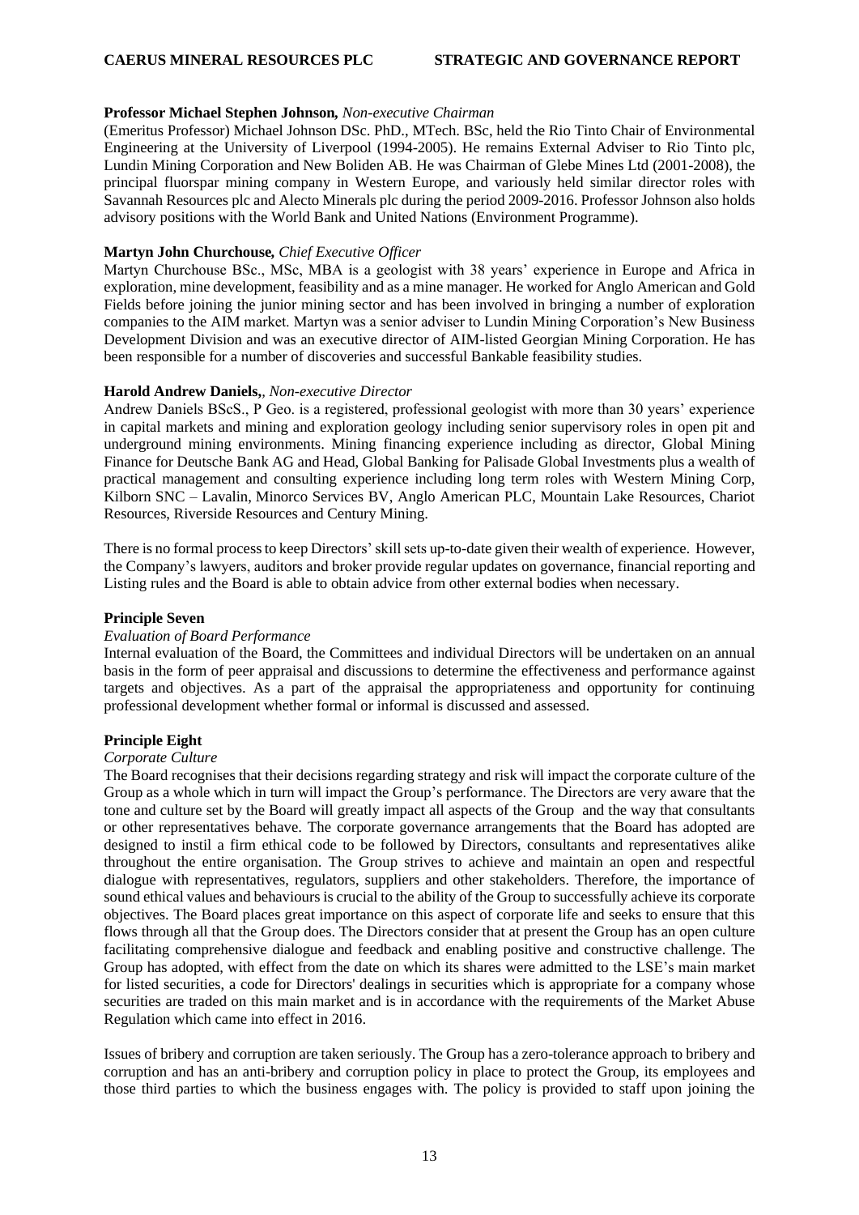**Professor Michael Stephen Johnson,** *Non-executive Chairman*
(Emeritus Professor) Michael Johnson DSc. PhD., MTech. BSc, held the Rio Tinto Chair of Environmental Engineering at the University of Liverpool (1994-2005). He remains External Adviser to Rio Tinto plc, Lundin Mining Corporation and New Boliden AB. He was Chairman of Glebe Mines Ltd (2001-2008), the principal fluorspar mining company in Western Europe, and variously held similar director roles with Savannah Resources plc and Alecto Minerals plc during the period 2009-2016. Professor Johnson also holds advisory positions with the World Bank and United Nations (Environment Programme).

**Martyn John Churchouse,** *Chief Executive Officer*
Martyn Churchouse BSc., MSc, MBA is a geologist with 38 years' experience in Europe and Africa in exploration, mine development, feasibility and as a mine manager. He worked for Anglo American and Gold Fields before joining the junior mining sector and has been involved in bringing a number of exploration companies to the AIM market. Martyn was a senior adviser to Lundin Mining Corporation's New Business Development Division and was an executive director of AIM-listed Georgian Mining Corporation. He has been responsible for a number of discoveries and successful Bankable feasibility studies.

**Harold Andrew Daniels,**, *Non-executive Director*
Andrew Daniels BScS., P Geo. is a registered, professional geologist with more than 30 years' experience in capital markets and mining and exploration geology including senior supervisory roles in open pit and underground mining environments. Mining financing experience including as director, Global Mining Finance for Deutsche Bank AG and Head, Global Banking for Palisade Global Investments plus a wealth of practical management and consulting experience including long term roles with Western Mining Corp, Kilborn SNC – Lavalin, Minorco Services BV, Anglo American PLC, Mountain Lake Resources, Chariot Resources, Riverside Resources and Century Mining.

There is no formal process to keep Directors' skill sets up-to-date given their wealth of experience. However, the Company's lawyers, auditors and broker provide regular updates on governance, financial reporting and Listing rules and the Board is able to obtain advice from other external bodies when necessary.

**Principle Seven**

*Evaluation of Board Performance*

Internal evaluation of the Board, the Committees and individual Directors will be undertaken on an annual basis in the form of peer appraisal and discussions to determine the effectiveness and performance against targets and objectives. As a part of the appraisal the appropriateness and opportunity for continuing professional development whether formal or informal is discussed and assessed.

**Principle Eight**

*Corporate Culture*

The Board recognises that their decisions regarding strategy and risk will impact the corporate culture of the Group as a whole which in turn will impact the Group's performance. The Directors are very aware that the tone and culture set by the Board will greatly impact all aspects of the Group and the way that consultants or other representatives behave. The corporate governance arrangements that the Board has adopted are designed to instil a firm ethical code to be followed by Directors, consultants and representatives alike throughout the entire organisation. The Group strives to achieve and maintain an open and respectful dialogue with representatives, regulators, suppliers and other stakeholders. Therefore, the importance of sound ethical values and behaviours is crucial to the ability of the Group to successfully achieve its corporate objectives. The Board places great importance on this aspect of corporate life and seeks to ensure that this flows through all that the Group does. The Directors consider that at present the Group has an open culture facilitating comprehensive dialogue and feedback and enabling positive and constructive challenge. The Group has adopted, with effect from the date on which its shares were admitted to the LSE's main market for listed securities, a code for Directors' dealings in securities which is appropriate for a company whose securities are traded on this main market and is in accordance with the requirements of the Market Abuse Regulation which came into effect in 2016.

Issues of bribery and corruption are taken seriously. The Group has a zero-tolerance approach to bribery and corruption and has an anti-bribery and corruption policy in place to protect the Group, its employees and those third parties to which the business engages with. The policy is provided to staff upon joining the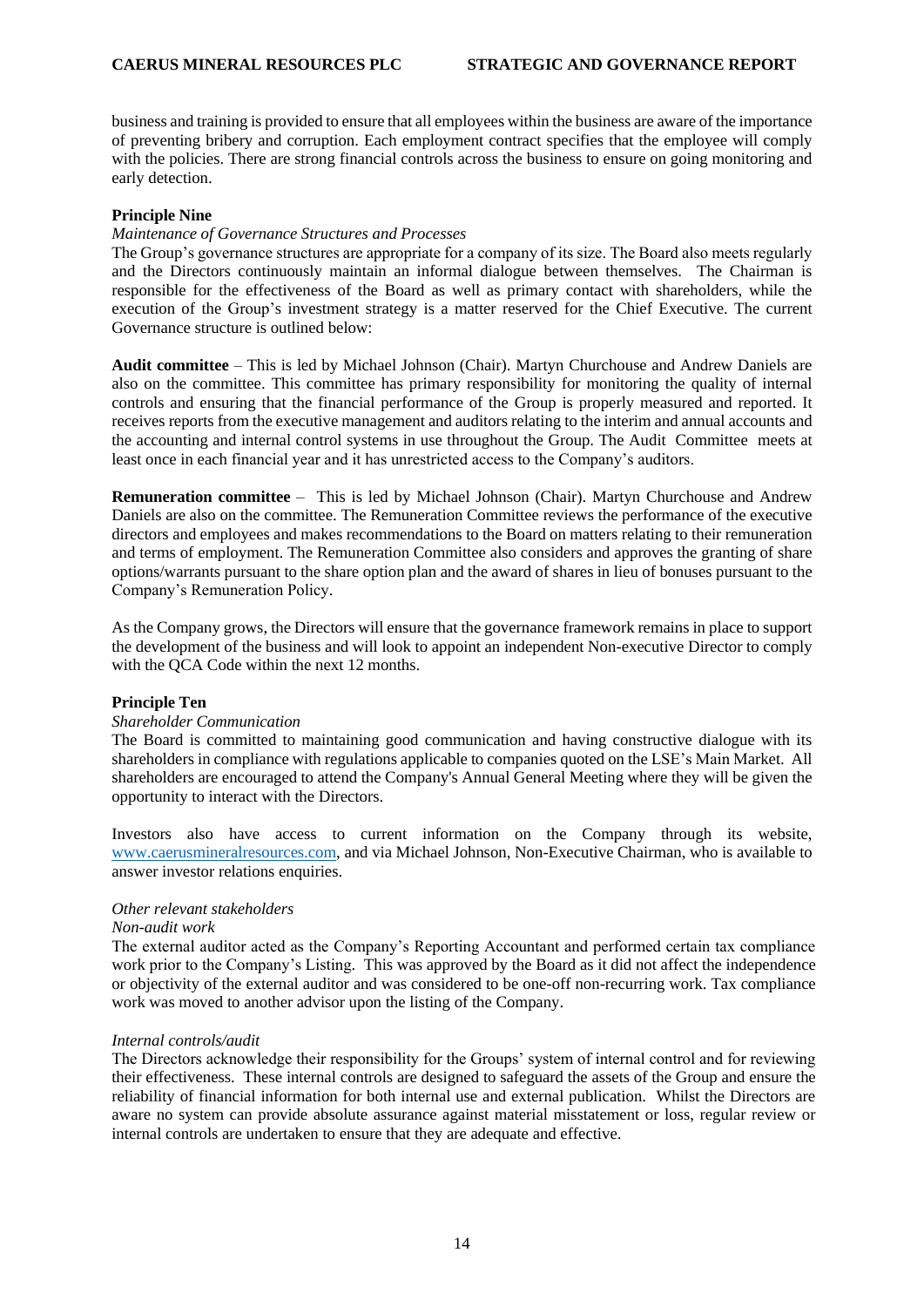business and training is provided to ensure that all employees within the business are aware of the importance of preventing bribery and corruption. Each employment contract specifies that the employee will comply with the policies. There are strong financial controls across the business to ensure on going monitoring and early detection.

**Principle Nine**

*Maintenance of Governance Structures and Processes*

The Group's governance structures are appropriate for a company of its size. The Board also meets regularly and the Directors continuously maintain an informal dialogue between themselves. The Chairman is responsible for the effectiveness of the Board as well as primary contact with shareholders, while the execution of the Group's investment strategy is a matter reserved for the Chief Executive. The current Governance structure is outlined below:

**Audit committee** – This is led by Michael Johnson (Chair). Martyn Churchouse and Andrew Daniels are also on the committee. This committee has primary responsibility for monitoring the quality of internal controls and ensuring that the financial performance of the Group is properly measured and reported. It receives reports from the executive management and auditors relating to the interim and annual accounts and the accounting and internal control systems in use throughout the Group. The Audit Committee meets at least once in each financial year and it has unrestricted access to the Company's auditors.

**Remuneration committee** – This is led by Michael Johnson (Chair). Martyn Churchouse and Andrew Daniels are also on the committee. The Remuneration Committee reviews the performance of the executive directors and employees and makes recommendations to the Board on matters relating to their remuneration and terms of employment. The Remuneration Committee also considers and approves the granting of share options/warrants pursuant to the share option plan and the award of shares in lieu of bonuses pursuant to the Company's Remuneration Policy.

As the Company grows, the Directors will ensure that the governance framework remains in place to support the development of the business and will look to appoint an independent Non-executive Director to comply with the QCA Code within the next 12 months.

**Principle Ten**

*Shareholder Communication*

The Board is committed to maintaining good communication and having constructive dialogue with its shareholders in compliance with regulations applicable to companies quoted on the LSE's Main Market. All shareholders are encouraged to attend the Company's Annual General Meeting where they will be given the opportunity to interact with the Directors.

Investors also have access to current information on the Company through its website, www.caerusmineralresources.com, and via Michael Johnson, Non-Executive Chairman, who is available to answer investor relations enquiries.

*Other relevant stakeholders*

*Non-audit work*

The external auditor acted as the Company's Reporting Accountant and performed certain tax compliance work prior to the Company's Listing. This was approved by the Board as it did not affect the independence or objectivity of the external auditor and was considered to be one-off non-recurring work. Tax compliance work was moved to another advisor upon the listing of the Company.

*Internal controls/audit*

The Directors acknowledge their responsibility for the Groups' system of internal control and for reviewing their effectiveness. These internal controls are designed to safeguard the assets of the Group and ensure the reliability of financial information for both internal use and external publication. Whilst the Directors are aware no system can provide absolute assurance against material misstatement or loss, regular review or internal controls are undertaken to ensure that they are adequate and effective.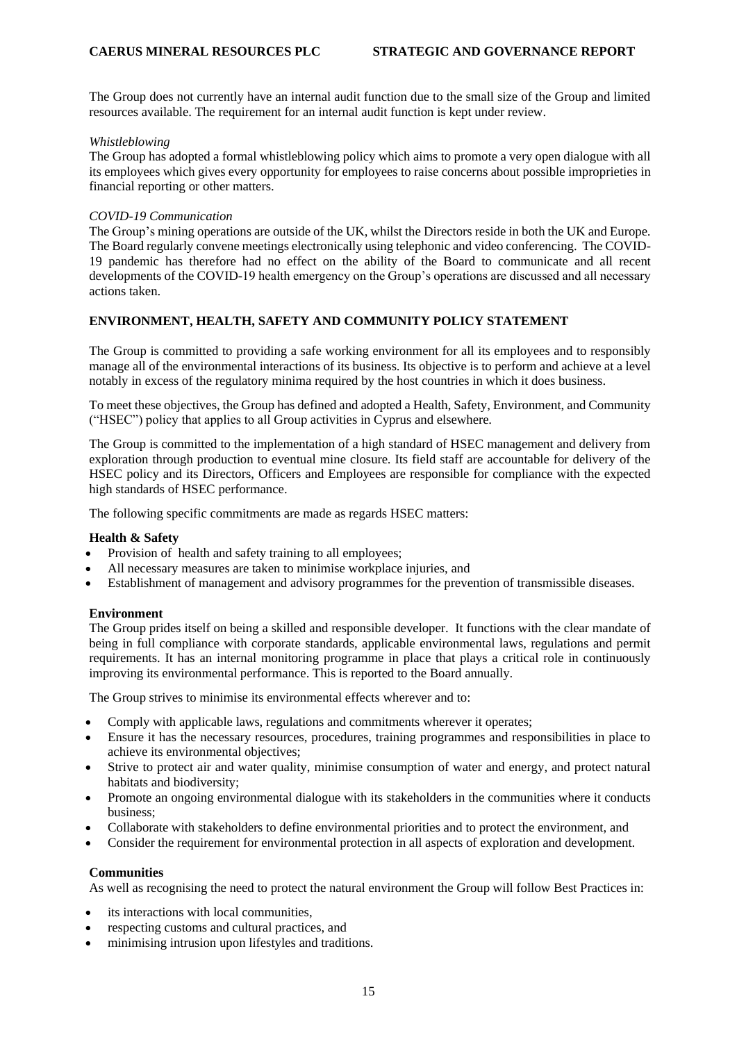The Group does not currently have an internal audit function due to the small size of the Group and limited resources available. The requirement for an internal audit function is kept under review.

*Whistleblowing*

The Group has adopted a formal whistleblowing policy which aims to promote a very open dialogue with all its employees which gives every opportunity for employees to raise concerns about possible improprieties in financial reporting or other matters.

*COVID-19 Communication*

The Group's mining operations are outside of the UK, whilst the Directors reside in both the UK and Europe. The Board regularly convene meetings electronically using telephonic and video conferencing. The COVID-19 pandemic has therefore had no effect on the ability of the Board to communicate and all recent developments of the COVID-19 health emergency on the Group's operations are discussed and all necessary actions taken.

## ENVIRONMENT, HEALTH, SAFETY AND COMMUNITY POLICY STATEMENT

The Group is committed to providing a safe working environment for all its employees and to responsibly manage all of the environmental interactions of its business. Its objective is to perform and achieve at a level notably in excess of the regulatory minima required by the host countries in which it does business.

To meet these objectives, the Group has defined and adopted a Health, Safety, Environment, and Community ("HSEC") policy that applies to all Group activities in Cyprus and elsewhere.

The Group is committed to the implementation of a high standard of HSEC management and delivery from exploration through production to eventual mine closure. Its field staff are accountable for delivery of the HSEC policy and its Directors, Officers and Employees are responsible for compliance with the expected high standards of HSEC performance.

The following specific commitments are made as regards HSEC matters:

**Health & Safety**

- Provision of health and safety training to all employees;
- All necessary measures are taken to minimise workplace injuries, and
- Establishment of management and advisory programmes for the prevention of transmissible diseases.

**Environment**

The Group prides itself on being a skilled and responsible developer. It functions with the clear mandate of being in full compliance with corporate standards, applicable environmental laws, regulations and permit requirements. It has an internal monitoring programme in place that plays a critical role in continuously improving its environmental performance. This is reported to the Board annually.

The Group strives to minimise its environmental effects wherever and to:

- Comply with applicable laws, regulations and commitments wherever it operates;
- Ensure it has the necessary resources, procedures, training programmes and responsibilities in place to achieve its environmental objectives;
- Strive to protect air and water quality, minimise consumption of water and energy, and protect natural habitats and biodiversity;
- Promote an ongoing environmental dialogue with its stakeholders in the communities where it conducts business;
- Collaborate with stakeholders to define environmental priorities and to protect the environment, and
- Consider the requirement for environmental protection in all aspects of exploration and development.

**Communities**

As well as recognising the need to protect the natural environment the Group will follow Best Practices in:

- its interactions with local communities,
- respecting customs and cultural practices, and
- minimising intrusion upon lifestyles and traditions.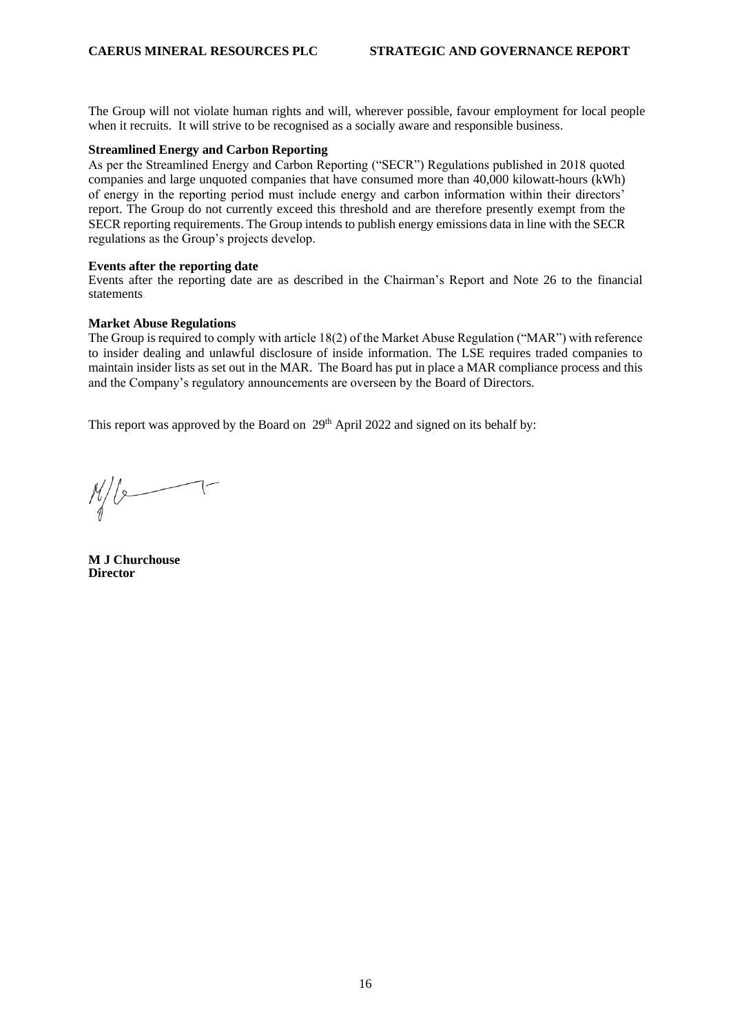The Group will not violate human rights and will, wherever possible, favour employment for local people when it recruits. It will strive to be recognised as a socially aware and responsible business.

**Streamlined Energy and Carbon Reporting**

As per the Streamlined Energy and Carbon Reporting ("SECR") Regulations published in 2018 quoted companies and large unquoted companies that have consumed more than 40,000 kilowatt-hours (kWh) of energy in the reporting period must include energy and carbon information within their directors' report. The Group do not currently exceed this threshold and are therefore presently exempt from the SECR reporting requirements. The Group intends to publish energy emissions data in line with the SECR regulations as the Group's projects develop.

**Events after the reporting date**

Events after the reporting date are as described in the Chairman's Report and Note 26 to the financial statements.

**Market Abuse Regulations**

The Group is required to comply with article 18(2) of the Market Abuse Regulation ("MAR") with reference to insider dealing and unlawful disclosure of inside information. The LSE requires traded companies to maintain insider lists as set out in the MAR. The Board has put in place a MAR compliance process and this and the Company's regulatory announcements are overseen by the Board of Directors.

This report was approved by the Board on 29th April 2022 and signed on its behalf by:

**M J Churchouse**
**Director**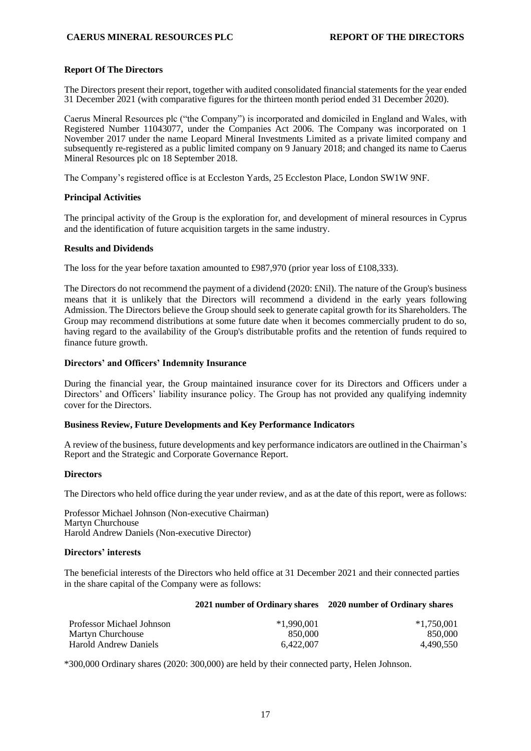# Report Of The Directors

The Directors present their report, together with audited consolidated financial statements for the year ended 31 December 2021 (with comparative figures for the thirteen month period ended 31 December 2020).

Caerus Mineral Resources plc ("the Company") is incorporated and domiciled in England and Wales, with Registered Number 11043077, under the Companies Act 2006. The Company was incorporated on 1 November 2017 under the name Leopard Mineral Investments Limited as a private limited company and subsequently re-registered as a public limited company on 9 January 2018; and changed its name to Caerus Mineral Resources plc on 18 September 2018.

The Company's registered office is at Eccleston Yards, 25 Eccleston Place, London SW1W 9NF.

## Principal Activities

The principal activity of the Group is the exploration for, and development of mineral resources in Cyprus and the identification of future acquisition targets in the same industry.

## Results and Dividends

The loss for the year before taxation amounted to £987,970 (prior year loss of £108,333).

The Directors do not recommend the payment of a dividend (2020: £Nil). The nature of the Group's business means that it is unlikely that the Directors will recommend a dividend in the early years following Admission. The Directors believe the Group should seek to generate capital growth for its Shareholders. The Group may recommend distributions at some future date when it becomes commercially prudent to do so, having regard to the availability of the Group's distributable profits and the retention of funds required to finance future growth.

## Directors' and Officers' Indemnity Insurance

During the financial year, the Group maintained insurance cover for its Directors and Officers under a Directors' and Officers' liability insurance policy. The Group has not provided any qualifying indemnity cover for the Directors.

## Business Review, Future Developments and Key Performance Indicators

A review of the business, future developments and key performance indicators are outlined in the Chairman's Report and the Strategic and Corporate Governance Report.

## Directors

The Directors who held office during the year under review, and as at the date of this report, were as follows:

Professor Michael Johnson (Non-executive Chairman)
Martyn Churchouse
Harold Andrew Daniels (Non-executive Director)

## Directors' interests

The beneficial interests of the Directors who held office at 31 December 2021 and their connected parties in the share capital of the Company were as follows:

| | 2021 number of Ordinary shares | 2020 number of Ordinary shares |
|---|---|---|
| Professor Michael Johnson | *1,990,001 | *1,750,001 |
| Martyn Churchouse | 850,000 | 850,000 |
| Harold Andrew Daniels | 6,422,007 | 4,490,550 |

*300,000 Ordinary shares (2020: 300,000) are held by their connected party, Helen Johnson.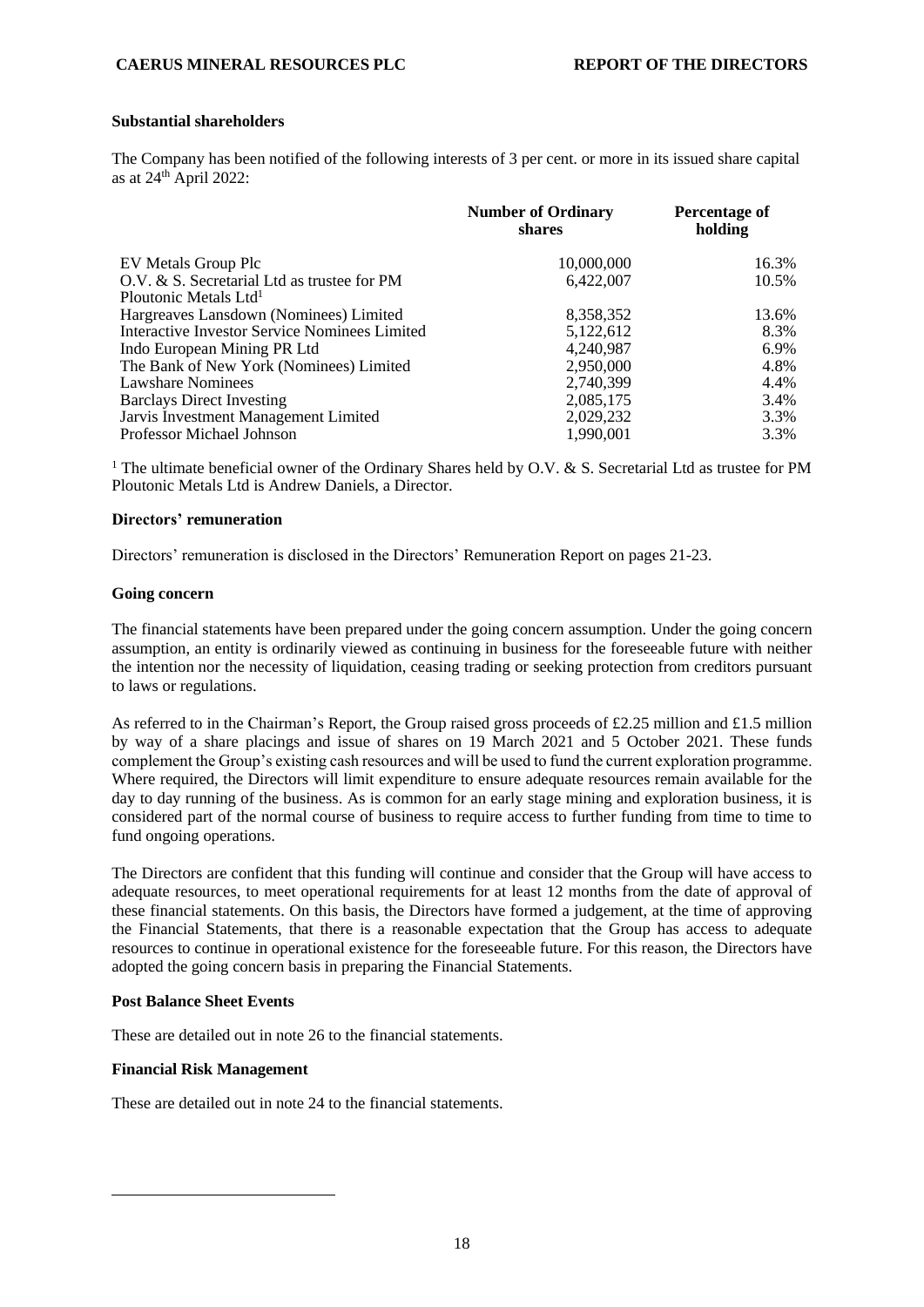### Substantial shareholders

The Company has been notified of the following interests of 3 per cent. or more in its issued share capital as at 24th April 2022:

| | Number of Ordinary shares | Percentage of holding |
|---|---|---|
| EV Metals Group Plc | 10,000,000 | 16.3% |
| O.V. & S. Secretarial Ltd as trustee for PM Ploutonic Metals Ltd[1] | 6,422,007 | 10.5% |
| Hargreaves Lansdown (Nominees) Limited | 8,358,352 | 13.6% |
| Interactive Investor Service Nominees Limited | 5,122,612 | 8.3% |
| Indo European Mining PR Ltd | 4,240,987 | 6.9% |
| The Bank of New York (Nominees) Limited | 2,950,000 | 4.8% |
| Lawshare Nominees | 2,740,399 | 4.4% |
| Barclays Direct Investing | 2,085,175 | 3.4% |
| Jarvis Investment Management Limited | 2,029,232 | 3.3% |
| Professor Michael Johnson | 1,990,001 | 3.3% |

[1] The ultimate beneficial owner of the Ordinary Shares held by O.V. & S. Secretarial Ltd as trustee for PM Ploutonic Metals Ltd is Andrew Daniels, a Director.

### Directors' remuneration

Directors' remuneration is disclosed in the Directors' Remuneration Report on pages 21-23.

### Going concern

The financial statements have been prepared under the going concern assumption. Under the going concern assumption, an entity is ordinarily viewed as continuing in business for the foreseeable future with neither the intention nor the necessity of liquidation, ceasing trading or seeking protection from creditors pursuant to laws or regulations.

As referred to in the Chairman's Report, the Group raised gross proceeds of £2.25 million and £1.5 million by way of a share placings and issue of shares on 19 March 2021 and 5 October 2021. These funds complement the Group's existing cash resources and will be used to fund the current exploration programme. Where required, the Directors will limit expenditure to ensure adequate resources remain available for the day to day running of the business. As is common for an early stage mining and exploration business, it is considered part of the normal course of business to require access to further funding from time to time to fund ongoing operations.

The Directors are confident that this funding will continue and consider that the Group will have access to adequate resources, to meet operational requirements for at least 12 months from the date of approval of these financial statements. On this basis, the Directors have formed a judgement, at the time of approving the Financial Statements, that there is a reasonable expectation that the Group has access to adequate resources to continue in operational existence for the foreseeable future. For this reason, the Directors have adopted the going concern basis in preparing the Financial Statements.

### Post Balance Sheet Events

These are detailed out in note 26 to the financial statements.

### Financial Risk Management

These are detailed out in note 24 to the financial statements.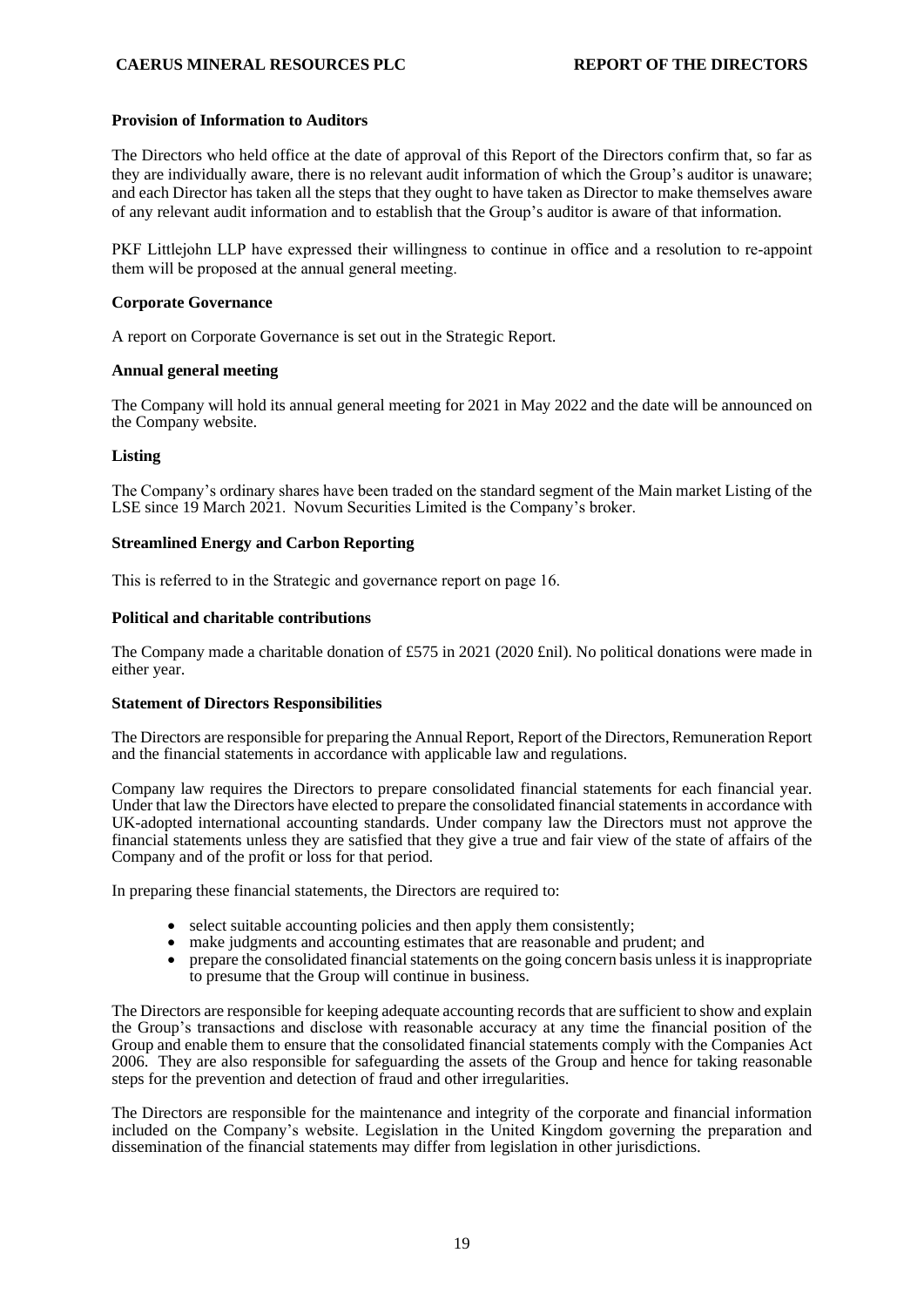**Provision of Information to Auditors**

The Directors who held office at the date of approval of this Report of the Directors confirm that, so far as they are individually aware, there is no relevant audit information of which the Group's auditor is unaware; and each Director has taken all the steps that they ought to have taken as Director to make themselves aware of any relevant audit information and to establish that the Group's auditor is aware of that information.

PKF Littlejohn LLP have expressed their willingness to continue in office and a resolution to re-appoint them will be proposed at the annual general meeting.

**Corporate Governance**

A report on Corporate Governance is set out in the Strategic Report.

**Annual general meeting**

The Company will hold its annual general meeting for 2021 in May 2022 and the date will be announced on the Company website.

**Listing**

The Company's ordinary shares have been traded on the standard segment of the Main market Listing of the LSE since 19 March 2021. Novum Securities Limited is the Company's broker.

**Streamlined Energy and Carbon Reporting**

This is referred to in the Strategic and governance report on page 16.

**Political and charitable contributions**

The Company made a charitable donation of £575 in 2021 (2020 £nil). No political donations were made in either year.

**Statement of Directors Responsibilities**

The Directors are responsible for preparing the Annual Report, Report of the Directors, Remuneration Report and the financial statements in accordance with applicable law and regulations.

Company law requires the Directors to prepare consolidated financial statements for each financial year. Under that law the Directors have elected to prepare the consolidated financial statements in accordance with UK-adopted international accounting standards. Under company law the Directors must not approve the financial statements unless they are satisfied that they give a true and fair view of the state of affairs of the Company and of the profit or loss for that period.

In preparing these financial statements, the Directors are required to:

- select suitable accounting policies and then apply them consistently;
- make judgments and accounting estimates that are reasonable and prudent; and
- prepare the consolidated financial statements on the going concern basis unless it is inappropriate to presume that the Group will continue in business.

The Directors are responsible for keeping adequate accounting records that are sufficient to show and explain the Group's transactions and disclose with reasonable accuracy at any time the financial position of the Group and enable them to ensure that the consolidated financial statements comply with the Companies Act 2006. They are also responsible for safeguarding the assets of the Group and hence for taking reasonable steps for the prevention and detection of fraud and other irregularities.

The Directors are responsible for the maintenance and integrity of the corporate and financial information included on the Company's website. Legislation in the United Kingdom governing the preparation and dissemination of the financial statements may differ from legislation in other jurisdictions.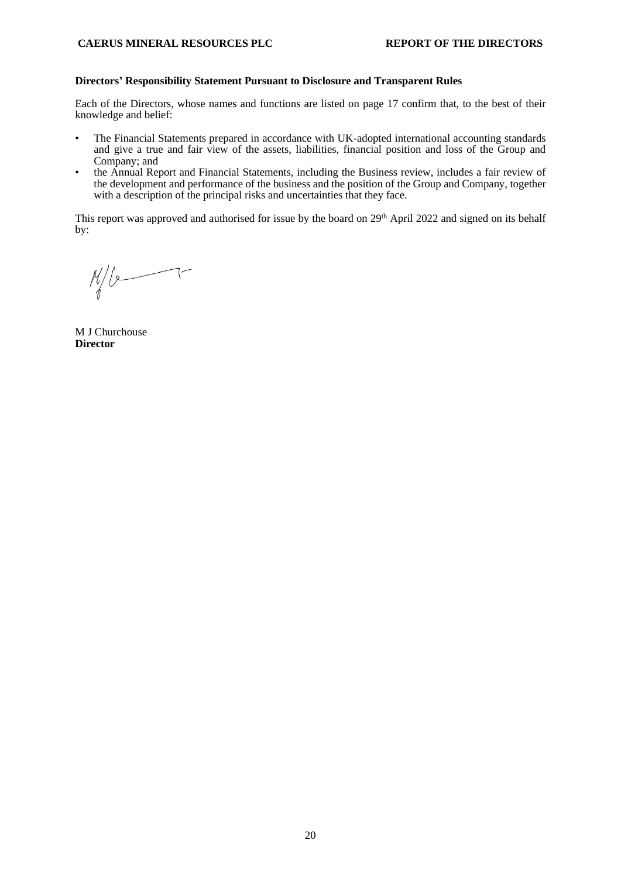**Directors' Responsibility Statement Pursuant to Disclosure and Transparent Rules**

Each of the Directors, whose names and functions are listed on page 17 confirm that, to the best of their knowledge and belief:

- The Financial Statements prepared in accordance with UK-adopted international accounting standards and give a true and fair view of the assets, liabilities, financial position and loss of the Group and Company; and
- the Annual Report and Financial Statements, including the Business review, includes a fair review of the development and performance of the business and the position of the Group and Company, together with a description of the principal risks and uncertainties that they face.

This report was approved and authorised for issue by the board on 29th April 2022 and signed on its behalf by:

M J Churchouse
**Director**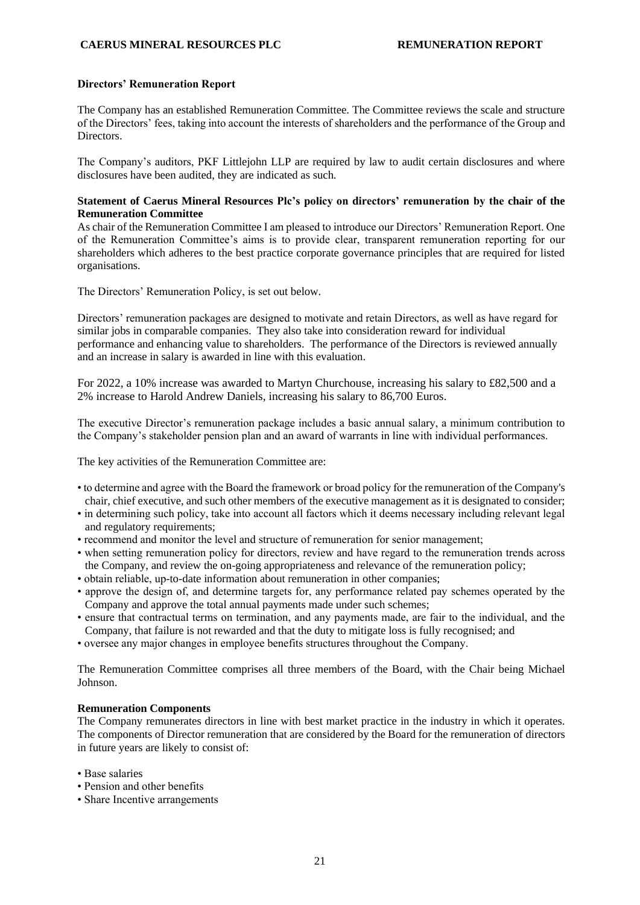**Directors' Remuneration Report**

The Company has an established Remuneration Committee. The Committee reviews the scale and structure of the Directors' fees, taking into account the interests of shareholders and the performance of the Group and Directors.

The Company's auditors, PKF Littlejohn LLP are required by law to audit certain disclosures and where disclosures have been audited, they are indicated as such.

**Statement of Caerus Mineral Resources Plc's policy on directors' remuneration by the chair of the Remuneration Committee**

As chair of the Remuneration Committee I am pleased to introduce our Directors' Remuneration Report. One of the Remuneration Committee's aims is to provide clear, transparent remuneration reporting for our shareholders which adheres to the best practice corporate governance principles that are required for listed organisations.

The Directors' Remuneration Policy, is set out below.

Directors' remuneration packages are designed to motivate and retain Directors, as well as have regard for similar jobs in comparable companies. They also take into consideration reward for individual performance and enhancing value to shareholders. The performance of the Directors is reviewed annually and an increase in salary is awarded in line with this evaluation.

For 2022, a 10% increase was awarded to Martyn Churchouse, increasing his salary to £82,500 and a 2% increase to Harold Andrew Daniels, increasing his salary to 86,700 Euros.

The executive Director's remuneration package includes a basic annual salary, a minimum contribution to the Company's stakeholder pension plan and an award of warrants in line with individual performances.

The key activities of the Remuneration Committee are:

- to determine and agree with the Board the framework or broad policy for the remuneration of the Company's chair, chief executive, and such other members of the executive management as it is designated to consider;
- in determining such policy, take into account all factors which it deems necessary including relevant legal and regulatory requirements;
- recommend and monitor the level and structure of remuneration for senior management;
- when setting remuneration policy for directors, review and have regard to the remuneration trends across the Company, and review the on-going appropriateness and relevance of the remuneration policy;
- obtain reliable, up-to-date information about remuneration in other companies;
- approve the design of, and determine targets for, any performance related pay schemes operated by the Company and approve the total annual payments made under such schemes;
- ensure that contractual terms on termination, and any payments made, are fair to the individual, and the Company, that failure is not rewarded and that the duty to mitigate loss is fully recognised; and
- oversee any major changes in employee benefits structures throughout the Company.

The Remuneration Committee comprises all three members of the Board, with the Chair being Michael Johnson.

**Remuneration Components**

The Company remunerates directors in line with best market practice in the industry in which it operates. The components of Director remuneration that are considered by the Board for the remuneration of directors in future years are likely to consist of:

- Base salaries
- Pension and other benefits
- Share Incentive arrangements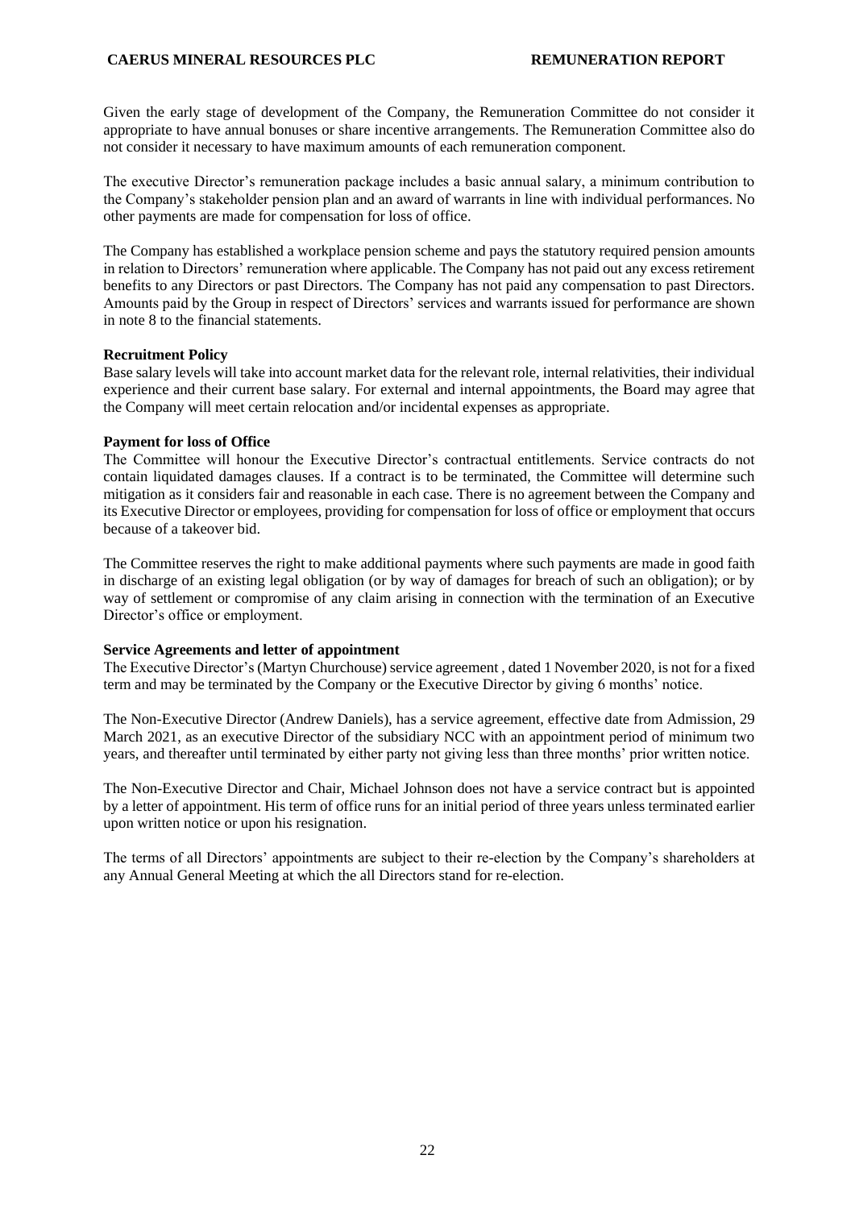Given the early stage of development of the Company, the Remuneration Committee do not consider it appropriate to have annual bonuses or share incentive arrangements. The Remuneration Committee also do not consider it necessary to have maximum amounts of each remuneration component.

The executive Director's remuneration package includes a basic annual salary, a minimum contribution to the Company's stakeholder pension plan and an award of warrants in line with individual performances. No other payments are made for compensation for loss of office.

The Company has established a workplace pension scheme and pays the statutory required pension amounts in relation to Directors' remuneration where applicable. The Company has not paid out any excess retirement benefits to any Directors or past Directors. The Company has not paid any compensation to past Directors. Amounts paid by the Group in respect of Directors' services and warrants issued for performance are shown in note 8 to the financial statements.

**Recruitment Policy**

Base salary levels will take into account market data for the relevant role, internal relativities, their individual experience and their current base salary. For external and internal appointments, the Board may agree that the Company will meet certain relocation and/or incidental expenses as appropriate.

**Payment for loss of Office**

The Committee will honour the Executive Director's contractual entitlements. Service contracts do not contain liquidated damages clauses. If a contract is to be terminated, the Committee will determine such mitigation as it considers fair and reasonable in each case. There is no agreement between the Company and its Executive Director or employees, providing for compensation for loss of office or employment that occurs because of a takeover bid.

The Committee reserves the right to make additional payments where such payments are made in good faith in discharge of an existing legal obligation (or by way of damages for breach of such an obligation); or by way of settlement or compromise of any claim arising in connection with the termination of an Executive Director's office or employment.

**Service Agreements and letter of appointment**

The Executive Director's (Martyn Churchouse) service agreement , dated 1 November 2020, is not for a fixed term and may be terminated by the Company or the Executive Director by giving 6 months' notice.

The Non-Executive Director (Andrew Daniels), has a service agreement, effective date from Admission, 29 March 2021, as an executive Director of the subsidiary NCC with an appointment period of minimum two years, and thereafter until terminated by either party not giving less than three months' prior written notice.

The Non-Executive Director and Chair, Michael Johnson does not have a service contract but is appointed by a letter of appointment. His term of office runs for an initial period of three years unless terminated earlier upon written notice or upon his resignation.

The terms of all Directors' appointments are subject to their re-election by the Company's shareholders at any Annual General Meeting at which the all Directors stand for re-election.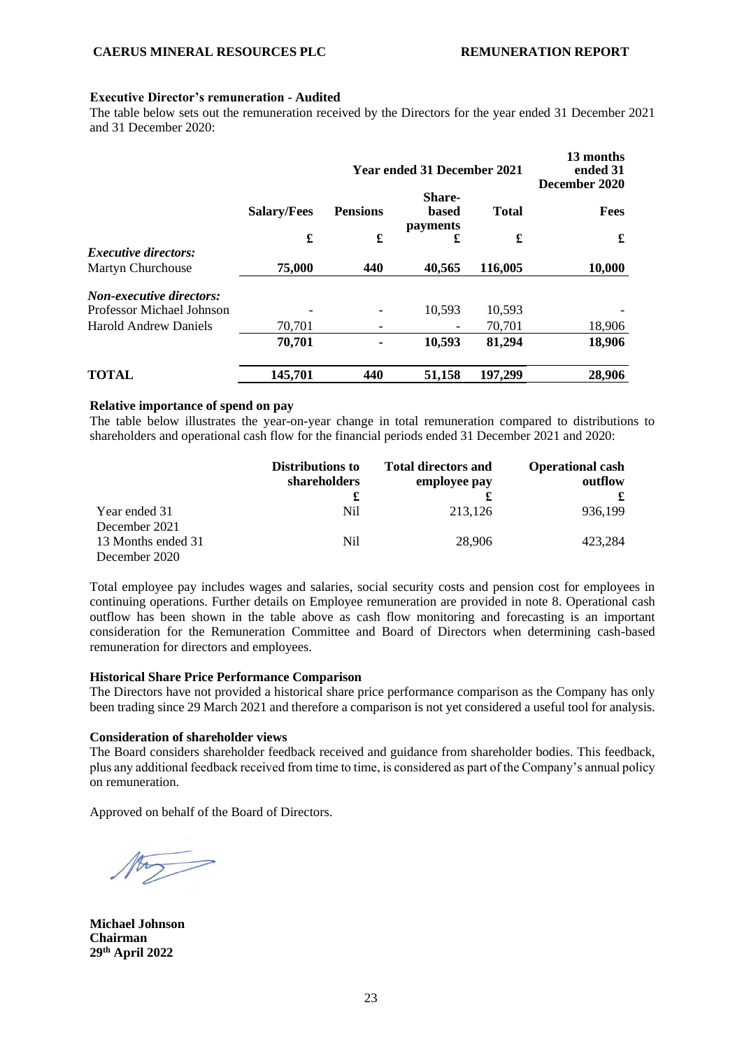**Executive Director's remuneration - Audited**

The table below sets out the remuneration received by the Directors for the year ended 31 December 2021 and 31 December 2020:

| | Year ended 31 December 2021 | | | | 13 months ended 31 December 2020 |
|---|---|---|---|---|---|
| | **Salary/Fees** | **Pensions** | **Share-based payments** | **Total** | **Fees** |
| | **£** | **£** | **£** | **£** | **£** |
| ***Executive directors:*** | | | | | |
| Martyn Churchouse | **75,000** | **440** | **40,565** | **116,005** | **10,000** |
| ***Non-executive directors:*** | | | | | |
| Professor Michael Johnson | - | - | 10,593 | 10,593 | - |
| Harold Andrew Daniels | 70,701 | - | - | 70,701 | 18,906 |
| | **70,701** | **-** | **10,593** | **81,294** | **18,906** |
| **TOTAL** | **145,701** | **440** | **51,158** | **197,299** | **28,906** |

**Relative importance of spend on pay**

The table below illustrates the year-on-year change in total remuneration compared to distributions to shareholders and operational cash flow for the financial periods ended 31 December 2021 and 2020:

| | Distributions to shareholders | Total directors and employee pay | Operational cash outflow |
|---|---|---|---|
| | £ | £ | £ |
| Year ended 31 December 2021 | Nil | 213,126 | 936,199 |
| 13 Months ended 31 December 2020 | Nil | 28,906 | 423,284 |

Total employee pay includes wages and salaries, social security costs and pension cost for employees in continuing operations. Further details on Employee remuneration are provided in note 8. Operational cash outflow has been shown in the table above as cash flow monitoring and forecasting is an important consideration for the Remuneration Committee and Board of Directors when determining cash-based remuneration for directors and employees.

**Historical Share Price Performance Comparison**

The Directors have not provided a historical share price performance comparison as the Company has only been trading since 29 March 2021 and therefore a comparison is not yet considered a useful tool for analysis.

**Consideration of shareholder views**

The Board considers shareholder feedback received and guidance from shareholder bodies. This feedback, plus any additional feedback received from time to time, is considered as part of the Company's annual policy on remuneration.

Approved on behalf of the Board of Directors.

**Michael Johnson**
**Chairman**
**29th April 2022**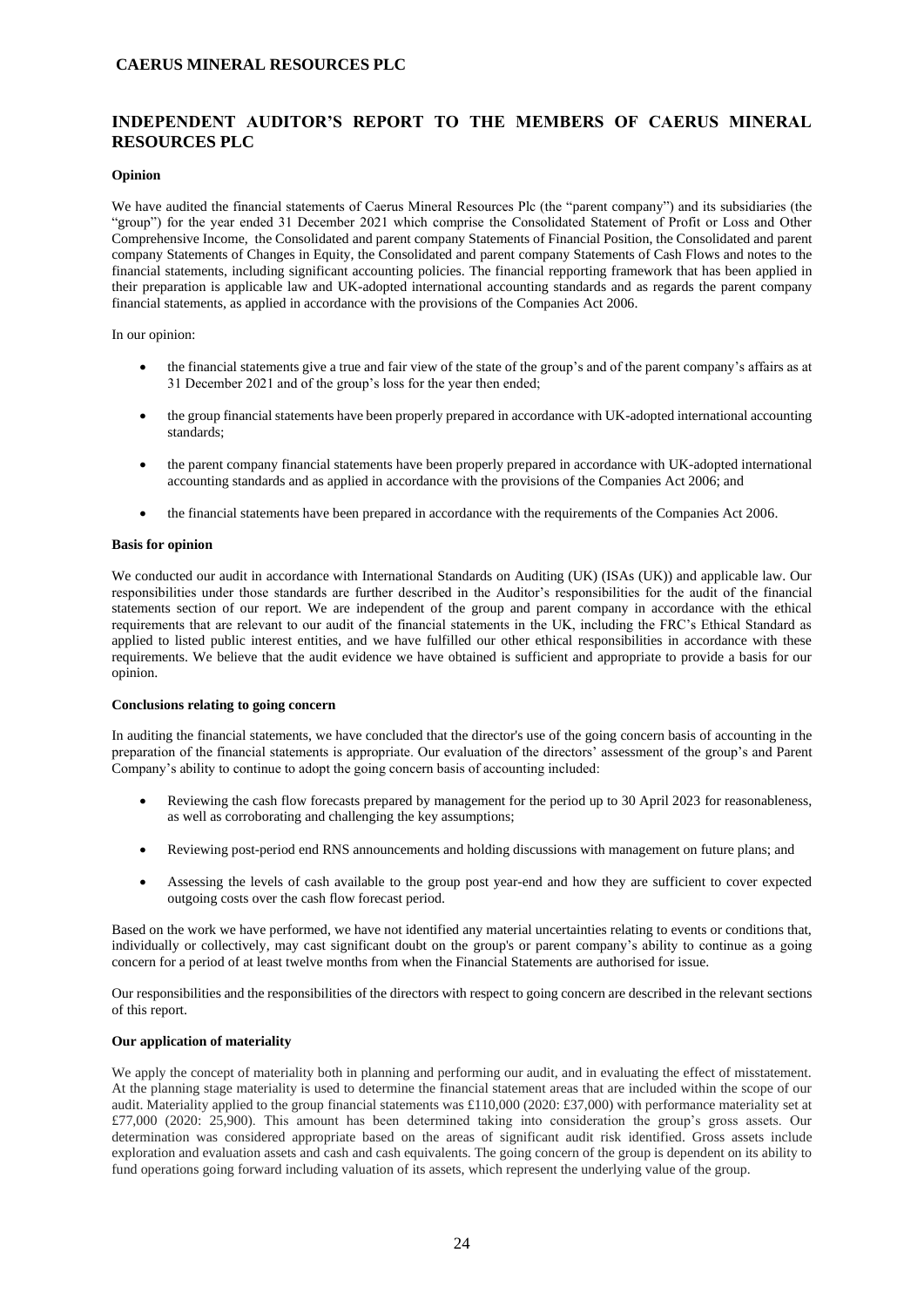## INDEPENDENT AUDITOR'S REPORT TO THE MEMBERS OF CAERUS MINERAL RESOURCES PLC

**Opinion**

We have audited the financial statements of Caerus Mineral Resources Plc (the "parent company") and its subsidiaries (the "group") for the year ended 31 December 2021 which comprise the Consolidated Statement of Profit or Loss and Other Comprehensive Income, the Consolidated and parent company Statements of Financial Position, the Consolidated and parent company Statements of Changes in Equity, the Consolidated and parent company Statements of Cash Flows and notes to the financial statements, including significant accounting policies. The financial reporting framework that has been applied in their preparation is applicable law and UK-adopted international accounting standards and as regards the parent company financial statements, as applied in accordance with the provisions of the Companies Act 2006.

In our opinion:

- the financial statements give a true and fair view of the state of the group's and of the parent company's affairs as at 31 December 2021 and of the group's loss for the year then ended;
- the group financial statements have been properly prepared in accordance with UK-adopted international accounting standards;
- the parent company financial statements have been properly prepared in accordance with UK-adopted international accounting standards and as applied in accordance with the provisions of the Companies Act 2006; and
- the financial statements have been prepared in accordance with the requirements of the Companies Act 2006.

**Basis for opinion**

We conducted our audit in accordance with International Standards on Auditing (UK) (ISAs (UK)) and applicable law. Our responsibilities under those standards are further described in the Auditor's responsibilities for the audit of the financial statements section of our report. We are independent of the group and parent company in accordance with the ethical requirements that are relevant to our audit of the financial statements in the UK, including the FRC's Ethical Standard as applied to listed public interest entities, and we have fulfilled our other ethical responsibilities in accordance with these requirements. We believe that the audit evidence we have obtained is sufficient and appropriate to provide a basis for our opinion.

**Conclusions relating to going concern**

In auditing the financial statements, we have concluded that the director's use of the going concern basis of accounting in the preparation of the financial statements is appropriate. Our evaluation of the directors' assessment of the group's and Parent Company's ability to continue to adopt the going concern basis of accounting included:

- Reviewing the cash flow forecasts prepared by management for the period up to 30 April 2023 for reasonableness, as well as corroborating and challenging the key assumptions;
- Reviewing post-period end RNS announcements and holding discussions with management on future plans; and
- Assessing the levels of cash available to the group post year-end and how they are sufficient to cover expected outgoing costs over the cash flow forecast period.

Based on the work we have performed, we have not identified any material uncertainties relating to events or conditions that, individually or collectively, may cast significant doubt on the group's or parent company's ability to continue as a going concern for a period of at least twelve months from when the Financial Statements are authorised for issue.

Our responsibilities and the responsibilities of the directors with respect to going concern are described in the relevant sections of this report.

**Our application of materiality**

We apply the concept of materiality both in planning and performing our audit, and in evaluating the effect of misstatement. At the planning stage materiality is used to determine the financial statement areas that are included within the scope of our audit. Materiality applied to the group financial statements was £110,000 (2020: £37,000) with performance materiality set at £77,000 (2020: 25,900). This amount has been determined taking into consideration the group's gross assets. Our determination was considered appropriate based on the areas of significant audit risk identified. Gross assets include exploration and evaluation assets and cash and cash equivalents. The going concern of the group is dependent on its ability to fund operations going forward including valuation of its assets, which represent the underlying value of the group.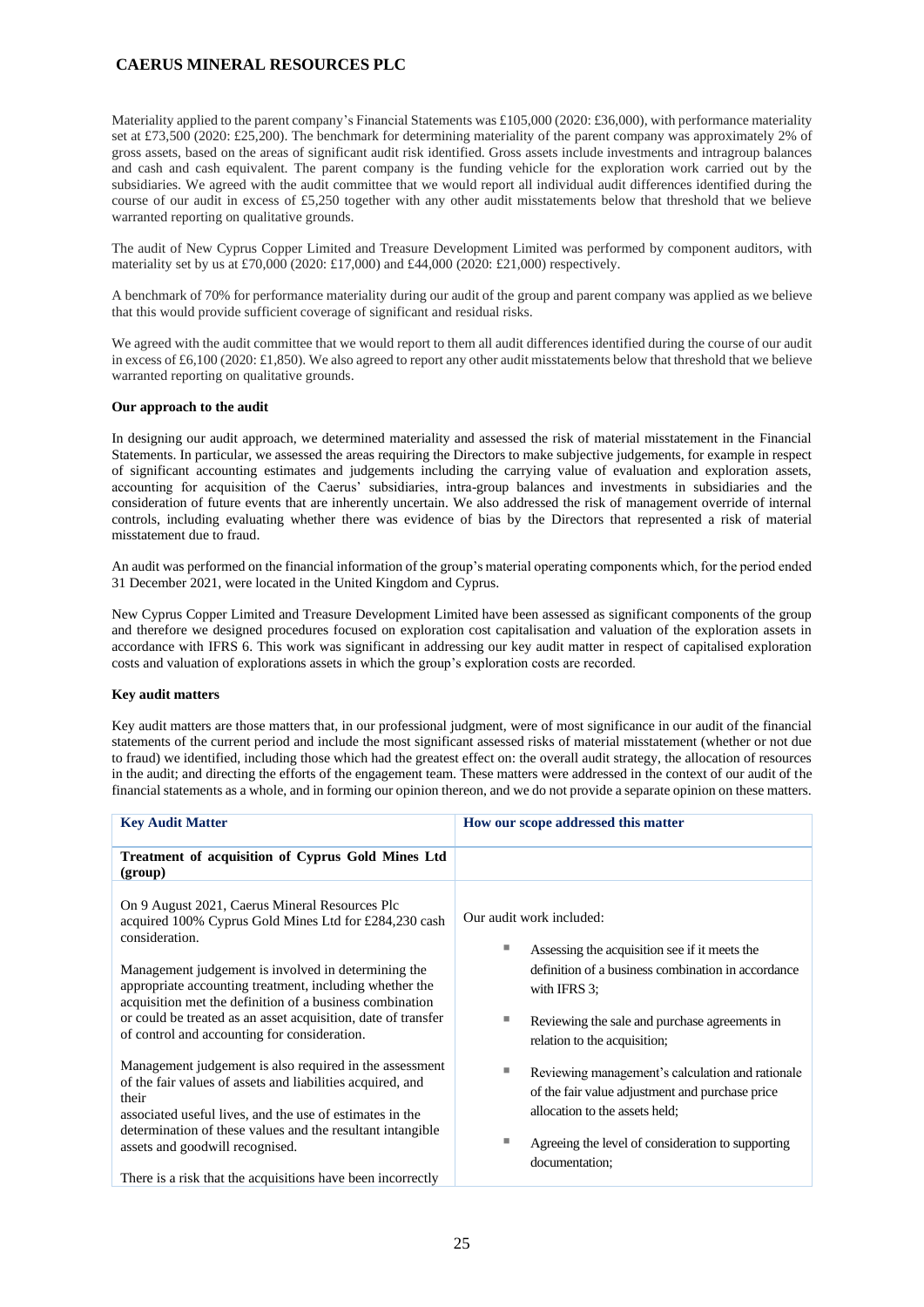Materiality applied to the parent company's Financial Statements was £105,000 (2020: £36,000), with performance materiality set at £73,500 (2020: £25,200). The benchmark for determining materiality of the parent company was approximately 2% of gross assets, based on the areas of significant audit risk identified. Gross assets include investments and intragroup balances and cash and cash equivalent. The parent company is the funding vehicle for the exploration work carried out by the subsidiaries. We agreed with the audit committee that we would report all individual audit differences identified during the course of our audit in excess of £5,250 together with any other audit misstatements below that threshold that we believe warranted reporting on qualitative grounds.

The audit of New Cyprus Copper Limited and Treasure Development Limited was performed by component auditors, with materiality set by us at £70,000 (2020: £17,000) and £44,000 (2020: £21,000) respectively.

A benchmark of 70% for performance materiality during our audit of the group and parent company was applied as we believe that this would provide sufficient coverage of significant and residual risks.

We agreed with the audit committee that we would report to them all audit differences identified during the course of our audit in excess of £6,100 (2020: £1,850). We also agreed to report any other audit misstatements below that threshold that we believe warranted reporting on qualitative grounds.

**Our approach to the audit**

In designing our audit approach, we determined materiality and assessed the risk of material misstatement in the Financial Statements. In particular, we assessed the areas requiring the Directors to make subjective judgements, for example in respect of significant accounting estimates and judgements including the carrying value of evaluation and exploration assets, accounting for acquisition of the Caerus' subsidiaries, intra-group balances and investments in subsidiaries and the consideration of future events that are inherently uncertain. We also addressed the risk of management override of internal controls, including evaluating whether there was evidence of bias by the Directors that represented a risk of material misstatement due to fraud.

An audit was performed on the financial information of the group's material operating components which, for the period ended 31 December 2021, were located in the United Kingdom and Cyprus.

New Cyprus Copper Limited and Treasure Development Limited have been assessed as significant components of the group and therefore we designed procedures focused on exploration cost capitalisation and valuation of the exploration assets in accordance with IFRS 6. This work was significant in addressing our key audit matter in respect of capitalised exploration costs and valuation of explorations assets in which the group's exploration costs are recorded.

**Key audit matters**

Key audit matters are those matters that, in our professional judgment, were of most significance in our audit of the financial statements of the current period and include the most significant assessed risks of material misstatement (whether or not due to fraud) we identified, including those which had the greatest effect on: the overall audit strategy, the allocation of resources in the audit; and directing the efforts of the engagement team. These matters were addressed in the context of our audit of the financial statements as a whole, and in forming our opinion thereon, and we do not provide a separate opinion on these matters.

| Key Audit Matter | How our scope addressed this matter |
|---|---|
| **Treatment of acquisition of Cyprus Gold Mines Ltd (group)** | |
| On 9 August 2021, Caerus Mineral Resources Plc acquired 100% Cyprus Gold Mines Ltd for £284,230 cash consideration.<br><br>Management judgement is involved in determining the appropriate accounting treatment, including whether the acquisition met the definition of a business combination or could be treated as an asset acquisition, date of transfer of control and accounting for consideration.<br><br>Management judgement is also required in the assessment of the fair values of assets and liabilities acquired, and their associated useful lives, and the use of estimates in the determination of these values and the resultant intangible assets and goodwill recognised.<br><br>There is a risk that the acquisitions have been incorrectly | Our audit work included:<br><br>- Assessing the acquisition see if it meets the definition of a business combination in accordance with IFRS 3;<br>- Reviewing the sale and purchase agreements in relation to the acquisition;<br>- Reviewing management's calculation and rationale of the fair value adjustment and purchase price allocation to the assets held;<br>- Agreeing the level of consideration to supporting documentation; |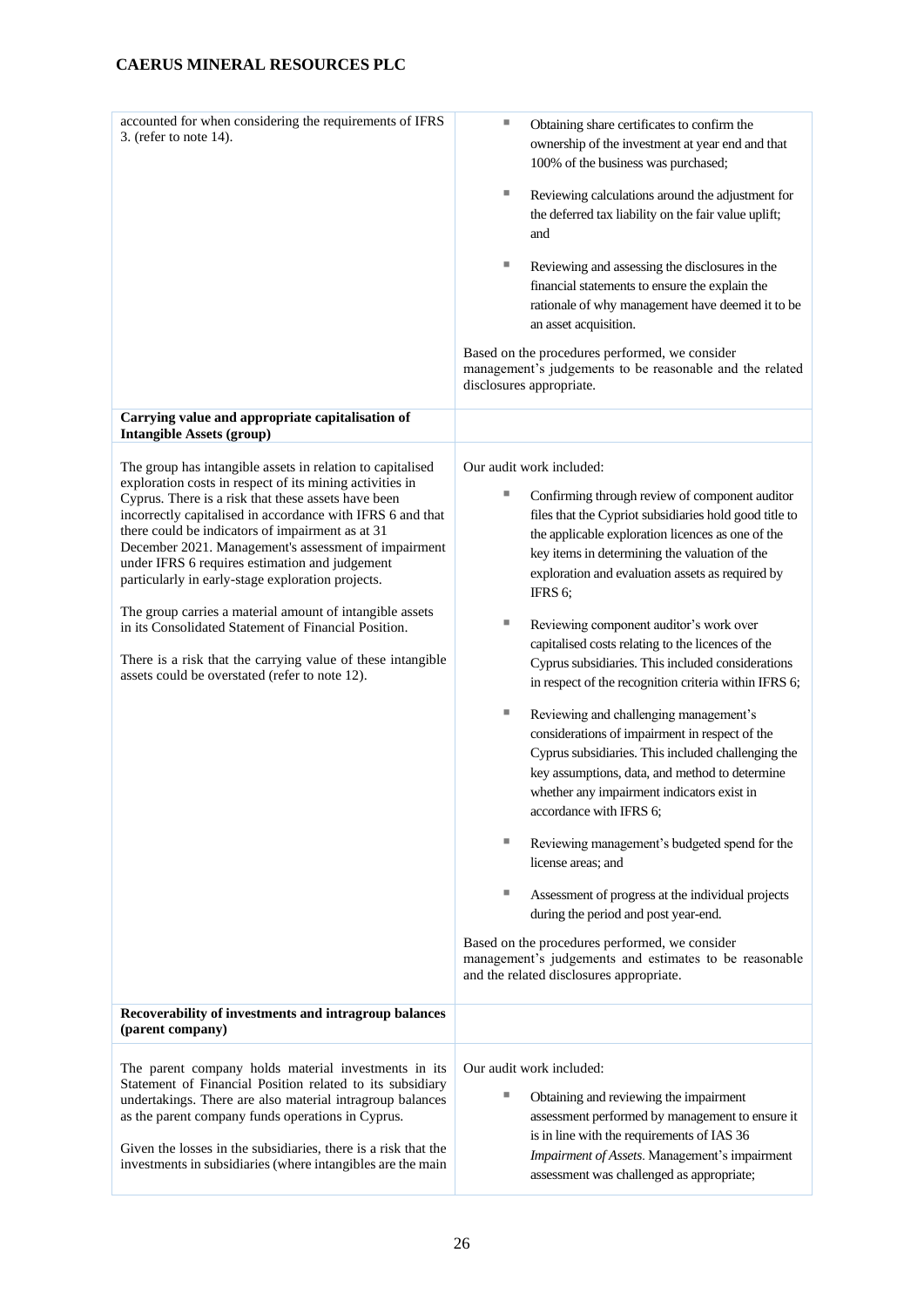| | |
|---|---|
| accounted for when considering the requirements of IFRS 3. (refer to note 14). | - Obtaining share certificates to confirm the ownership of the investment at year end and that 100% of the business was purchased;<br>- Reviewing calculations around the adjustment for the deferred tax liability on the fair value uplift; and<br>- Reviewing and assessing the disclosures in the financial statements to ensure the explain the rationale of why management have deemed it to be an asset acquisition.<br><br>Based on the procedures performed, we consider management's judgements to be reasonable and the related disclosures appropriate. |
| **Carrying value and appropriate capitalisation of Intangible Assets (group)** | |
| The group has intangible assets in relation to capitalised exploration costs in respect of its mining activities in Cyprus. There is a risk that these assets have been incorrectly capitalised in accordance with IFRS 6 and that there could be indicators of impairment as at 31 December 2021. Management's assessment of impairment under IFRS 6 requires estimation and judgement particularly in early-stage exploration projects.<br><br>The group carries a material amount of intangible assets in its Consolidated Statement of Financial Position.<br><br>There is a risk that the carrying value of these intangible assets could be overstated (refer to note 12). | Our audit work included:<br>- Confirming through review of component auditor files that the Cypriot subsidiaries hold good title to the applicable exploration licences as one of the key items in determining the valuation of the exploration and evaluation assets as required by IFRS 6;<br>- Reviewing component auditor's work over capitalised costs relating to the licences of the Cyprus subsidiaries. This included considerations in respect of the recognition criteria within IFRS 6;<br>- Reviewing and challenging management's considerations of impairment in respect of the Cyprus subsidiaries. This included challenging the key assumptions, data, and method to determine whether any impairment indicators exist in accordance with IFRS 6;<br>- Reviewing management's budgeted spend for the license areas; and<br>- Assessment of progress at the individual projects during the period and post year-end.<br><br>Based on the procedures performed, we consider management's judgements and estimates to be reasonable and the related disclosures appropriate. |
| **Recoverability of investments and intragroup balances (parent company)** | |
| The parent company holds material investments in its Statement of Financial Position related to its subsidiary undertakings. There are also material intragroup balances as the parent company funds operations in Cyprus.<br><br>Given the losses in the subsidiaries, there is a risk that the investments in subsidiaries (where intangibles are the main | Our audit work included:<br>- Obtaining and reviewing the impairment assessment performed by management to ensure it is in line with the requirements of IAS 36 *Impairment of Assets*. Management's impairment assessment was challenged as appropriate; |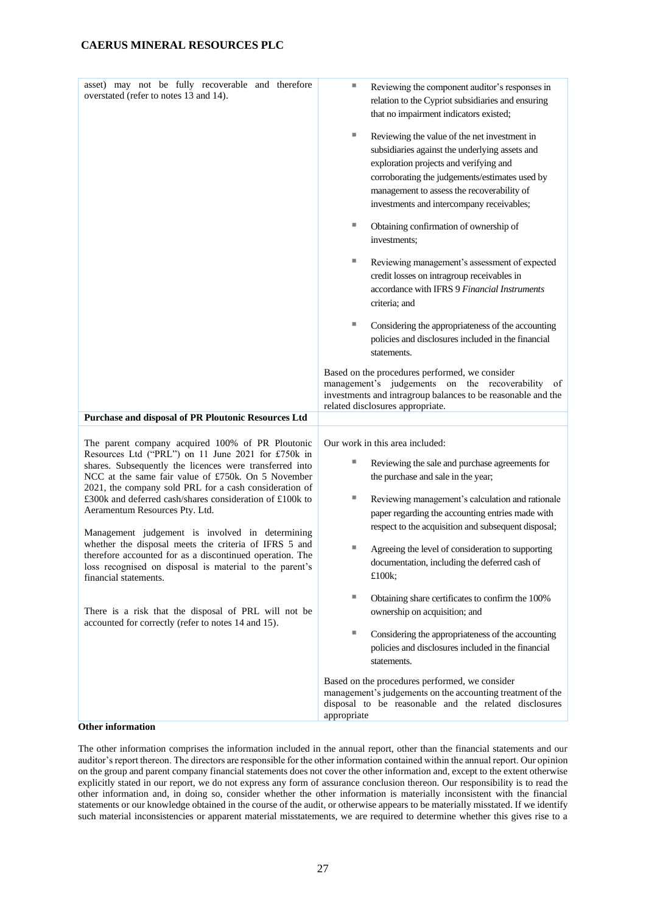| | |
|---|---|
| asset) may not be fully recoverable and therefore overstated (refer to notes 13 and 14). | - Reviewing the component auditor's responses in relation to the Cypriot subsidiaries and ensuring that no impairment indicators existed;<br><br>- Reviewing the value of the net investment in subsidiaries against the underlying assets and exploration projects and verifying and corroborating the judgements/estimates used by management to assess the recoverability of investments and intercompany receivables;<br><br>- Obtaining confirmation of ownership of investments;<br><br>- Reviewing management's assessment of expected credit losses on intragroup receivables in accordance with IFRS 9 *Financial Instruments* criteria; and<br><br>- Considering the appropriateness of the accounting policies and disclosures included in the financial statements.<br><br>Based on the procedures performed, we consider management's judgements on the recoverability of investments and intragroup balances to be reasonable and the related disclosures appropriate. |
| **Purchase and disposal of PR Ploutonic Resources Ltd** | |
| The parent company acquired 100% of PR Ploutonic Resources Ltd ("PRL") on 11 June 2021 for £750k in shares. Subsequently the licences were transferred into NCC at the same fair value of £750k. On 5 November 2021, the company sold PRL for a cash consideration of £300k and deferred cash/shares consideration of £100k to Aeramentum Resources Pty. Ltd.<br><br>Management judgement is involved in determining whether the disposal meets the criteria of IFRS 5 and therefore accounted for as a discontinued operation. The loss recognised on disposal is material to the parent's financial statements.<br><br>There is a risk that the disposal of PRL will not be accounted for correctly (refer to notes 14 and 15). | Our work in this area included:<br><br>- Reviewing the sale and purchase agreements for the purchase and sale in the year;<br><br>- Reviewing management's calculation and rationale paper regarding the accounting entries made with respect to the acquisition and subsequent disposal;<br><br>- Agreeing the level of consideration to supporting documentation, including the deferred cash of £100k;<br><br>- Obtaining share certificates to confirm the 100% ownership on acquisition; and<br><br>- Considering the appropriateness of the accounting policies and disclosures included in the financial statements.<br><br>Based on the procedures performed, we consider management's judgements on the accounting treatment of the disposal to be reasonable and the related disclosures appropriate |

**Other information**

The other information comprises the information included in the annual report, other than the financial statements and our auditor's report thereon. The directors are responsible for the other information contained within the annual report. Our opinion on the group and parent company financial statements does not cover the other information and, except to the extent otherwise explicitly stated in our report, we do not express any form of assurance conclusion thereon. Our responsibility is to read the other information and, in doing so, consider whether the other information is materially inconsistent with the financial statements or our knowledge obtained in the course of the audit, or otherwise appears to be materially misstated. If we identify such material inconsistencies or apparent material misstatements, we are required to determine whether this gives rise to a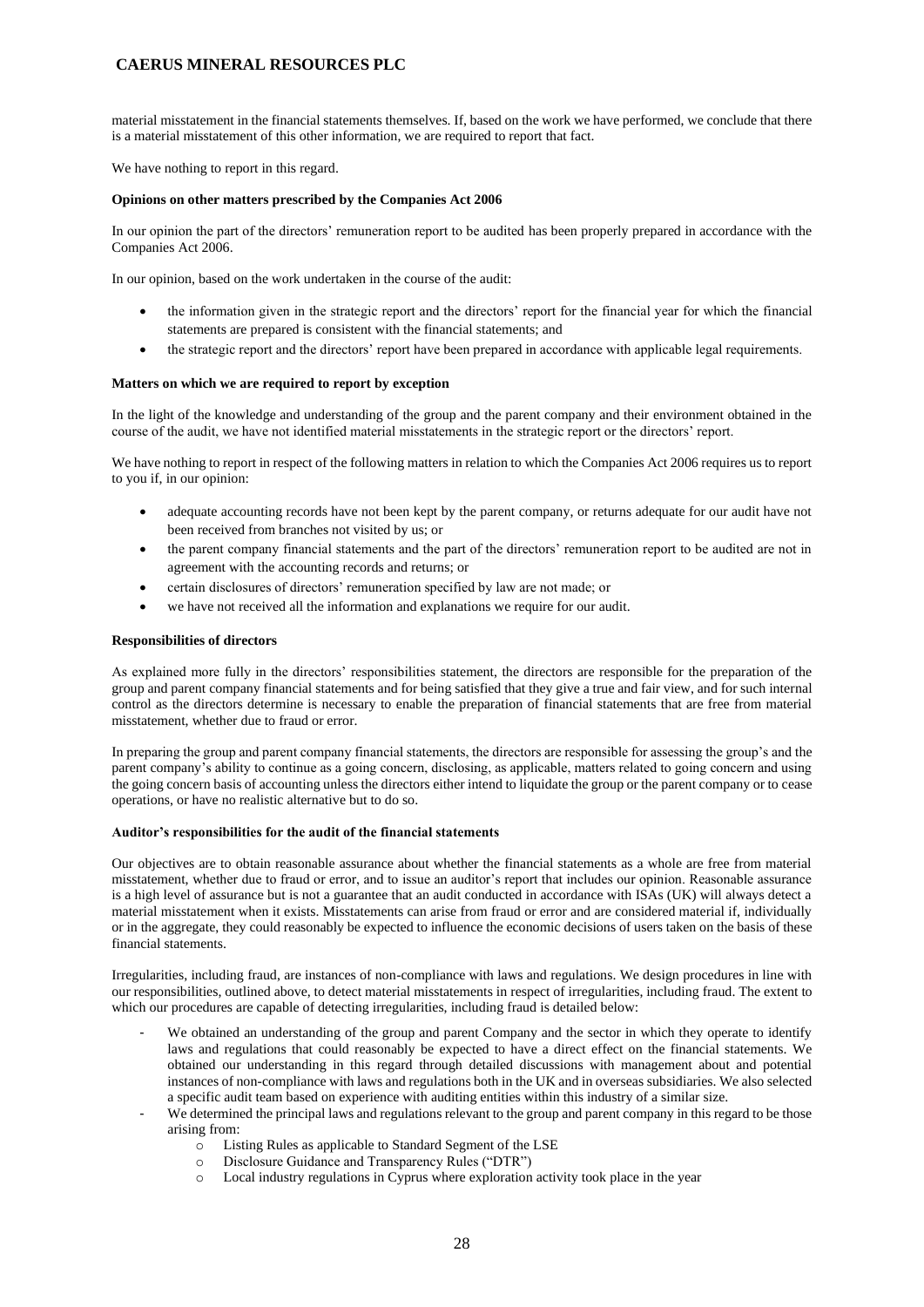material misstatement in the financial statements themselves. If, based on the work we have performed, we conclude that there is a material misstatement of this other information, we are required to report that fact.

We have nothing to report in this regard.

**Opinions on other matters prescribed by the Companies Act 2006**

In our opinion the part of the directors' remuneration report to be audited has been properly prepared in accordance with the Companies Act 2006.

In our opinion, based on the work undertaken in the course of the audit:

- the information given in the strategic report and the directors' report for the financial year for which the financial statements are prepared is consistent with the financial statements; and
- the strategic report and the directors' report have been prepared in accordance with applicable legal requirements.

**Matters on which we are required to report by exception**

In the light of the knowledge and understanding of the group and the parent company and their environment obtained in the course of the audit, we have not identified material misstatements in the strategic report or the directors' report.

We have nothing to report in respect of the following matters in relation to which the Companies Act 2006 requires us to report to you if, in our opinion:

- adequate accounting records have not been kept by the parent company, or returns adequate for our audit have not been received from branches not visited by us; or
- the parent company financial statements and the part of the directors' remuneration report to be audited are not in agreement with the accounting records and returns; or
- certain disclosures of directors' remuneration specified by law are not made; or
- we have not received all the information and explanations we require for our audit.

**Responsibilities of directors**

As explained more fully in the directors' responsibilities statement, the directors are responsible for the preparation of the group and parent company financial statements and for being satisfied that they give a true and fair view, and for such internal control as the directors determine is necessary to enable the preparation of financial statements that are free from material misstatement, whether due to fraud or error.

In preparing the group and parent company financial statements, the directors are responsible for assessing the group's and the parent company's ability to continue as a going concern, disclosing, as applicable, matters related to going concern and using the going concern basis of accounting unless the directors either intend to liquidate the group or the parent company or to cease operations, or have no realistic alternative but to do so.

**Auditor's responsibilities for the audit of the financial statements**

Our objectives are to obtain reasonable assurance about whether the financial statements as a whole are free from material misstatement, whether due to fraud or error, and to issue an auditor's report that includes our opinion. Reasonable assurance is a high level of assurance but is not a guarantee that an audit conducted in accordance with ISAs (UK) will always detect a material misstatement when it exists. Misstatements can arise from fraud or error and are considered material if, individually or in the aggregate, they could reasonably be expected to influence the economic decisions of users taken on the basis of these financial statements.

Irregularities, including fraud, are instances of non-compliance with laws and regulations. We design procedures in line with our responsibilities, outlined above, to detect material misstatements in respect of irregularities, including fraud. The extent to which our procedures are capable of detecting irregularities, including fraud is detailed below:

- We obtained an understanding of the group and parent Company and the sector in which they operate to identify laws and regulations that could reasonably be expected to have a direct effect on the financial statements. We obtained our understanding in this regard through detailed discussions with management about and potential instances of non-compliance with laws and regulations both in the UK and in overseas subsidiaries. We also selected a specific audit team based on experience with auditing entities within this industry of a similar size.
- We determined the principal laws and regulations relevant to the group and parent company in this regard to be those arising from:
  - Listing Rules as applicable to Standard Segment of the LSE
  - Disclosure Guidance and Transparency Rules ("DTR")
  - Local industry regulations in Cyprus where exploration activity took place in the year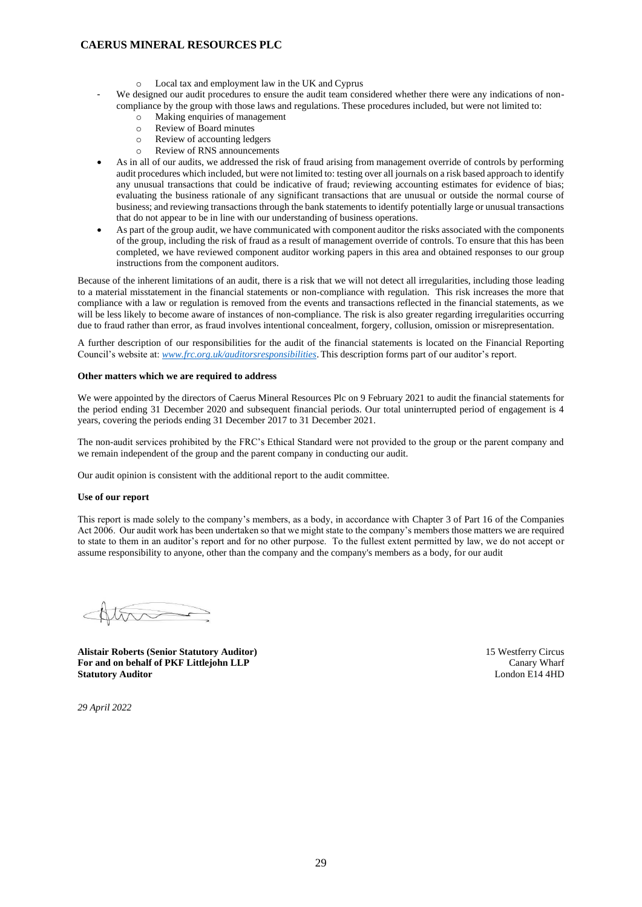- Local tax and employment law in the UK and Cyprus
- We designed our audit procedures to ensure the audit team considered whether there were any indications of non-compliance by the group with those laws and regulations. These procedures included, but were not limited to:
  - Making enquiries of management
  - Review of Board minutes
  - Review of accounting ledgers
  - Review of RNS announcements
- As in all of our audits, we addressed the risk of fraud arising from management override of controls by performing audit procedures which included, but were not limited to: testing over all journals on a risk based approach to identify any unusual transactions that could be indicative of fraud; reviewing accounting estimates for evidence of bias; evaluating the business rationale of any significant transactions that are unusual or outside the normal course of business; and reviewing transactions through the bank statements to identify potentially large or unusual transactions that do not appear to be in line with our understanding of business operations.
- As part of the group audit, we have communicated with component auditor the risks associated with the components of the group, including the risk of fraud as a result of management override of controls. To ensure that this has been completed, we have reviewed component auditor working papers in this area and obtained responses to our group instructions from the component auditors.

Because of the inherent limitations of an audit, there is a risk that we will not detect all irregularities, including those leading to a material misstatement in the financial statements or non-compliance with regulation. This risk increases the more that compliance with a law or regulation is removed from the events and transactions reflected in the financial statements, as we will be less likely to become aware of instances of non-compliance. The risk is also greater regarding irregularities occurring due to fraud rather than error, as fraud involves intentional concealment, forgery, collusion, omission or misrepresentation.

A further description of our responsibilities for the audit of the financial statements is located on the Financial Reporting Council's website at: *www.frc.org.uk/auditorsresponsibilities*. This description forms part of our auditor's report.

**Other matters which we are required to address**

We were appointed by the directors of Caerus Mineral Resources Plc on 9 February 2021 to audit the financial statements for the period ending 31 December 2020 and subsequent financial periods. Our total uninterrupted period of engagement is 4 years, covering the periods ending 31 December 2017 to 31 December 2021.

The non-audit services prohibited by the FRC's Ethical Standard were not provided to the group or the parent company and we remain independent of the group and the parent company in conducting our audit.

Our audit opinion is consistent with the additional report to the audit committee.

**Use of our report**

This report is made solely to the company's members, as a body, in accordance with Chapter 3 of Part 16 of the Companies Act 2006. Our audit work has been undertaken so that we might state to the company's members those matters we are required to state to them in an auditor's report and for no other purpose. To the fullest extent permitted by law, we do not accept or assume responsibility to anyone, other than the company and the company's members as a body, for our audit

**Alistair Roberts (Senior Statutory Auditor)**
**For and on behalf of PKF Littlejohn LLP**
**Statutory Auditor**

15 Westferry Circus
Canary Wharf
London E14 4HD

*29 April 2022*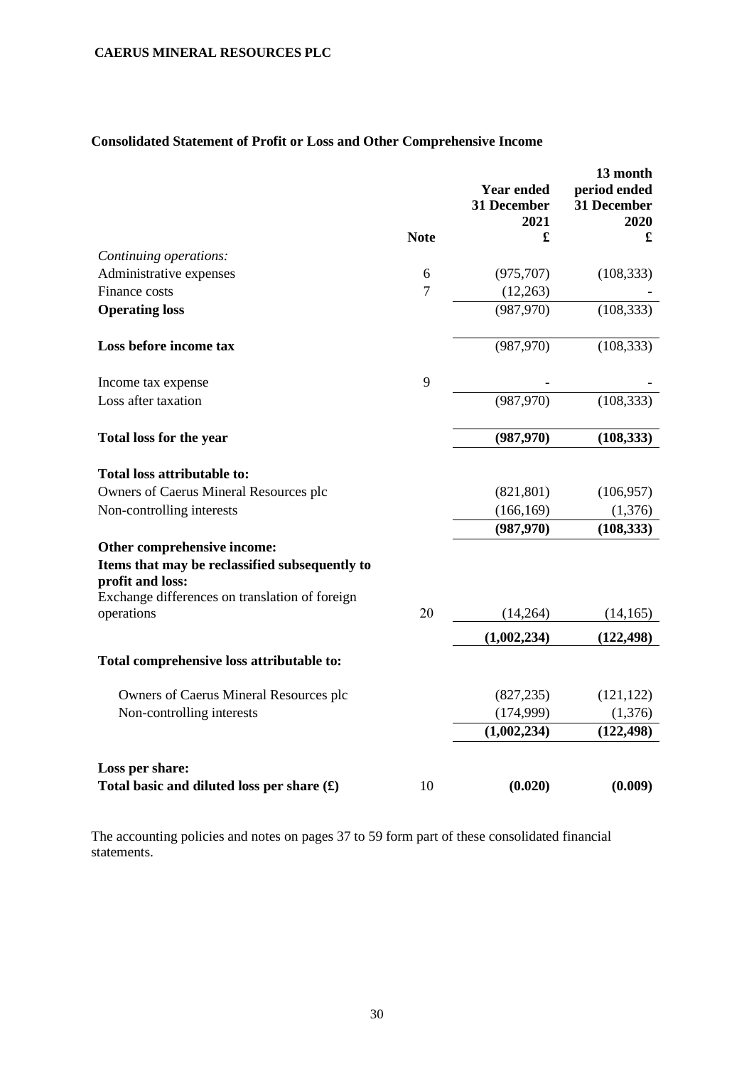**CAERUS MINERAL RESOURCES PLC**

## Consolidated Statement of Profit or Loss and Other Comprehensive Income

| | Note | Year ended 31 December 2021 £ | 13 month period ended 31 December 2020 £ |
|---|---|---|---|
| *Continuing operations:* | | | |
| Administrative expenses | 6 | (975,707) | (108,333) |
| Finance costs | 7 | (12,263) | - |
| **Operating loss** | | (987,970) | (108,333) |
| | | | |
| **Loss before income tax** | | (987,970) | (108,333) |
| | | | |
| Income tax expense | 9 | - | - |
| Loss after taxation | | (987,970) | (108,333) |
| | | | |
| **Total loss for the year** | | **(987,970)** | **(108,333)** |
| | | | |
| **Total loss attributable to:** | | | |
| Owners of Caerus Mineral Resources plc | | (821,801) | (106,957) |
| Non-controlling interests | | (166,169) | (1,376) |
| | | **(987,970)** | **(108,333)** |
| **Other comprehensive income:** | | | |
| **Items that may be reclassified subsequently to profit and loss:** | | | |
| Exchange differences on translation of foreign operations | 20 | (14,264) | (14,165) |
| | | **(1,002,234)** | **(122,498)** |
| **Total comprehensive loss attributable to:** | | | |
| Owners of Caerus Mineral Resources plc | | (827,235) | (121,122) |
| Non-controlling interests | | (174,999) | (1,376) |
| | | **(1,002,234)** | **(122,498)** |
| | | | |
| **Loss per share:** | | | |
| **Total basic and diluted loss per share (£)** | 10 | **(0.020)** | **(0.009)** |

The accounting policies and notes on pages 37 to 59 form part of these consolidated financial statements.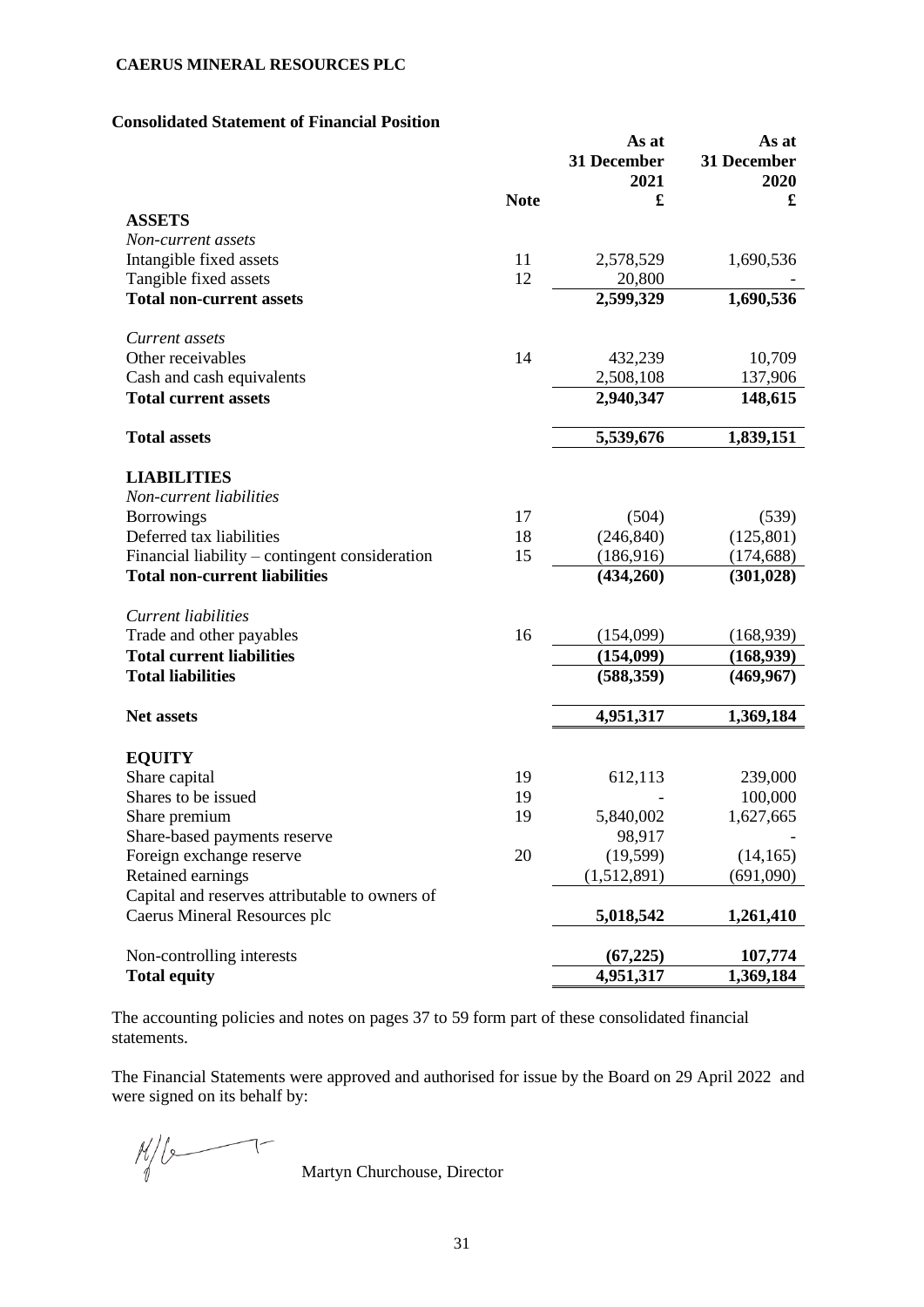**CAERUS MINERAL RESOURCES PLC**

**Consolidated Statement of Financial Position**

| | Note | As at 31 December 2021 £ | As at 31 December 2020 £ |
|---|---|---|---|
| **ASSETS** | | | |
| *Non-current assets* | | | |
| Intangible fixed assets | 11 | 2,578,529 | 1,690,536 |
| Tangible fixed assets | 12 | 20,800 | - |
| **Total non-current assets** | | **2,599,329** | **1,690,536** |
| | | | |
| *Current assets* | | | |
| Other receivables | 14 | 432,239 | 10,709 |
| Cash and cash equivalents | | 2,508,108 | 137,906 |
| **Total current assets** | | **2,940,347** | **148,615** |
| | | | |
| **Total assets** | | **5,539,676** | **1,839,151** |
| | | | |
| **LIABILITIES** | | | |
| *Non-current liabilities* | | | |
| Borrowings | 17 | (504) | (539) |
| Deferred tax liabilities | 18 | (246,840) | (125,801) |
| Financial liability – contingent consideration | 15 | (186,916) | (174,688) |
| **Total non-current liabilities** | | **(434,260)** | **(301,028)** |
| | | | |
| *Current liabilities* | | | |
| Trade and other payables | 16 | (154,099) | (168,939) |
| **Total current liabilities** | | **(154,099)** | **(168,939)** |
| **Total liabilities** | | **(588,359)** | **(469,967)** |
| | | | |
| **Net assets** | | **4,951,317** | **1,369,184** |
| | | | |
| **EQUITY** | | | |
| Share capital | 19 | 612,113 | 239,000 |
| Shares to be issued | 19 | - | 100,000 |
| Share premium | 19 | 5,840,002 | 1,627,665 |
| Share-based payments reserve | | 98,917 | - |
| Foreign exchange reserve | 20 | (19,599) | (14,165) |
| Retained earnings | | (1,512,891) | (691,090) |
| Capital and reserves attributable to owners of Caerus Mineral Resources plc | | **5,018,542** | **1,261,410** |
| | | | |
| Non-controlling interests | | **(67,225)** | **107,774** |
| **Total equity** | | **4,951,317** | **1,369,184** |

The accounting policies and notes on pages 37 to 59 form part of these consolidated financial statements.

The Financial Statements were approved and authorised for issue by the Board on 29 April 2022 and were signed on its behalf by:

Martyn Churchouse, Director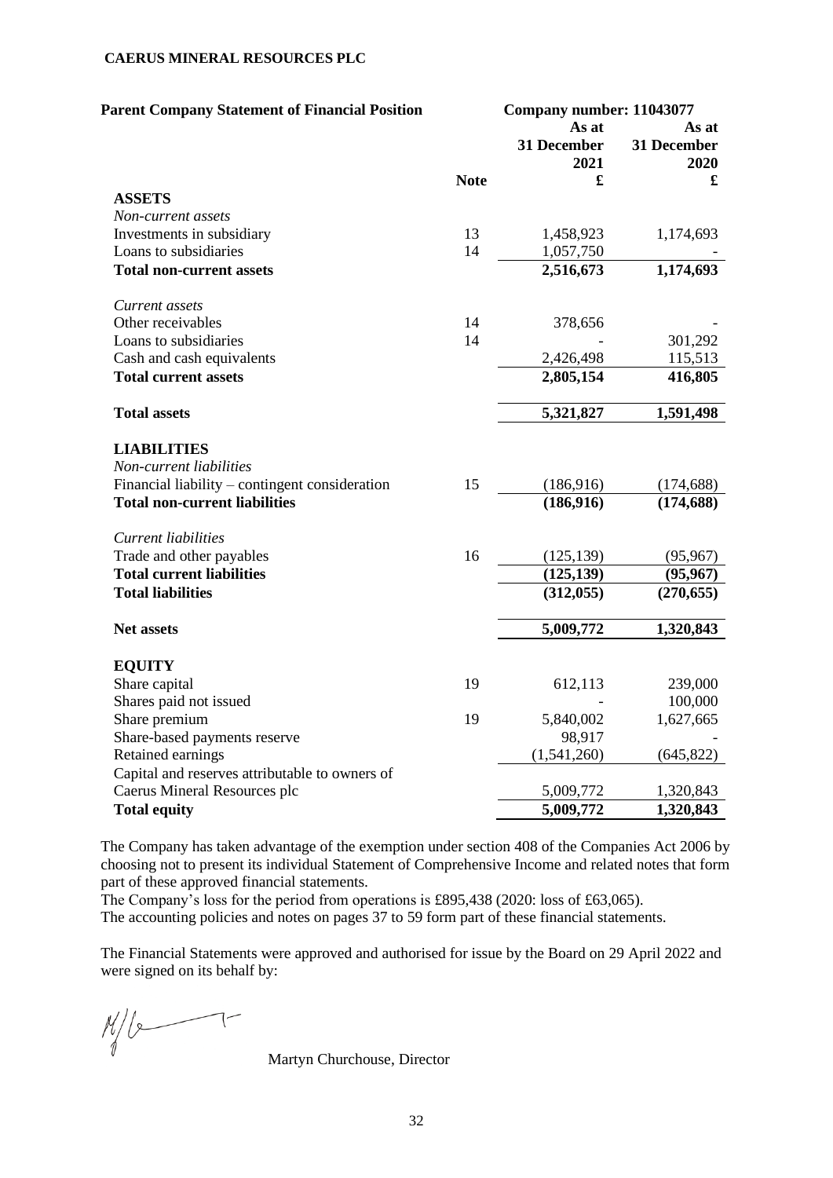**CAERUS MINERAL RESOURCES PLC**

| Parent Company Statement of Financial Position | | Company number: 11043077 | |
|---|---|---|---|
| | | As at 31 December 2021 | As at 31 December 2020 |
| | **Note** | **£** | **£** |
| **ASSETS** | | | |
| *Non-current assets* | | | |
| Investments in subsidiary | 13 | 1,458,923 | 1,174,693 |
| Loans to subsidiaries | 14 | 1,057,750 | - |
| **Total non-current assets** | | **2,516,673** | **1,174,693** |
| *Current assets* | | | |
| Other receivables | 14 | 378,656 | - |
| Loans to subsidiaries | 14 | - | 301,292 |
| Cash and cash equivalents | | 2,426,498 | 115,513 |
| **Total current assets** | | **2,805,154** | **416,805** |
| **Total assets** | | **5,321,827** | **1,591,498** |
| **LIABILITIES** | | | |
| *Non-current liabilities* | | | |
| Financial liability – contingent consideration | 15 | (186,916) | (174,688) |
| **Total non-current liabilities** | | **(186,916)** | **(174,688)** |
| *Current liabilities* | | | |
| Trade and other payables | 16 | (125,139) | (95,967) |
| **Total current liabilities** | | **(125,139)** | **(95,967)** |
| **Total liabilities** | | **(312,055)** | **(270,655)** |
| **Net assets** | | **5,009,772** | **1,320,843** |
| **EQUITY** | | | |
| Share capital | 19 | 612,113 | 239,000 |
| Shares paid not issued | | - | 100,000 |
| Share premium | 19 | 5,840,002 | 1,627,665 |
| Share-based payments reserve | | 98,917 | - |
| Retained earnings | | (1,541,260) | (645,822) |
| Capital and reserves attributable to owners of Caerus Mineral Resources plc | | 5,009,772 | 1,320,843 |
| **Total equity** | | **5,009,772** | **1,320,843** |

The Company has taken advantage of the exemption under section 408 of the Companies Act 2006 by choosing not to present its individual Statement of Comprehensive Income and related notes that form part of these approved financial statements.

The Company's loss for the period from operations is £895,438 (2020: loss of £63,065).

The accounting policies and notes on pages 37 to 59 form part of these financial statements.

The Financial Statements were approved and authorised for issue by the Board on 29 April 2022 and were signed on its behalf by:

Martyn Churchouse, Director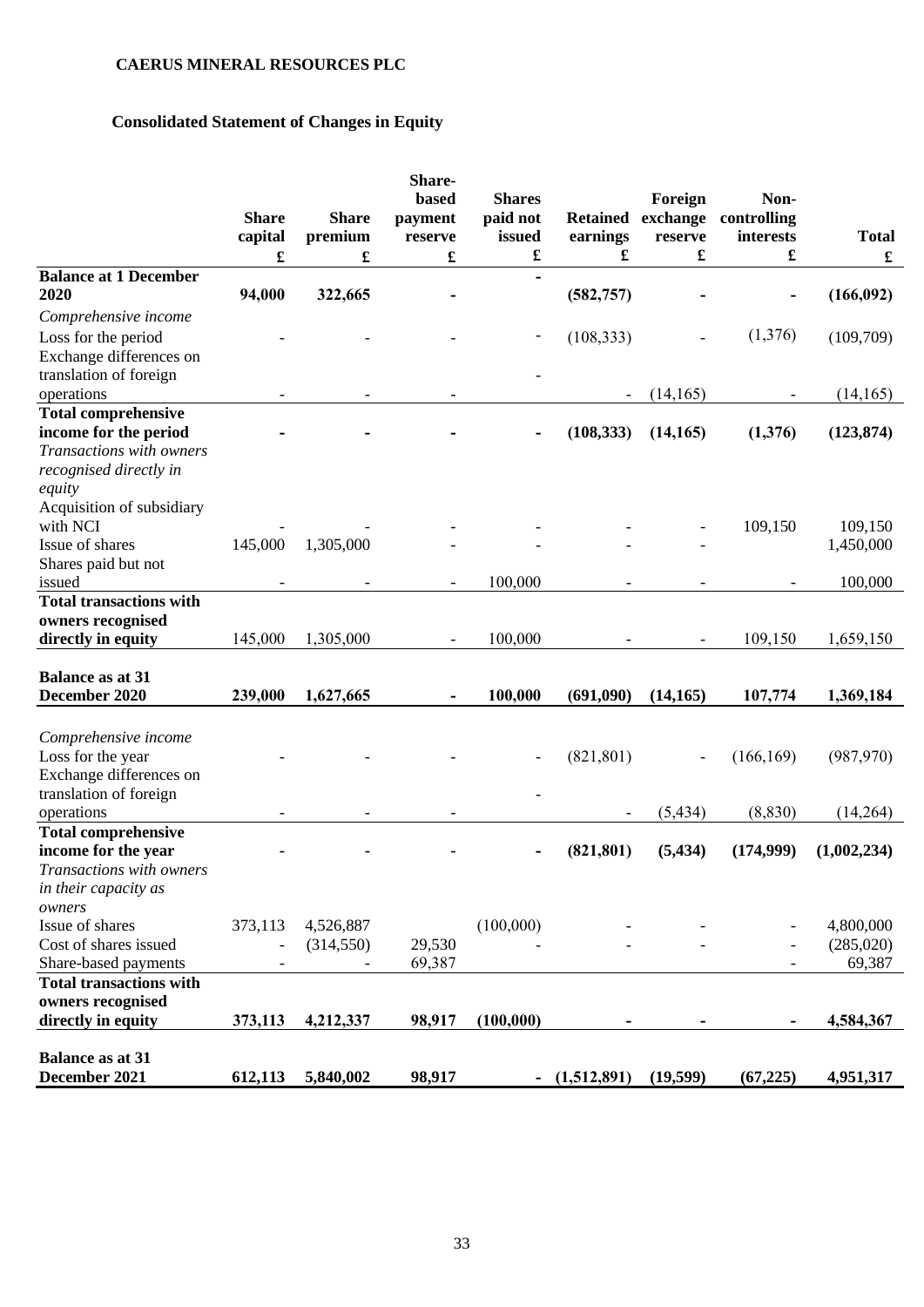**CAERUS MINERAL RESOURCES PLC**

**Consolidated Statement of Changes in Equity**

| | Share capital | Share premium | Share-based payment reserve | Shares paid not issued | Retained earnings | Foreign exchange reserve | Non-controlling interests | Total |
|---|---|---|---|---|---|---|---|---|
| | £ | £ | £ | £ | £ | £ | £ | £ |
| **Balance at 1 December 2020** | **94,000** | **322,665** | **-** | **-** | **(582,757)** | **-** | **-** | **(166,092)** |
| *Comprehensive income* | | | | | | | | |
| Loss for the period | - | - | - | - | (108,333) | - | (1,376) | (109,709) |
| Exchange differences on translation of foreign operations | - | - | - | - | - | (14,165) | - | (14,165) |
| **Total comprehensive income for the period** | **-** | **-** | **-** | **-** | **(108,333)** | **(14,165)** | **(1,376)** | **(123,874)** |
| *Transactions with owners recognised directly in equity* | | | | | | | | |
| Acquisition of subsidiary with NCI | - | - | - | - | - | - | 109,150 | 109,150 |
| Issue of shares | 145,000 | 1,305,000 | - | - | - | - | | 1,450,000 |
| Shares paid but not issued | - | - | - | 100,000 | - | - | - | 100,000 |
| **Total transactions with owners recognised directly in equity** | 145,000 | 1,305,000 | - | 100,000 | - | - | 109,150 | 1,659,150 |
| **Balance as at 31 December 2020** | **239,000** | **1,627,665** | **-** | **100,000** | **(691,090)** | **(14,165)** | **107,774** | **1,369,184** |
| *Comprehensive income* | | | | | | | | |
| Loss for the year | - | - | - | - | (821,801) | - | (166,169) | (987,970) |
| Exchange differences on translation of foreign operations | - | - | - | - | - | (5,434) | (8,830) | (14,264) |
| **Total comprehensive income for the year** | **-** | **-** | **-** | **-** | **(821,801)** | **(5,434)** | **(174,999)** | **(1,002,234)** |
| *Transactions with owners in their capacity as owners* | | | | | | | | |
| Issue of shares | 373,113 | 4,526,887 | | (100,000) | - | - | - | 4,800,000 |
| Cost of shares issued | - | (314,550) | 29,530 | - | - | - | - | (285,020) |
| Share-based payments | - | - | 69,387 | | | | - | 69,387 |
| **Total transactions with owners recognised directly in equity** | **373,113** | **4,212,337** | **98,917** | **(100,000)** | **-** | **-** | **-** | **4,584,367** |
| **Balance as at 31 December 2021** | **612,113** | **5,840,002** | **98,917** | **-** | **(1,512,891)** | **(19,599)** | **(67,225)** | **4,951,317** |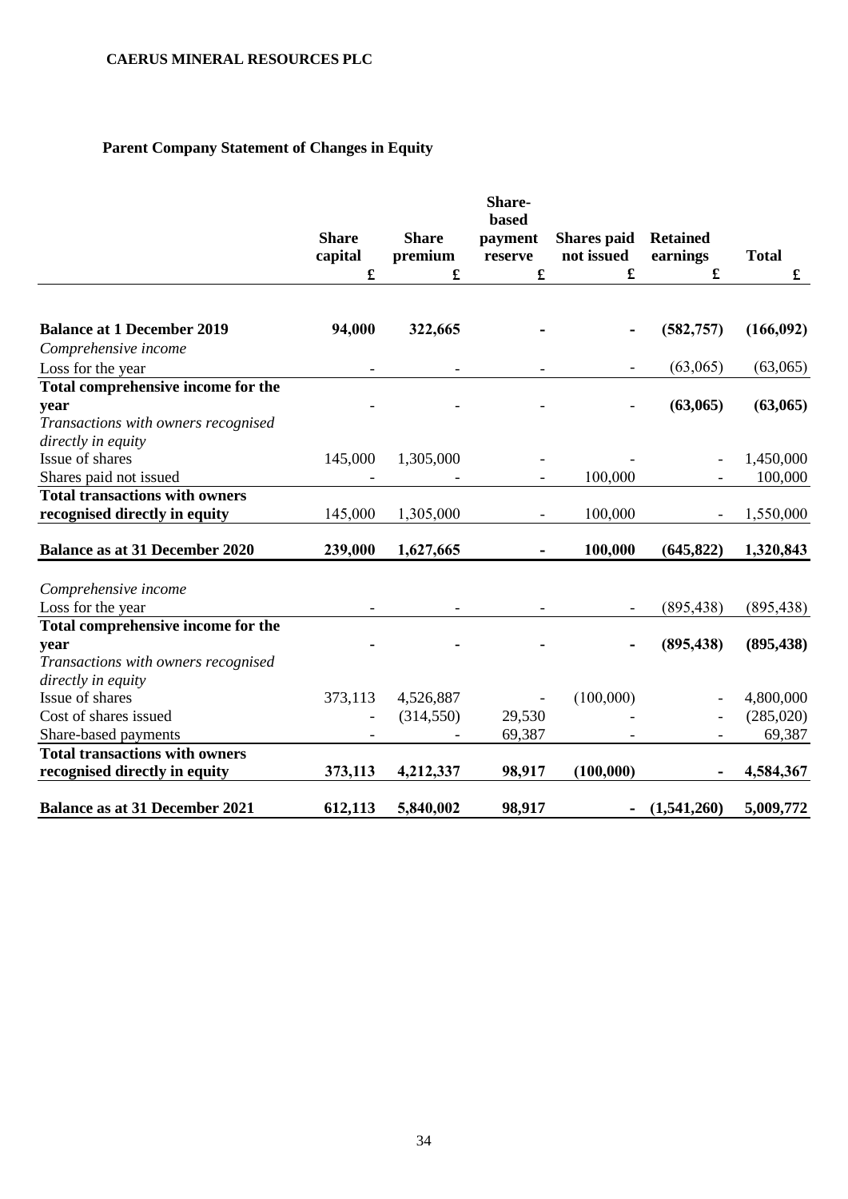**CAERUS MINERAL RESOURCES PLC**

## Parent Company Statement of Changes in Equity

| | Share capital | Share premium | Share-based payment reserve | Shares paid not issued | Retained earnings | Total |
|---|---|---|---|---|---|---|
| | £ | £ | £ | £ | £ | £ |
| **Balance at 1 December 2019** | **94,000** | **322,665** | **-** | **-** | **(582,757)** | **(166,092)** |
| *Comprehensive income* | | | | | | |
| Loss for the year | - | - | - | - | (63,065) | (63,065) |
| **Total comprehensive income for the year** | - | - | - | - | **(63,065)** | **(63,065)** |
| *Transactions with owners recognised directly in equity* | | | | | | |
| Issue of shares | 145,000 | 1,305,000 | - | - | - | 1,450,000 |
| Shares paid not issued | - | - | - | 100,000 | - | 100,000 |
| **Total transactions with owners recognised directly in equity** | 145,000 | 1,305,000 | - | 100,000 | - | 1,550,000 |
| **Balance as at 31 December 2020** | **239,000** | **1,627,665** | **-** | **100,000** | **(645,822)** | **1,320,843** |
| *Comprehensive income* | | | | | | |
| Loss for the year | - | - | - | - | (895,438) | (895,438) |
| **Total comprehensive income for the year** | **-** | **-** | **-** | **-** | **(895,438)** | **(895,438)** |
| *Transactions with owners recognised directly in equity* | | | | | | |
| Issue of shares | 373,113 | 4,526,887 | - | (100,000) | - | 4,800,000 |
| Cost of shares issued | - | (314,550) | 29,530 | - | - | (285,020) |
| Share-based payments | - | - | 69,387 | - | - | 69,387 |
| **Total transactions with owners recognised directly in equity** | **373,113** | **4,212,337** | **98,917** | **(100,000)** | **-** | **4,584,367** |
| **Balance as at 31 December 2021** | **612,113** | **5,840,002** | **98,917** | **-** | **(1,541,260)** | **5,009,772** |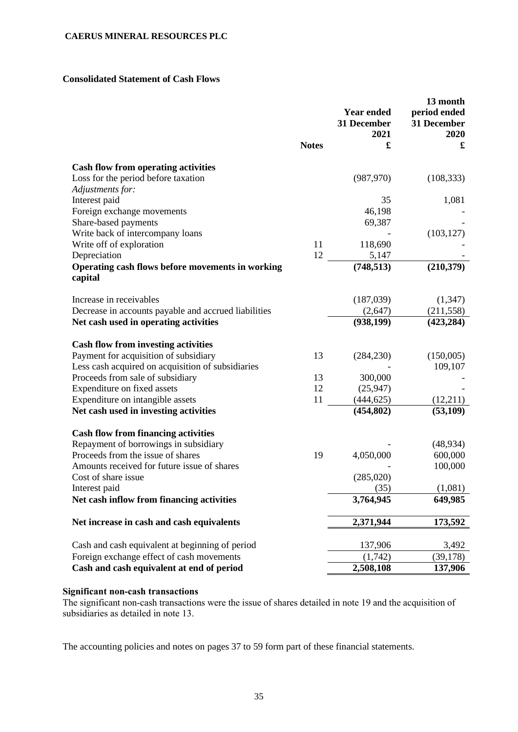**CAERUS MINERAL RESOURCES PLC**

**Consolidated Statement of Cash Flows**

| | Notes | Year ended 31 December 2021 £ | 13 month period ended 31 December 2020 £ |
|---|---|---|---|
| **Cash flow from operating activities** | | | |
| Loss for the period before taxation | | (987,970) | (108,333) |
| *Adjustments for:* | | | |
| Interest paid | | 35 | 1,081 |
| Foreign exchange movements | | 46,198 | - |
| Share-based payments | | 69,387 | - |
| Write back of intercompany loans | | - | (103,127) |
| Write off of exploration | 11 | 118,690 | - |
| Depreciation | 12 | 5,147 | - |
| **Operating cash flows before movements in working capital** | | **(748,513)** | **(210,379)** |
| Increase in receivables | | (187,039) | (1,347) |
| Decrease in accounts payable and accrued liabilities | | (2,647) | (211,558) |
| **Net cash used in operating activities** | | **(938,199)** | **(423,284)** |
| **Cash flow from investing activities** | | | |
| Payment for acquisition of subsidiary | 13 | (284,230) | (150,005) |
| Less cash acquired on acquisition of subsidiaries | | - | 109,107 |
| Proceeds from sale of subsidiary | 13 | 300,000 | - |
| Expenditure on fixed assets | 12 | (25,947) | - |
| Expenditure on intangible assets | 11 | (444,625) | (12,211) |
| **Net cash used in investing activities** | | **(454,802)** | **(53,109)** |
| **Cash flow from financing activities** | | | |
| Repayment of borrowings in subsidiary | | - | (48,934) |
| Proceeds from the issue of shares | 19 | 4,050,000 | 600,000 |
| Amounts received for future issue of shares | | - | 100,000 |
| Cost of share issue | | (285,020) | |
| Interest paid | | (35) | (1,081) |
| **Net cash inflow from financing activities** | | **3,764,945** | **649,985** |
| **Net increase in cash and cash equivalents** | | **2,371,944** | **173,592** |
| Cash and cash equivalent at beginning of period | | 137,906 | 3,492 |
| Foreign exchange effect of cash movements | | (1,742) | (39,178) |
| **Cash and cash equivalent at end of period** | | **2,508,108** | **137,906** |

**Significant non-cash transactions**

The significant non-cash transactions were the issue of shares detailed in note 19 and the acquisition of subsidiaries as detailed in note 13.

The accounting policies and notes on pages 37 to 59 form part of these financial statements.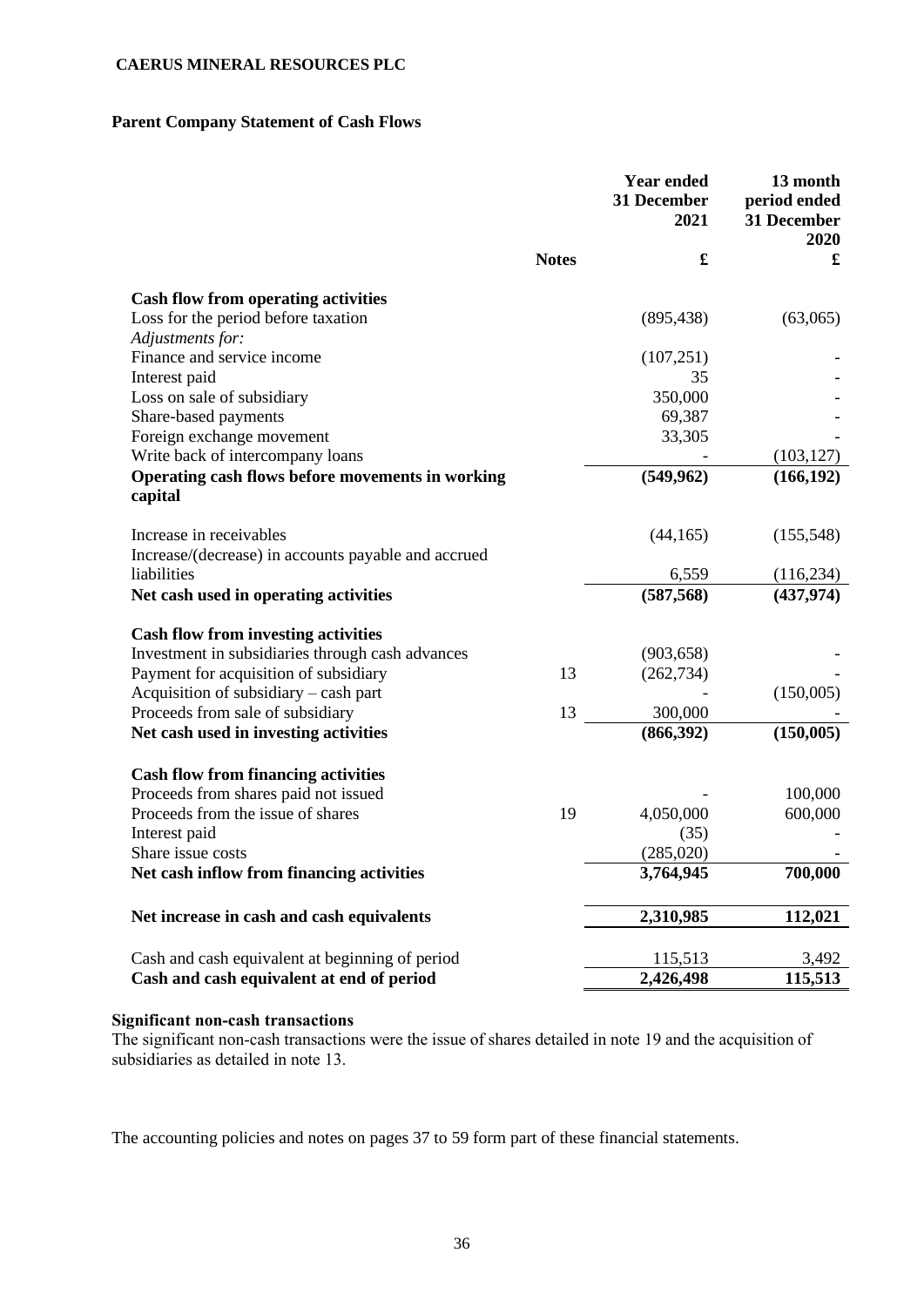**CAERUS MINERAL RESOURCES PLC**

## Parent Company Statement of Cash Flows

| | Notes | Year ended 31 December 2021 £ | 13 month period ended 31 December 2020 £ |
|---|---|---|---|
| **Cash flow from operating activities** | | | |
| Loss for the period before taxation | | (895,438) | (63,065) |
| *Adjustments for:* | | | |
| Finance and service income | | (107,251) | - |
| Interest paid | | 35 | - |
| Loss on sale of subsidiary | | 350,000 | - |
| Share-based payments | | 69,387 | - |
| Foreign exchange movement | | 33,305 | - |
| Write back of intercompany loans | | - | (103,127) |
| **Operating cash flows before movements in working capital** | | **(549,962)** | **(166,192)** |
| Increase in receivables | | (44,165) | (155,548) |
| Increase/(decrease) in accounts payable and accrued liabilities | | 6,559 | (116,234) |
| **Net cash used in operating activities** | | **(587,568)** | **(437,974)** |
| **Cash flow from investing activities** | | | |
| Investment in subsidiaries through cash advances | | (903,658) | - |
| Payment for acquisition of subsidiary | 13 | (262,734) | - |
| Acquisition of subsidiary – cash part | | - | (150,005) |
| Proceeds from sale of subsidiary | 13 | 300,000 | - |
| **Net cash used in investing activities** | | **(866,392)** | **(150,005)** |
| **Cash flow from financing activities** | | | |
| Proceeds from shares paid not issued | | - | 100,000 |
| Proceeds from the issue of shares | 19 | 4,050,000 | 600,000 |
| Interest paid | | (35) | - |
| Share issue costs | | (285,020) | - |
| **Net cash inflow from financing activities** | | **3,764,945** | **700,000** |
| **Net increase in cash and cash equivalents** | | **2,310,985** | **112,021** |
| Cash and cash equivalent at beginning of period | | 115,513 | 3,492 |
| **Cash and cash equivalent at end of period** | | **2,426,498** | **115,513** |

**Significant non-cash transactions**

The significant non-cash transactions were the issue of shares detailed in note 19 and the acquisition of subsidiaries as detailed in note 13.

The accounting policies and notes on pages 37 to 59 form part of these financial statements.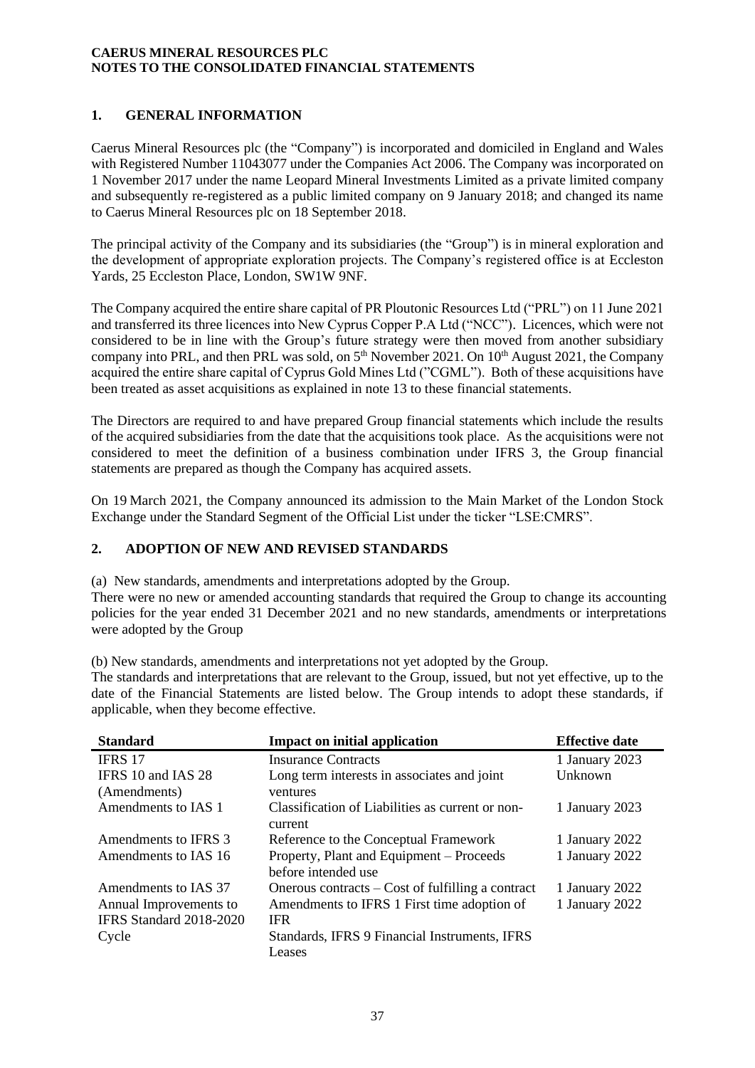**CAERUS MINERAL RESOURCES PLC**
**NOTES TO THE CONSOLIDATED FINANCIAL STATEMENTS**

## 1. GENERAL INFORMATION

Caerus Mineral Resources plc (the "Company") is incorporated and domiciled in England and Wales with Registered Number 11043077 under the Companies Act 2006. The Company was incorporated on 1 November 2017 under the name Leopard Mineral Investments Limited as a private limited company and subsequently re-registered as a public limited company on 9 January 2018; and changed its name to Caerus Mineral Resources plc on 18 September 2018.

The principal activity of the Company and its subsidiaries (the "Group") is in mineral exploration and the development of appropriate exploration projects. The Company's registered office is at Eccleston Yards, 25 Eccleston Place, London, SW1W 9NF.

The Company acquired the entire share capital of PR Ploutonic Resources Ltd ("PRL") on 11 June 2021 and transferred its three licences into New Cyprus Copper P.A Ltd ("NCC"). Licences, which were not considered to be in line with the Group's future strategy were then moved from another subsidiary company into PRL, and then PRL was sold, on 5th November 2021. On 10th August 2021, the Company acquired the entire share capital of Cyprus Gold Mines Ltd ("CGML"). Both of these acquisitions have been treated as asset acquisitions as explained in note 13 to these financial statements.

The Directors are required to and have prepared Group financial statements which include the results of the acquired subsidiaries from the date that the acquisitions took place. As the acquisitions were not considered to meet the definition of a business combination under IFRS 3, the Group financial statements are prepared as though the Company has acquired assets.

On 19 March 2021, the Company announced its admission to the Main Market of the London Stock Exchange under the Standard Segment of the Official List under the ticker "LSE:CMRS".

## 2. ADOPTION OF NEW AND REVISED STANDARDS

(a) New standards, amendments and interpretations adopted by the Group.
There were no new or amended accounting standards that required the Group to change its accounting policies for the year ended 31 December 2021 and no new standards, amendments or interpretations were adopted by the Group

(b) New standards, amendments and interpretations not yet adopted by the Group.
The standards and interpretations that are relevant to the Group, issued, but not yet effective, up to the date of the Financial Statements are listed below. The Group intends to adopt these standards, if applicable, when they become effective.

| Standard | Impact on initial application | Effective date |
|---|---|---|
| IFRS 17 | Insurance Contracts | 1 January 2023 |
| IFRS 10 and IAS 28 (Amendments) | Long term interests in associates and joint ventures | Unknown |
| Amendments to IAS 1 | Classification of Liabilities as current or non-current | 1 January 2023 |
| Amendments to IFRS 3 | Reference to the Conceptual Framework | 1 January 2022 |
| Amendments to IAS 16 | Property, Plant and Equipment – Proceeds before intended use | 1 January 2022 |
| Amendments to IAS 37 | Onerous contracts – Cost of fulfilling a contract | 1 January 2022 |
| Annual Improvements to IFRS Standard 2018-2020 Cycle | Amendments to IFRS 1 First time adoption of IFR Standards, IFRS 9 Financial Instruments, IFRS Leases | 1 January 2022 |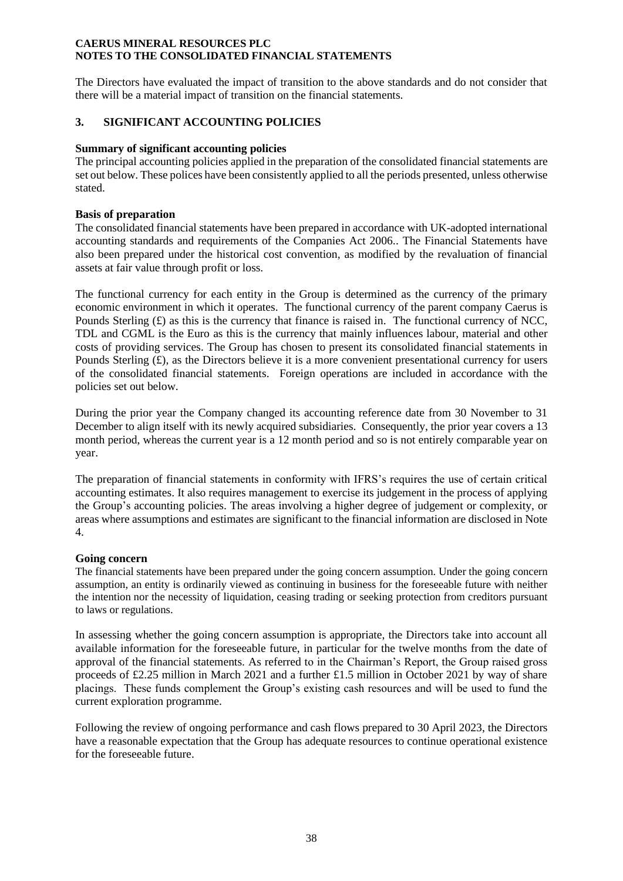The Directors have evaluated the impact of transition to the above standards and do not consider that there will be a material impact of transition on the financial statements.

## 3. SIGNIFICANT ACCOUNTING POLICIES

**Summary of significant accounting policies**

The principal accounting policies applied in the preparation of the consolidated financial statements are set out below. These polices have been consistently applied to all the periods presented, unless otherwise stated.

**Basis of preparation**

The consolidated financial statements have been prepared in accordance with UK-adopted international accounting standards and requirements of the Companies Act 2006.. The Financial Statements have also been prepared under the historical cost convention, as modified by the revaluation of financial assets at fair value through profit or loss.

The functional currency for each entity in the Group is determined as the currency of the primary economic environment in which it operates. The functional currency of the parent company Caerus is Pounds Sterling (£) as this is the currency that finance is raised in. The functional currency of NCC, TDL and CGML is the Euro as this is the currency that mainly influences labour, material and other costs of providing services. The Group has chosen to present its consolidated financial statements in Pounds Sterling (£), as the Directors believe it is a more convenient presentational currency for users of the consolidated financial statements. Foreign operations are included in accordance with the policies set out below.

During the prior year the Company changed its accounting reference date from 30 November to 31 December to align itself with its newly acquired subsidiaries. Consequently, the prior year covers a 13 month period, whereas the current year is a 12 month period and so is not entirely comparable year on year.

The preparation of financial statements in conformity with IFRS's requires the use of certain critical accounting estimates. It also requires management to exercise its judgement in the process of applying the Group's accounting policies. The areas involving a higher degree of judgement or complexity, or areas where assumptions and estimates are significant to the financial information are disclosed in Note 4.

**Going concern**

The financial statements have been prepared under the going concern assumption. Under the going concern assumption, an entity is ordinarily viewed as continuing in business for the foreseeable future with neither the intention nor the necessity of liquidation, ceasing trading or seeking protection from creditors pursuant to laws or regulations.

In assessing whether the going concern assumption is appropriate, the Directors take into account all available information for the foreseeable future, in particular for the twelve months from the date of approval of the financial statements. As referred to in the Chairman's Report, the Group raised gross proceeds of £2.25 million in March 2021 and a further £1.5 million in October 2021 by way of share placings. These funds complement the Group's existing cash resources and will be used to fund the current exploration programme.

Following the review of ongoing performance and cash flows prepared to 30 April 2023, the Directors have a reasonable expectation that the Group has adequate resources to continue operational existence for the foreseeable future.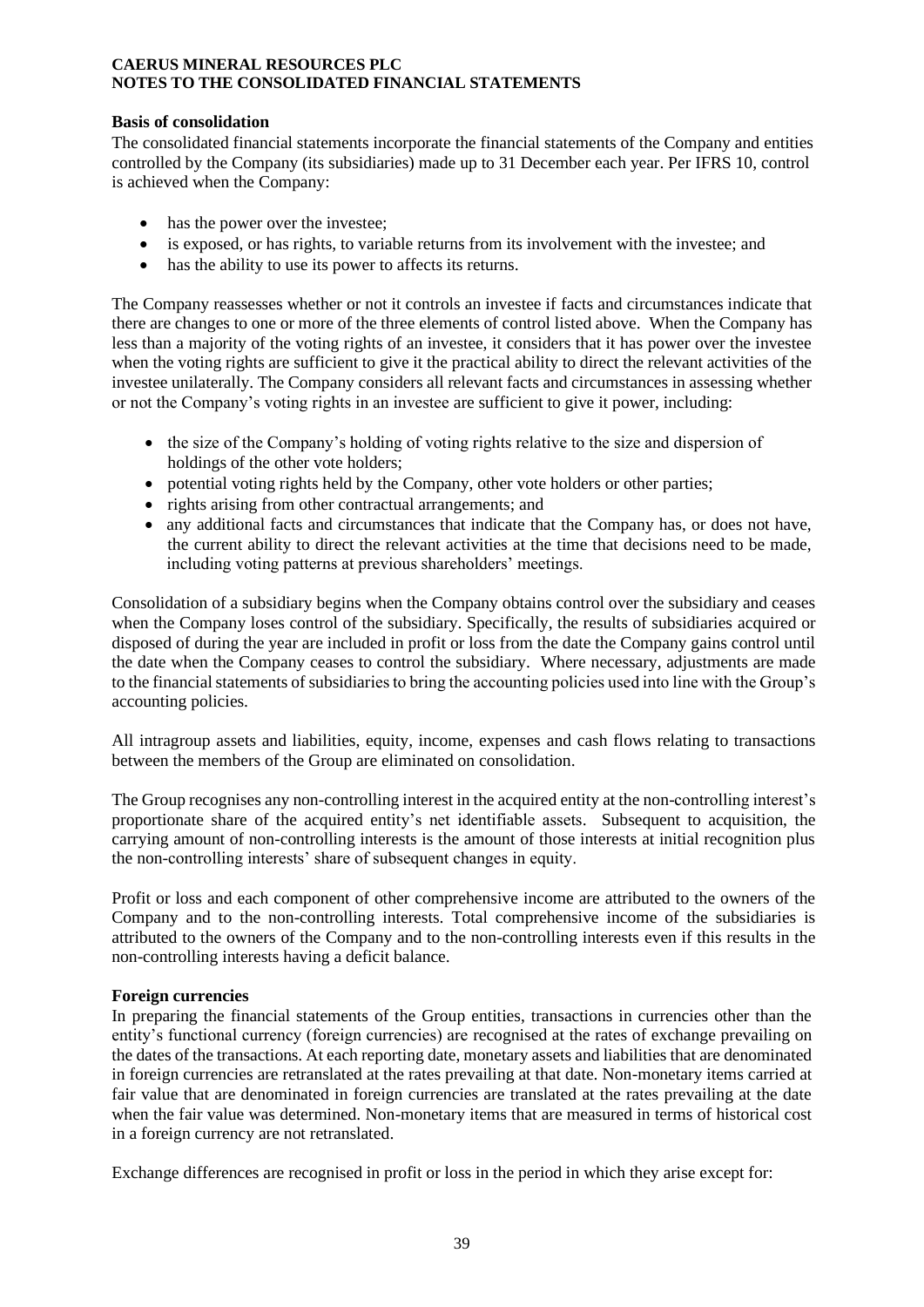**Basis of consolidation**

The consolidated financial statements incorporate the financial statements of the Company and entities controlled by the Company (its subsidiaries) made up to 31 December each year. Per IFRS 10, control is achieved when the Company:

- has the power over the investee;
- is exposed, or has rights, to variable returns from its involvement with the investee; and
- has the ability to use its power to affects its returns.

The Company reassesses whether or not it controls an investee if facts and circumstances indicate that there are changes to one or more of the three elements of control listed above. When the Company has less than a majority of the voting rights of an investee, it considers that it has power over the investee when the voting rights are sufficient to give it the practical ability to direct the relevant activities of the investee unilaterally. The Company considers all relevant facts and circumstances in assessing whether or not the Company's voting rights in an investee are sufficient to give it power, including:

- the size of the Company's holding of voting rights relative to the size and dispersion of holdings of the other vote holders;
- potential voting rights held by the Company, other vote holders or other parties;
- rights arising from other contractual arrangements; and
- any additional facts and circumstances that indicate that the Company has, or does not have, the current ability to direct the relevant activities at the time that decisions need to be made, including voting patterns at previous shareholders' meetings.

Consolidation of a subsidiary begins when the Company obtains control over the subsidiary and ceases when the Company loses control of the subsidiary. Specifically, the results of subsidiaries acquired or disposed of during the year are included in profit or loss from the date the Company gains control until the date when the Company ceases to control the subsidiary. Where necessary, adjustments are made to the financial statements of subsidiaries to bring the accounting policies used into line with the Group's accounting policies.

All intragroup assets and liabilities, equity, income, expenses and cash flows relating to transactions between the members of the Group are eliminated on consolidation.

The Group recognises any non-controlling interest in the acquired entity at the non-controlling interest's proportionate share of the acquired entity's net identifiable assets. Subsequent to acquisition, the carrying amount of non-controlling interests is the amount of those interests at initial recognition plus the non-controlling interests' share of subsequent changes in equity.

Profit or loss and each component of other comprehensive income are attributed to the owners of the Company and to the non-controlling interests. Total comprehensive income of the subsidiaries is attributed to the owners of the Company and to the non-controlling interests even if this results in the non-controlling interests having a deficit balance.

**Foreign currencies**

In preparing the financial statements of the Group entities, transactions in currencies other than the entity's functional currency (foreign currencies) are recognised at the rates of exchange prevailing on the dates of the transactions. At each reporting date, monetary assets and liabilities that are denominated in foreign currencies are retranslated at the rates prevailing at that date. Non-monetary items carried at fair value that are denominated in foreign currencies are translated at the rates prevailing at the date when the fair value was determined. Non-monetary items that are measured in terms of historical cost in a foreign currency are not retranslated.

Exchange differences are recognised in profit or loss in the period in which they arise except for: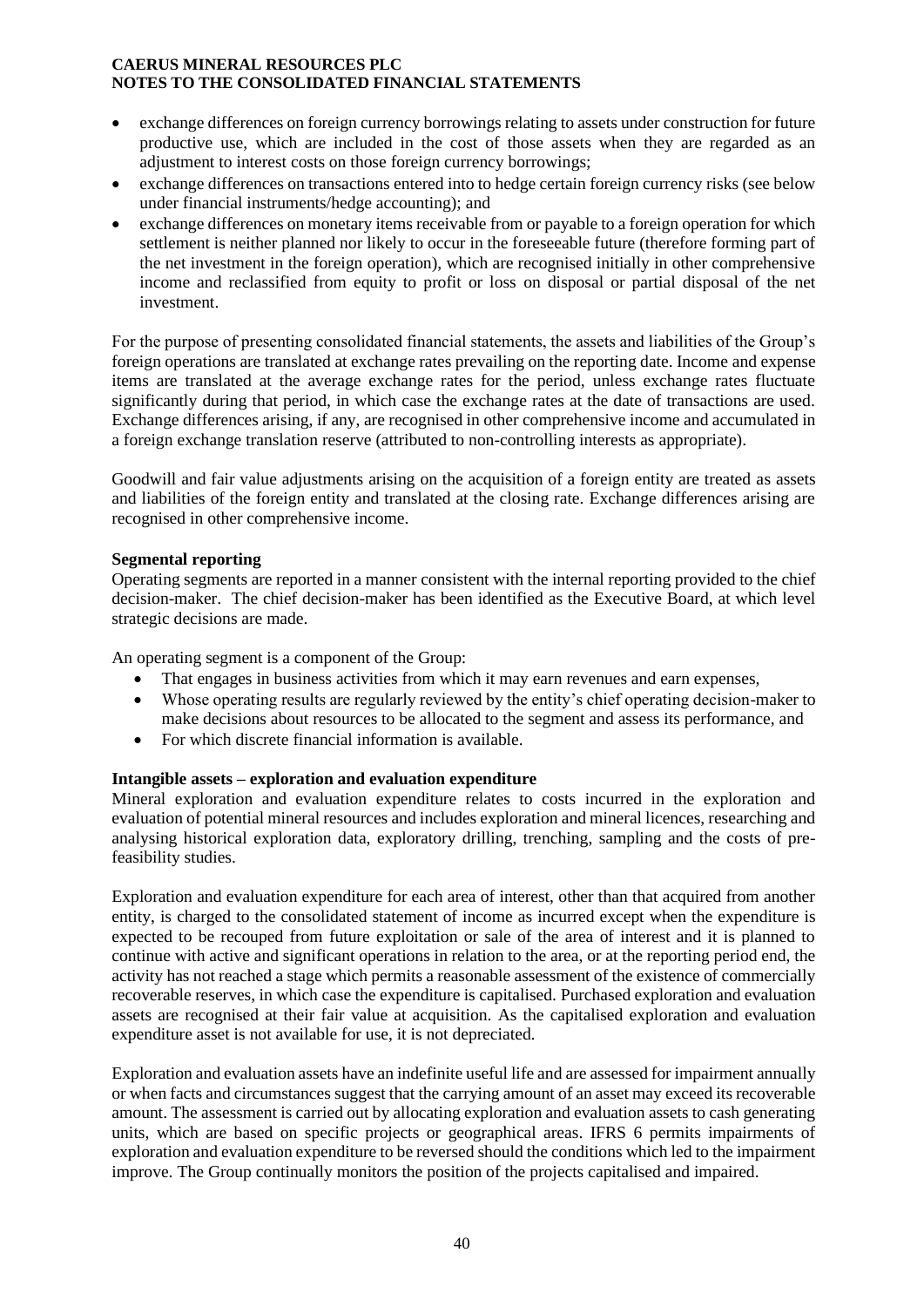- exchange differences on foreign currency borrowings relating to assets under construction for future productive use, which are included in the cost of those assets when they are regarded as an adjustment to interest costs on those foreign currency borrowings;
- exchange differences on transactions entered into to hedge certain foreign currency risks (see below under financial instruments/hedge accounting); and
- exchange differences on monetary items receivable from or payable to a foreign operation for which settlement is neither planned nor likely to occur in the foreseeable future (therefore forming part of the net investment in the foreign operation), which are recognised initially in other comprehensive income and reclassified from equity to profit or loss on disposal or partial disposal of the net investment.

For the purpose of presenting consolidated financial statements, the assets and liabilities of the Group's foreign operations are translated at exchange rates prevailing on the reporting date. Income and expense items are translated at the average exchange rates for the period, unless exchange rates fluctuate significantly during that period, in which case the exchange rates at the date of transactions are used. Exchange differences arising, if any, are recognised in other comprehensive income and accumulated in a foreign exchange translation reserve (attributed to non-controlling interests as appropriate).

Goodwill and fair value adjustments arising on the acquisition of a foreign entity are treated as assets and liabilities of the foreign entity and translated at the closing rate. Exchange differences arising are recognised in other comprehensive income.

**Segmental reporting**

Operating segments are reported in a manner consistent with the internal reporting provided to the chief decision-maker. The chief decision-maker has been identified as the Executive Board, at which level strategic decisions are made.

An operating segment is a component of the Group:

- That engages in business activities from which it may earn revenues and earn expenses,
- Whose operating results are regularly reviewed by the entity's chief operating decision-maker to make decisions about resources to be allocated to the segment and assess its performance, and
- For which discrete financial information is available.

**Intangible assets – exploration and evaluation expenditure**

Mineral exploration and evaluation expenditure relates to costs incurred in the exploration and evaluation of potential mineral resources and includes exploration and mineral licences, researching and analysing historical exploration data, exploratory drilling, trenching, sampling and the costs of pre-feasibility studies.

Exploration and evaluation expenditure for each area of interest, other than that acquired from another entity, is charged to the consolidated statement of income as incurred except when the expenditure is expected to be recouped from future exploitation or sale of the area of interest and it is planned to continue with active and significant operations in relation to the area, or at the reporting period end, the activity has not reached a stage which permits a reasonable assessment of the existence of commercially recoverable reserves, in which case the expenditure is capitalised. Purchased exploration and evaluation assets are recognised at their fair value at acquisition. As the capitalised exploration and evaluation expenditure asset is not available for use, it is not depreciated.

Exploration and evaluation assets have an indefinite useful life and are assessed for impairment annually or when facts and circumstances suggest that the carrying amount of an asset may exceed its recoverable amount. The assessment is carried out by allocating exploration and evaluation assets to cash generating units, which are based on specific projects or geographical areas. IFRS 6 permits impairments of exploration and evaluation expenditure to be reversed should the conditions which led to the impairment improve. The Group continually monitors the position of the projects capitalised and impaired.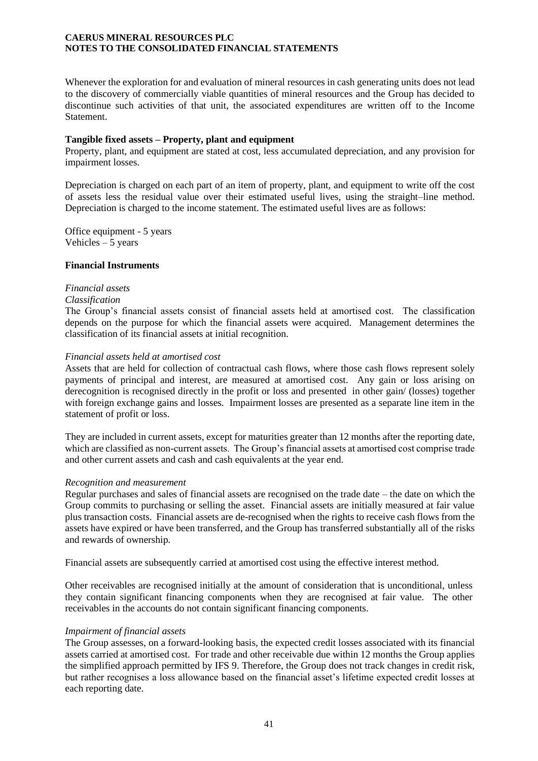Whenever the exploration for and evaluation of mineral resources in cash generating units does not lead to the discovery of commercially viable quantities of mineral resources and the Group has decided to discontinue such activities of that unit, the associated expenditures are written off to the Income Statement.

**Tangible fixed assets – Property, plant and equipment**

Property, plant, and equipment are stated at cost, less accumulated depreciation, and any provision for impairment losses.

Depreciation is charged on each part of an item of property, plant, and equipment to write off the cost of assets less the residual value over their estimated useful lives, using the straight–line method. Depreciation is charged to the income statement. The estimated useful lives are as follows:

Office equipment - 5 years
Vehicles – 5 years

**Financial Instruments**

*Financial assets*

*Classification*

The Group's financial assets consist of financial assets held at amortised cost. The classification depends on the purpose for which the financial assets were acquired. Management determines the classification of its financial assets at initial recognition.

*Financial assets held at amortised cost*

Assets that are held for collection of contractual cash flows, where those cash flows represent solely payments of principal and interest, are measured at amortised cost. Any gain or loss arising on derecognition is recognised directly in the profit or loss and presented in other gain/ (losses) together with foreign exchange gains and losses. Impairment losses are presented as a separate line item in the statement of profit or loss.

They are included in current assets, except for maturities greater than 12 months after the reporting date, which are classified as non-current assets. The Group's financial assets at amortised cost comprise trade and other current assets and cash and cash equivalents at the year end.

*Recognition and measurement*

Regular purchases and sales of financial assets are recognised on the trade date – the date on which the Group commits to purchasing or selling the asset. Financial assets are initially measured at fair value plus transaction costs. Financial assets are de-recognised when the rights to receive cash flows from the assets have expired or have been transferred, and the Group has transferred substantially all of the risks and rewards of ownership.

Financial assets are subsequently carried at amortised cost using the effective interest method.

Other receivables are recognised initially at the amount of consideration that is unconditional, unless they contain significant financing components when they are recognised at fair value. The other receivables in the accounts do not contain significant financing components.

*Impairment of financial assets*

The Group assesses, on a forward-looking basis, the expected credit losses associated with its financial assets carried at amortised cost. For trade and other receivable due within 12 months the Group applies the simplified approach permitted by IFS 9. Therefore, the Group does not track changes in credit risk, but rather recognises a loss allowance based on the financial asset's lifetime expected credit losses at each reporting date.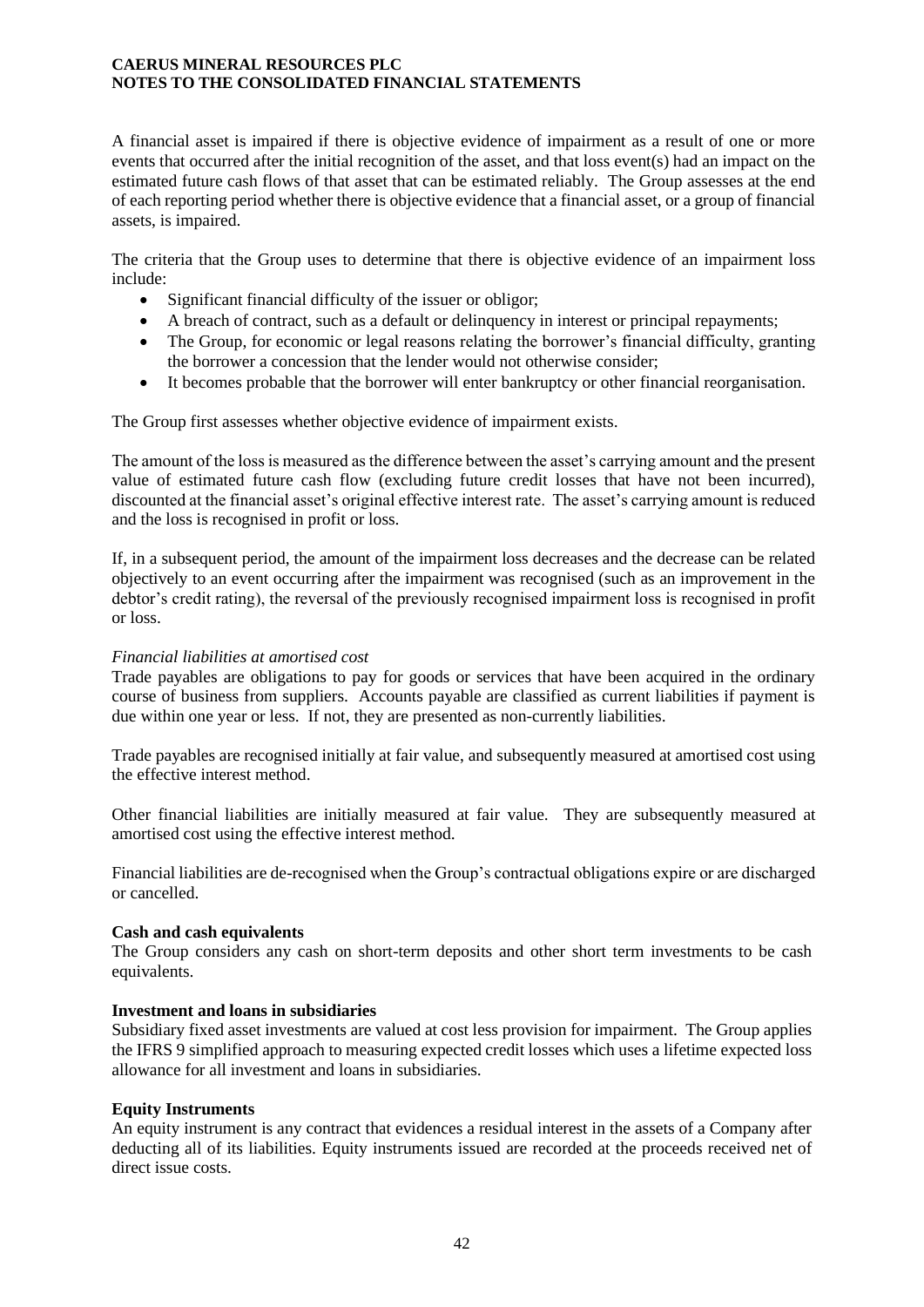A financial asset is impaired if there is objective evidence of impairment as a result of one or more events that occurred after the initial recognition of the asset, and that loss event(s) had an impact on the estimated future cash flows of that asset that can be estimated reliably. The Group assesses at the end of each reporting period whether there is objective evidence that a financial asset, or a group of financial assets, is impaired.

The criteria that the Group uses to determine that there is objective evidence of an impairment loss include:

- Significant financial difficulty of the issuer or obligor;
- A breach of contract, such as a default or delinquency in interest or principal repayments;
- The Group, for economic or legal reasons relating the borrower's financial difficulty, granting the borrower a concession that the lender would not otherwise consider;
- It becomes probable that the borrower will enter bankruptcy or other financial reorganisation.

The Group first assesses whether objective evidence of impairment exists.

The amount of the loss is measured as the difference between the asset's carrying amount and the present value of estimated future cash flow (excluding future credit losses that have not been incurred), discounted at the financial asset's original effective interest rate. The asset's carrying amount is reduced and the loss is recognised in profit or loss.

If, in a subsequent period, the amount of the impairment loss decreases and the decrease can be related objectively to an event occurring after the impairment was recognised (such as an improvement in the debtor's credit rating), the reversal of the previously recognised impairment loss is recognised in profit or loss.

*Financial liabilities at amortised cost*

Trade payables are obligations to pay for goods or services that have been acquired in the ordinary course of business from suppliers. Accounts payable are classified as current liabilities if payment is due within one year or less. If not, they are presented as non-currently liabilities.

Trade payables are recognised initially at fair value, and subsequently measured at amortised cost using the effective interest method.

Other financial liabilities are initially measured at fair value. They are subsequently measured at amortised cost using the effective interest method.

Financial liabilities are de-recognised when the Group's contractual obligations expire or are discharged or cancelled.

**Cash and cash equivalents**

The Group considers any cash on short-term deposits and other short term investments to be cash equivalents.

**Investment and loans in subsidiaries**

Subsidiary fixed asset investments are valued at cost less provision for impairment. The Group applies the IFRS 9 simplified approach to measuring expected credit losses which uses a lifetime expected loss allowance for all investment and loans in subsidiaries.

**Equity Instruments**

An equity instrument is any contract that evidences a residual interest in the assets of a Company after deducting all of its liabilities. Equity instruments issued are recorded at the proceeds received net of direct issue costs.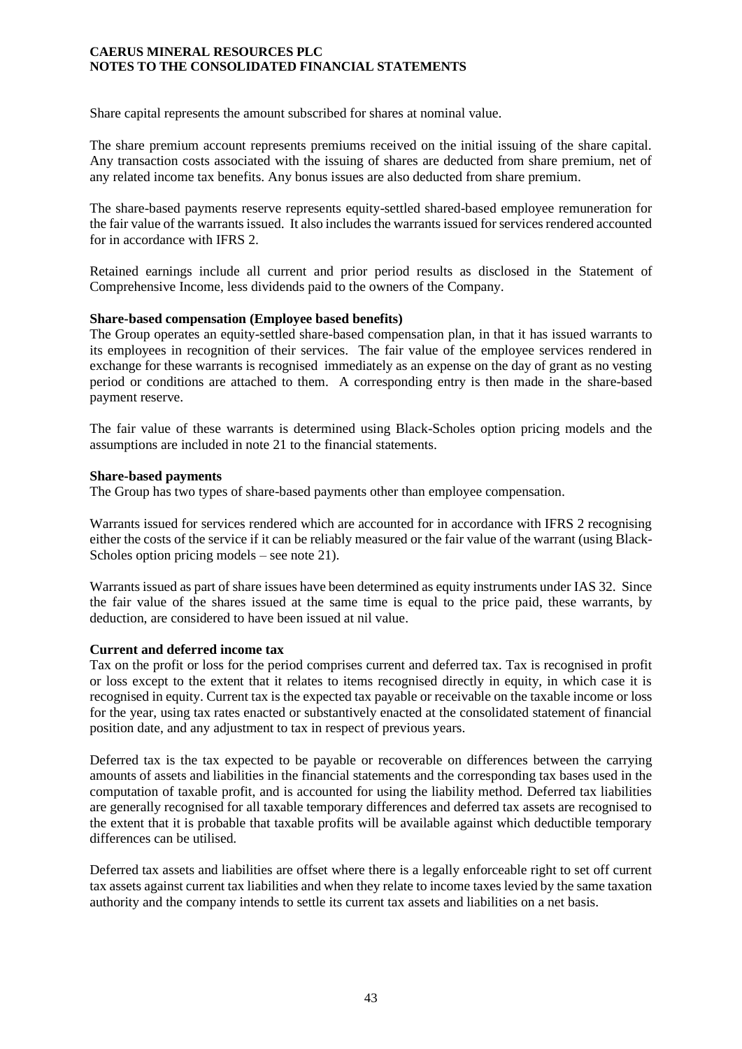Share capital represents the amount subscribed for shares at nominal value.

The share premium account represents premiums received on the initial issuing of the share capital. Any transaction costs associated with the issuing of shares are deducted from share premium, net of any related income tax benefits. Any bonus issues are also deducted from share premium.

The share-based payments reserve represents equity-settled shared-based employee remuneration for the fair value of the warrants issued. It also includes the warrants issued for services rendered accounted for in accordance with IFRS 2.

Retained earnings include all current and prior period results as disclosed in the Statement of Comprehensive Income, less dividends paid to the owners of the Company.

**Share-based compensation (Employee based benefits)**
The Group operates an equity-settled share-based compensation plan, in that it has issued warrants to its employees in recognition of their services. The fair value of the employee services rendered in exchange for these warrants is recognised immediately as an expense on the day of grant as no vesting period or conditions are attached to them. A corresponding entry is then made in the share-based payment reserve.

The fair value of these warrants is determined using Black-Scholes option pricing models and the assumptions are included in note 21 to the financial statements.

**Share-based payments**
The Group has two types of share-based payments other than employee compensation.

Warrants issued for services rendered which are accounted for in accordance with IFRS 2 recognising either the costs of the service if it can be reliably measured or the fair value of the warrant (using Black-Scholes option pricing models – see note 21).

Warrants issued as part of share issues have been determined as equity instruments under IAS 32. Since the fair value of the shares issued at the same time is equal to the price paid, these warrants, by deduction, are considered to have been issued at nil value.

**Current and deferred income tax**
Tax on the profit or loss for the period comprises current and deferred tax. Tax is recognised in profit or loss except to the extent that it relates to items recognised directly in equity, in which case it is recognised in equity. Current tax is the expected tax payable or receivable on the taxable income or loss for the year, using tax rates enacted or substantively enacted at the consolidated statement of financial position date, and any adjustment to tax in respect of previous years.

Deferred tax is the tax expected to be payable or recoverable on differences between the carrying amounts of assets and liabilities in the financial statements and the corresponding tax bases used in the computation of taxable profit, and is accounted for using the liability method. Deferred tax liabilities are generally recognised for all taxable temporary differences and deferred tax assets are recognised to the extent that it is probable that taxable profits will be available against which deductible temporary differences can be utilised.

Deferred tax assets and liabilities are offset where there is a legally enforceable right to set off current tax assets against current tax liabilities and when they relate to income taxes levied by the same taxation authority and the company intends to settle its current tax assets and liabilities on a net basis.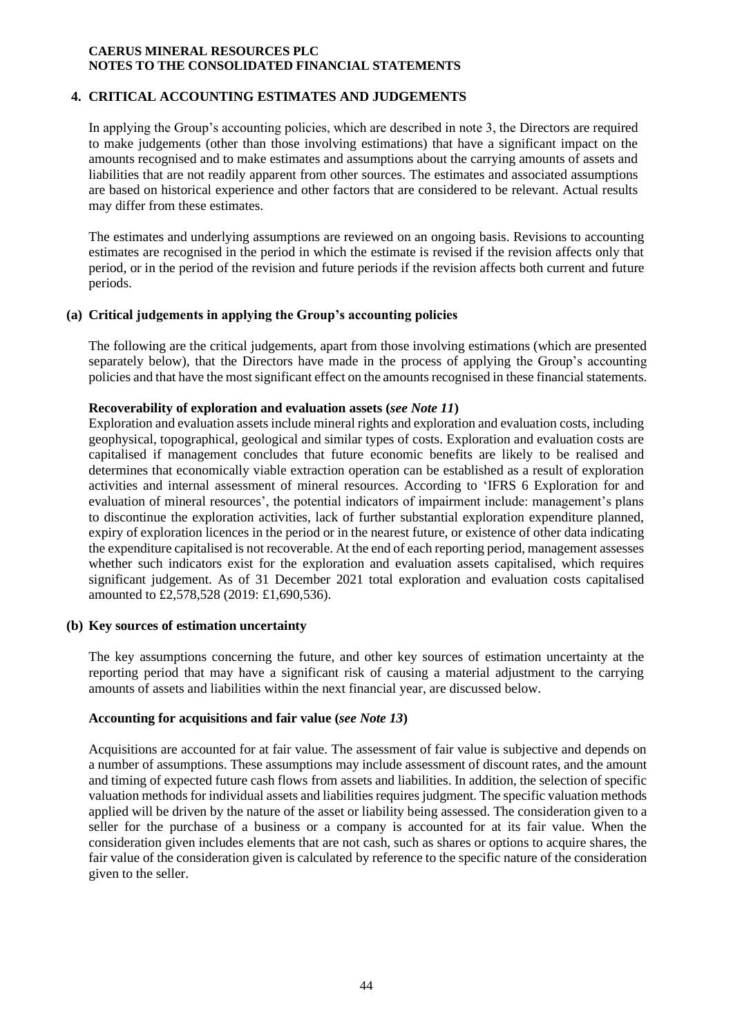**CAERUS MINERAL RESOURCES PLC**
**NOTES TO THE CONSOLIDATED FINANCIAL STATEMENTS**

## 4. CRITICAL ACCOUNTING ESTIMATES AND JUDGEMENTS

In applying the Group's accounting policies, which are described in note 3, the Directors are required to make judgements (other than those involving estimations) that have a significant impact on the amounts recognised and to make estimates and assumptions about the carrying amounts of assets and liabilities that are not readily apparent from other sources. The estimates and associated assumptions are based on historical experience and other factors that are considered to be relevant. Actual results may differ from these estimates.

The estimates and underlying assumptions are reviewed on an ongoing basis. Revisions to accounting estimates are recognised in the period in which the estimate is revised if the revision affects only that period, or in the period of the revision and future periods if the revision affects both current and future periods.

### (a) Critical judgements in applying the Group's accounting policies

The following are the critical judgements, apart from those involving estimations (which are presented separately below), that the Directors have made in the process of applying the Group's accounting policies and that have the most significant effect on the amounts recognised in these financial statements.

**Recoverability of exploration and evaluation assets (*see Note 11*)**
Exploration and evaluation assets include mineral rights and exploration and evaluation costs, including geophysical, topographical, geological and similar types of costs. Exploration and evaluation costs are capitalised if management concludes that future economic benefits are likely to be realised and determines that economically viable extraction operation can be established as a result of exploration activities and internal assessment of mineral resources. According to 'IFRS 6 Exploration for and evaluation of mineral resources', the potential indicators of impairment include: management's plans to discontinue the exploration activities, lack of further substantial exploration expenditure planned, expiry of exploration licences in the period or in the nearest future, or existence of other data indicating the expenditure capitalised is not recoverable. At the end of each reporting period, management assesses whether such indicators exist for the exploration and evaluation assets capitalised, which requires significant judgement. As of 31 December 2021 total exploration and evaluation costs capitalised amounted to £2,578,528 (2019: £1,690,536).

### (b) Key sources of estimation uncertainty

The key assumptions concerning the future, and other key sources of estimation uncertainty at the reporting period that may have a significant risk of causing a material adjustment to the carrying amounts of assets and liabilities within the next financial year, are discussed below.

**Accounting for acquisitions and fair value (*see Note 13*)**

Acquisitions are accounted for at fair value. The assessment of fair value is subjective and depends on a number of assumptions. These assumptions may include assessment of discount rates, and the amount and timing of expected future cash flows from assets and liabilities. In addition, the selection of specific valuation methods for individual assets and liabilities requires judgment. The specific valuation methods applied will be driven by the nature of the asset or liability being assessed. The consideration given to a seller for the purchase of a business or a company is accounted for at its fair value. When the consideration given includes elements that are not cash, such as shares or options to acquire shares, the fair value of the consideration given is calculated by reference to the specific nature of the consideration given to the seller.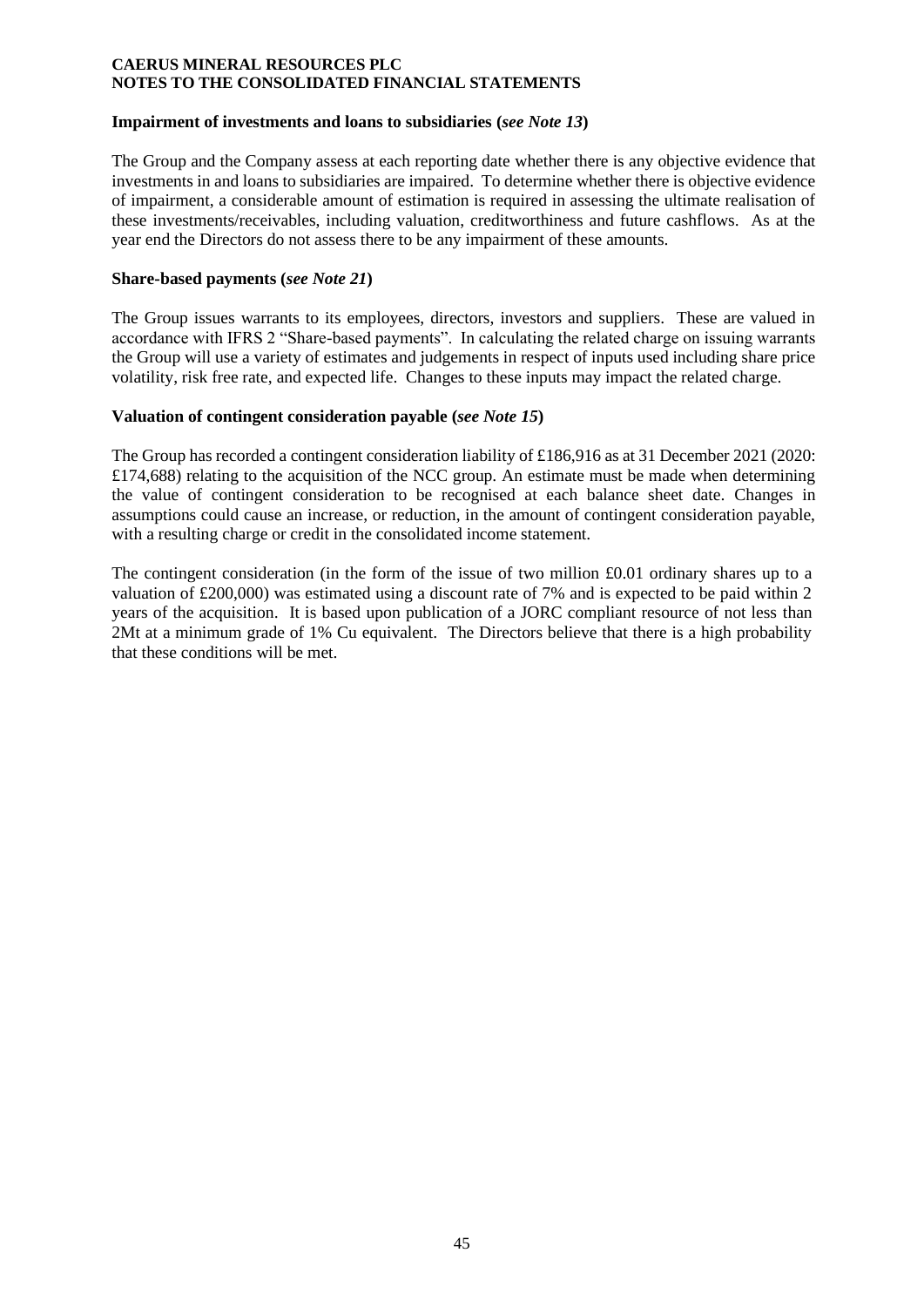**Impairment of investments and loans to subsidiaries (*see Note 13*)**

The Group and the Company assess at each reporting date whether there is any objective evidence that investments in and loans to subsidiaries are impaired. To determine whether there is objective evidence of impairment, a considerable amount of estimation is required in assessing the ultimate realisation of these investments/receivables, including valuation, creditworthiness and future cashflows. As at the year end the Directors do not assess there to be any impairment of these amounts.

**Share-based payments (*see Note 21*)**

The Group issues warrants to its employees, directors, investors and suppliers. These are valued in accordance with IFRS 2 "Share-based payments". In calculating the related charge on issuing warrants the Group will use a variety of estimates and judgements in respect of inputs used including share price volatility, risk free rate, and expected life. Changes to these inputs may impact the related charge.

**Valuation of contingent consideration payable (*see Note 15*)**

The Group has recorded a contingent consideration liability of £186,916 as at 31 December 2021 (2020: £174,688) relating to the acquisition of the NCC group. An estimate must be made when determining the value of contingent consideration to be recognised at each balance sheet date. Changes in assumptions could cause an increase, or reduction, in the amount of contingent consideration payable, with a resulting charge or credit in the consolidated income statement.

The contingent consideration (in the form of the issue of two million £0.01 ordinary shares up to a valuation of £200,000) was estimated using a discount rate of 7% and is expected to be paid within 2 years of the acquisition. It is based upon publication of a JORC compliant resource of not less than 2Mt at a minimum grade of 1% Cu equivalent. The Directors believe that there is a high probability that these conditions will be met.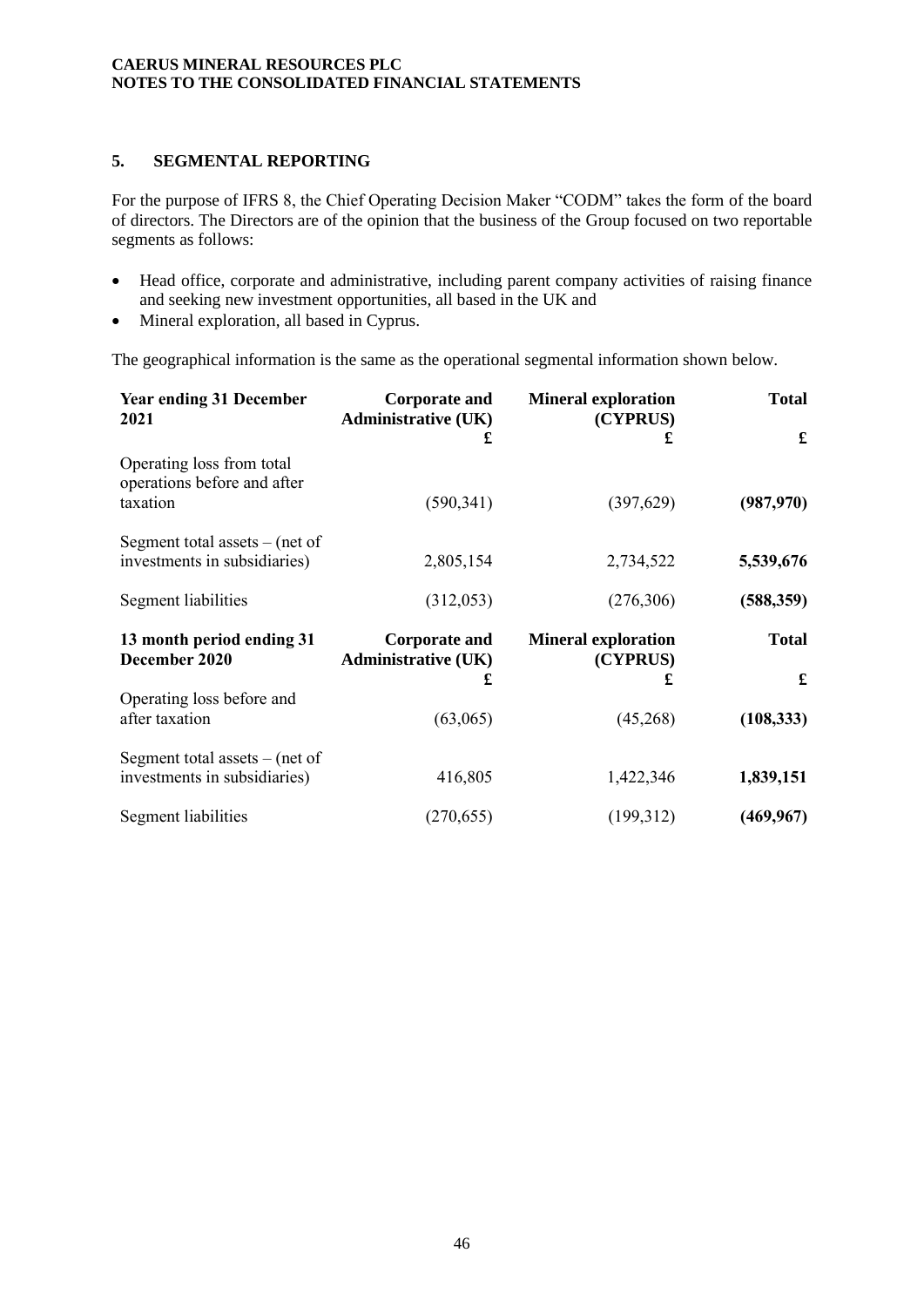**CAERUS MINERAL RESOURCES PLC**
**NOTES TO THE CONSOLIDATED FINANCIAL STATEMENTS**

## 5. SEGMENTAL REPORTING

For the purpose of IFRS 8, the Chief Operating Decision Maker "CODM" takes the form of the board of directors. The Directors are of the opinion that the business of the Group focused on two reportable segments as follows:

- Head office, corporate and administrative, including parent company activities of raising finance and seeking new investment opportunities, all based in the UK and
- Mineral exploration, all based in Cyprus.

The geographical information is the same as the operational segmental information shown below.

| Year ending 31 December 2021 | Corporate and Administrative (UK) £ | Mineral exploration (CYPRUS) £ | Total £ |
|---|---|---|---|
| Operating loss from total operations before and after taxation | (590,341) | (397,629) | **(987,970)** |
| Segment total assets – (net of investments in subsidiaries) | 2,805,154 | 2,734,522 | **5,539,676** |
| Segment liabilities | (312,053) | (276,306) | **(588,359)** |

| 13 month period ending 31 December 2020 | Corporate and Administrative (UK) £ | Mineral exploration (CYPRUS) £ | Total £ |
|---|---|---|---|
| Operating loss before and after taxation | (63,065) | (45,268) | **(108,333)** |
| Segment total assets – (net of investments in subsidiaries) | 416,805 | 1,422,346 | **1,839,151** |
| Segment liabilities | (270,655) | (199,312) | **(469,967)** |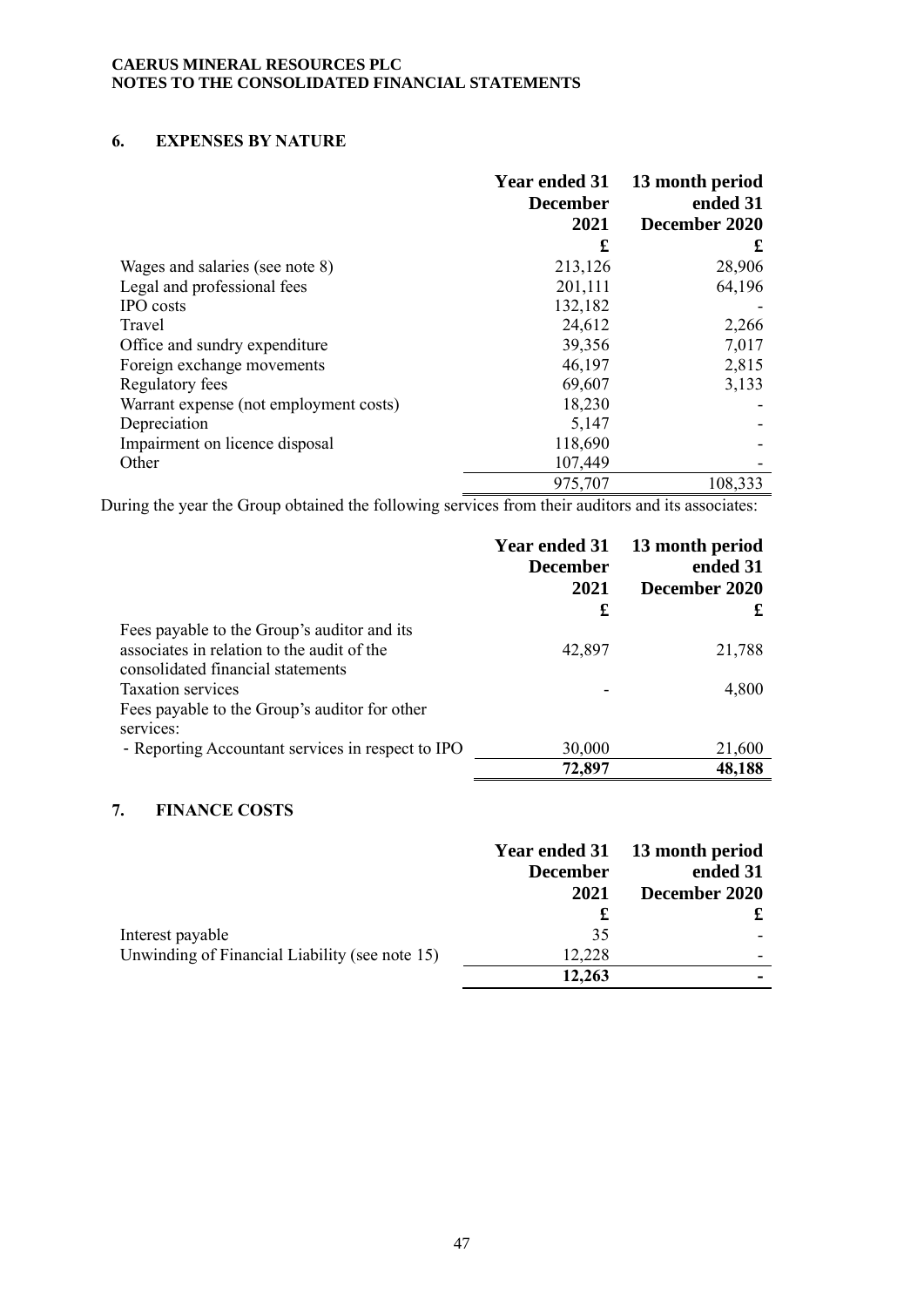## 6. EXPENSES BY NATURE

| | Year ended 31 December 2021 £ | 13 month period ended 31 December 2020 £ |
|---|---|---|
| Wages and salaries (see note 8) | 213,126 | 28,906 |
| Legal and professional fees | 201,111 | 64,196 |
| IPO costs | 132,182 | - |
| Travel | 24,612 | 2,266 |
| Office and sundry expenditure | 39,356 | 7,017 |
| Foreign exchange movements | 46,197 | 2,815 |
| Regulatory fees | 69,607 | 3,133 |
| Warrant expense (not employment costs) | 18,230 | - |
| Depreciation | 5,147 | - |
| Impairment on licence disposal | 118,690 | - |
| Other | 107,449 | - |
| | 975,707 | 108,333 |

During the year the Group obtained the following services from their auditors and its associates:

| | Year ended 31 December 2021 £ | 13 month period ended 31 December 2020 £ |
|---|---|---|
| Fees payable to the Group's auditor and its associates in relation to the audit of the consolidated financial statements | 42,897 | 21,788 |
| Taxation services | - | 4,800 |
| Fees payable to the Group's auditor for other services: | | |
| - Reporting Accountant services in respect to IPO | 30,000 | 21,600 |
| | **72,897** | **48,188** |

## 7. FINANCE COSTS

| | Year ended 31 December 2021 £ | 13 month period ended 31 December 2020 £ |
|---|---|---|
| Interest payable | 35 | - |
| Unwinding of Financial Liability (see note 15) | 12,228 | - |
| | **12,263** | **-** |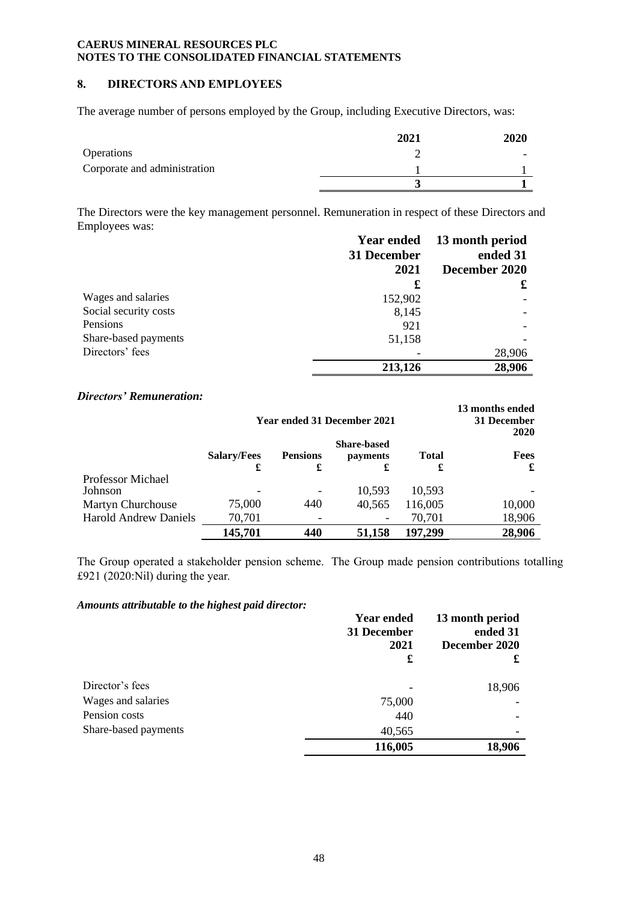**CAERUS MINERAL RESOURCES PLC**
**NOTES TO THE CONSOLIDATED FINANCIAL STATEMENTS**

## 8. DIRECTORS AND EMPLOYEES

The average number of persons employed by the Group, including Executive Directors, was:

| | 2021 | 2020 |
|---|---|---|
| Operations | 2 | - |
| Corporate and administration | 1 | 1 |
| | **3** | **1** |

The Directors were the key management personnel. Remuneration in respect of these Directors and Employees was:

| | Year ended 31 December 2021 £ | 13 month period ended 31 December 2020 £ |
|---|---|---|
| Wages and salaries | 152,902 | - |
| Social security costs | 8,145 | - |
| Pensions | 921 | - |
| Share-based payments | 51,158 | - |
| Directors' fees | - | 28,906 |
| | **213,126** | **28,906** |

### *Directors' Remuneration:*

| | Year ended 31 December 2021 | | | | 13 months ended 31 December 2020 |
|---|---|---|---|---|---|
| | Salary/Fees £ | Pensions £ | Share-based payments £ | Total £ | Fees £ |
| Professor Michael Johnson | - | - | 10,593 | 10,593 | - |
| Martyn Churchouse | 75,000 | 440 | 40,565 | 116,005 | 10,000 |
| Harold Andrew Daniels | 70,701 | - | - | 70,701 | 18,906 |
| | **145,701** | **440** | **51,158** | **197,299** | **28,906** |

The Group operated a stakeholder pension scheme. The Group made pension contributions totalling £921 (2020:Nil) during the year.

### *Amounts attributable to the highest paid director:*

| | Year ended 31 December 2021 £ | 13 month period ended 31 December 2020 £ |
|---|---|---|
| Director's fees | - | 18,906 |
| Wages and salaries | 75,000 | - |
| Pension costs | 440 | - |
| Share-based payments | 40,565 | - |
| | **116,005** | **18,906** |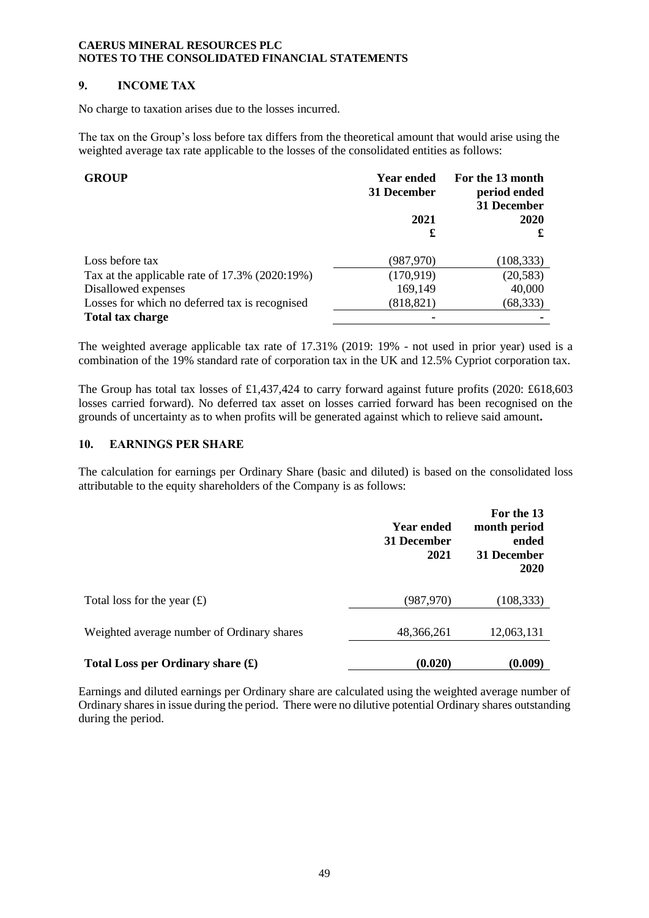**CAERUS MINERAL RESOURCES PLC**
**NOTES TO THE CONSOLIDATED FINANCIAL STATEMENTS**

## 9. INCOME TAX

No charge to taxation arises due to the losses incurred.

The tax on the Group's loss before tax differs from the theoretical amount that would arise using the weighted average tax rate applicable to the losses of the consolidated entities as follows:

| **GROUP** | **Year ended 31 December 2021 £** | **For the 13 month period ended 31 December 2020 £** |
|---|---|---|
| Loss before tax | (987,970) | (108,333) |
| Tax at the applicable rate of 17.3% (2020:19%) | (170,919) | (20,583) |
| Disallowed expenses | 169,149 | 40,000 |
| Losses for which no deferred tax is recognised | (818,821) | (68,333) |
| **Total tax charge** | - | - |

The weighted average applicable tax rate of 17.31% (2019: 19% - not used in prior year) used is a combination of the 19% standard rate of corporation tax in the UK and 12.5% Cypriot corporation tax.

The Group has total tax losses of £1,437,424 to carry forward against future profits (2020: £618,603 losses carried forward). No deferred tax asset on losses carried forward has been recognised on the grounds of uncertainty as to when profits will be generated against which to relieve said amount**.**

## 10. EARNINGS PER SHARE

The calculation for earnings per Ordinary Share (basic and diluted) is based on the consolidated loss attributable to the equity shareholders of the Company is as follows:

| | **Year ended 31 December 2021** | **For the 13 month period ended 31 December 2020** |
|---|---|---|
| Total loss for the year (£) | (987,970) | (108,333) |
| Weighted average number of Ordinary shares | 48,366,261 | 12,063,131 |
| **Total Loss per Ordinary share (£)** | **(0.020)** | **(0.009)** |

Earnings and diluted earnings per Ordinary share are calculated using the weighted average number of Ordinary shares in issue during the period. There were no dilutive potential Ordinary shares outstanding during the period.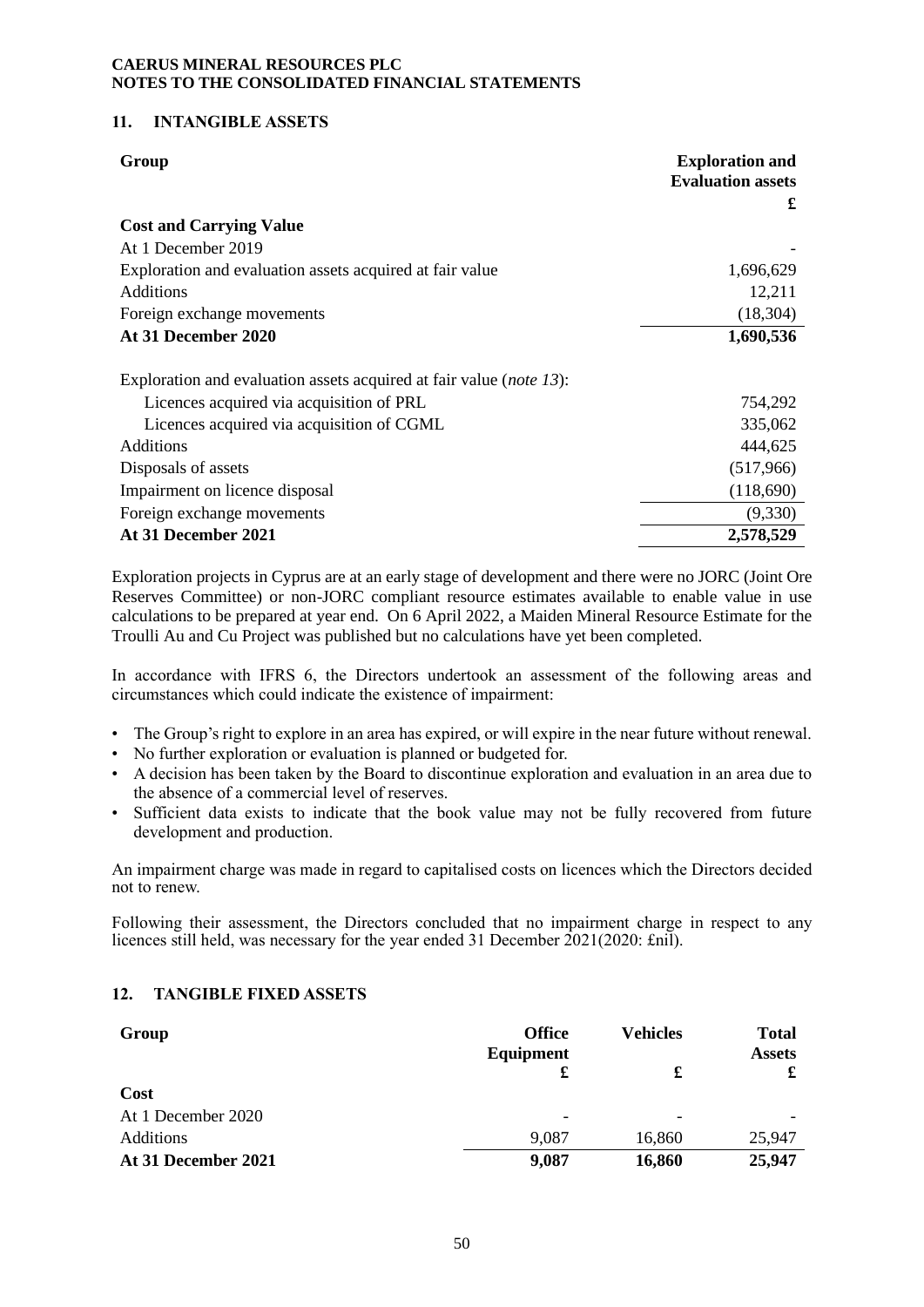**CAERUS MINERAL RESOURCES PLC**
**NOTES TO THE CONSOLIDATED FINANCIAL STATEMENTS**

## 11. INTANGIBLE ASSETS

| Group | Exploration and Evaluation assets £ |
|---|---|
| **Cost and Carrying Value** | |
| At 1 December 2019 | - |
| Exploration and evaluation assets acquired at fair value | 1,696,629 |
| Additions | 12,211 |
| Foreign exchange movements | (18,304) |
| **At 31 December 2020** | **1,690,536** |
| Exploration and evaluation assets acquired at fair value (*note 13*): | |
| Licences acquired via acquisition of PRL | 754,292 |
| Licences acquired via acquisition of CGML | 335,062 |
| Additions | 444,625 |
| Disposals of assets | (517,966) |
| Impairment on licence disposal | (118,690) |
| Foreign exchange movements | (9,330) |
| **At 31 December 2021** | **2,578,529** |

Exploration projects in Cyprus are at an early stage of development and there were no JORC (Joint Ore Reserves Committee) or non-JORC compliant resource estimates available to enable value in use calculations to be prepared at year end. On 6 April 2022, a Maiden Mineral Resource Estimate for the Troulli Au and Cu Project was published but no calculations have yet been completed.

In accordance with IFRS 6, the Directors undertook an assessment of the following areas and circumstances which could indicate the existence of impairment:

- The Group's right to explore in an area has expired, or will expire in the near future without renewal.
- No further exploration or evaluation is planned or budgeted for.
- A decision has been taken by the Board to discontinue exploration and evaluation in an area due to the absence of a commercial level of reserves.
- Sufficient data exists to indicate that the book value may not be fully recovered from future development and production.

An impairment charge was made in regard to capitalised costs on licences which the Directors decided not to renew.

Following their assessment, the Directors concluded that no impairment charge in respect to any licences still held, was necessary for the year ended 31 December 2021(2020: £nil).

## 12. TANGIBLE FIXED ASSETS

| Group | Office Equipment £ | Vehicles £ | Total Assets £ |
|---|---|---|---|
| **Cost** | | | |
| At 1 December 2020 | - | - | - |
| Additions | 9,087 | 16,860 | 25,947 |
| **At 31 December 2021** | **9,087** | **16,860** | **25,947** |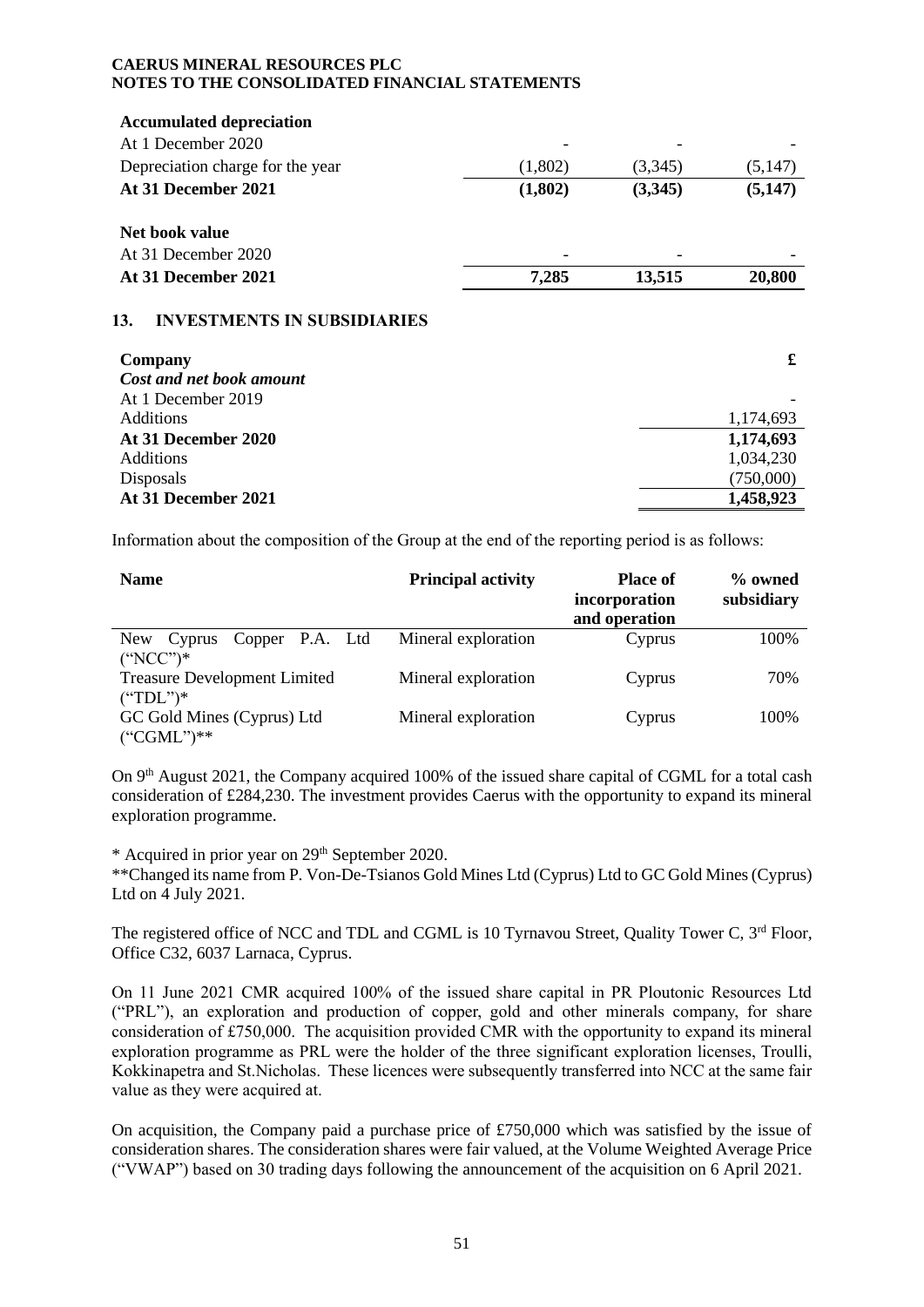**CAERUS MINERAL RESOURCES PLC**
**NOTES TO THE CONSOLIDATED FINANCIAL STATEMENTS**

| | | | |
|---|---|---|---|
| **Accumulated depreciation** | | | |
| At 1 December 2020 | - | - | - |
| Depreciation charge for the year | (1,802) | (3,345) | (5,147) |
| **At 31 December 2021** | **(1,802)** | **(3,345)** | **(5,147)** |
| | | | |
| **Net book value** | | | |
| At 31 December 2020 | - | - | - |
| **At 31 December 2021** | **7,285** | **13,515** | **20,800** |

## 13. INVESTMENTS IN SUBSIDIARIES

| **Company** | **£** |
|---|---|
| ***Cost and net book amount*** | |
| At 1 December 2019 | - |
| Additions | 1,174,693 |
| **At 31 December 2020** | **1,174,693** |
| Additions | 1,034,230 |
| Disposals | (750,000) |
| **At 31 December 2021** | **1,458,923** |

Information about the composition of the Group at the end of the reporting period is as follows:

| **Name** | **Principal activity** | **Place of incorporation and operation** | **% owned subsidiary** |
|---|---|---|---|
| New Cyprus Copper P.A. Ltd ("NCC")* | Mineral exploration | Cyprus | 100% |
| Treasure Development Limited ("TDL")* | Mineral exploration | Cyprus | 70% |
| GC Gold Mines (Cyprus) Ltd ("CGML")** | Mineral exploration | Cyprus | 100% |

On 9th August 2021, the Company acquired 100% of the issued share capital of CGML for a total cash consideration of £284,230. The investment provides Caerus with the opportunity to expand its mineral exploration programme.

\* Acquired in prior year on 29th September 2020.
\*\*Changed its name from P. Von-De-Tsianos Gold Mines Ltd (Cyprus) Ltd to GC Gold Mines (Cyprus) Ltd on 4 July 2021.

The registered office of NCC and TDL and CGML is 10 Tyrnavou Street, Quality Tower C, 3rd Floor, Office C32, 6037 Larnaca, Cyprus.

On 11 June 2021 CMR acquired 100% of the issued share capital in PR Ploutonic Resources Ltd ("PRL"), an exploration and production of copper, gold and other minerals company, for share consideration of £750,000. The acquisition provided CMR with the opportunity to expand its mineral exploration programme as PRL were the holder of the three significant exploration licenses, Troulli, Kokkinapetra and St.Nicholas. These licences were subsequently transferred into NCC at the same fair value as they were acquired at.

On acquisition, the Company paid a purchase price of £750,000 which was satisfied by the issue of consideration shares. The consideration shares were fair valued, at the Volume Weighted Average Price ("VWAP") based on 30 trading days following the announcement of the acquisition on 6 April 2021.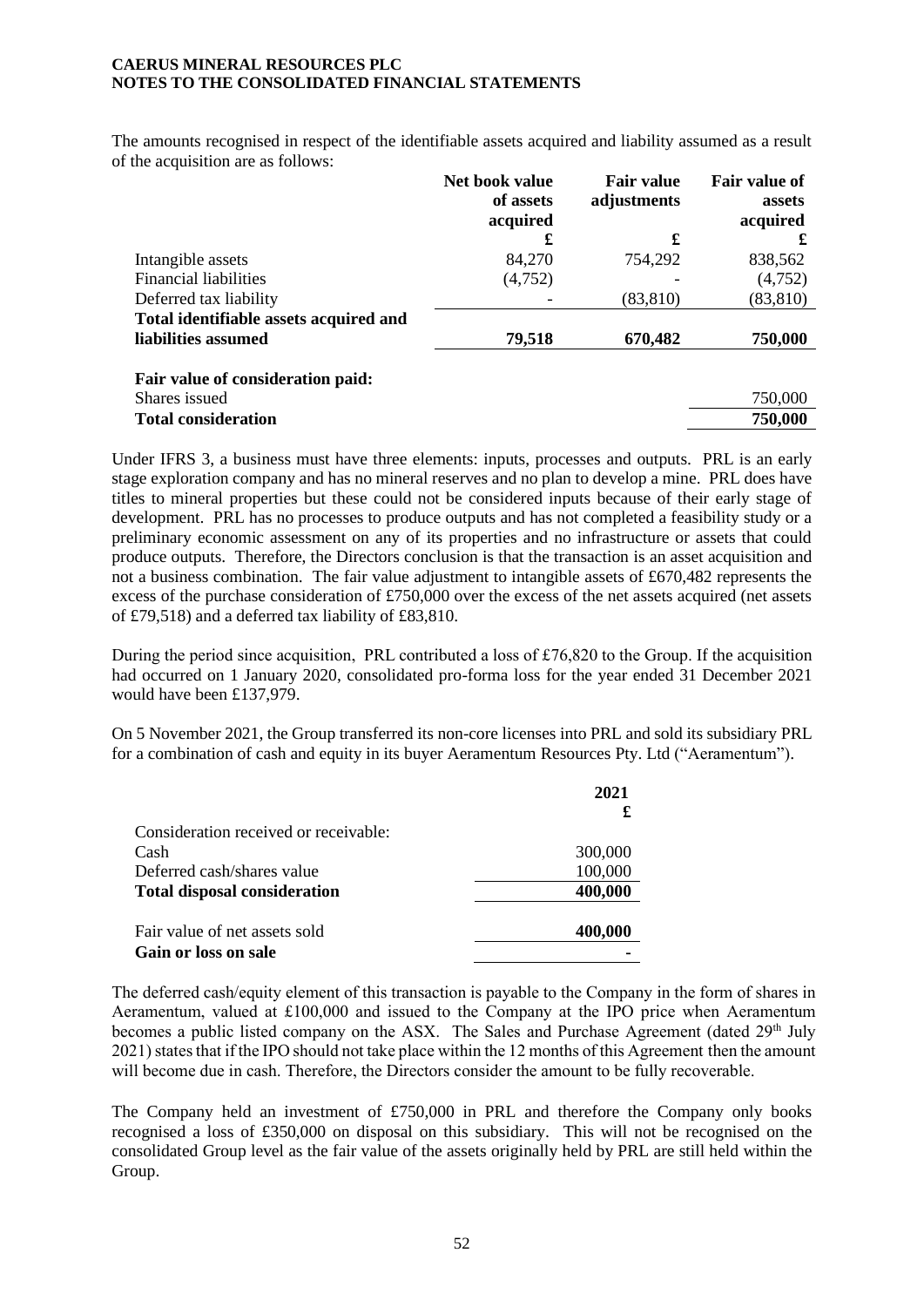The amounts recognised in respect of the identifiable assets acquired and liability assumed as a result of the acquisition are as follows:

| | Net book value of assets acquired | Fair value adjustments | Fair value of assets acquired |
|---|---|---|---|
| | £ | £ | £ |
| Intangible assets | 84,270 | 754,292 | 838,562 |
| Financial liabilities | (4,752) | - | (4,752) |
| Deferred tax liability | - | (83,810) | (83,810) |
| **Total identifiable assets acquired and liabilities assumed** | **79,518** | **670,482** | **750,000** |
| | | | |
| **Fair value of consideration paid:** | | | |
| Shares issued | | | 750,000 |
| **Total consideration** | | | **750,000** |

Under IFRS 3, a business must have three elements: inputs, processes and outputs. PRL is an early stage exploration company and has no mineral reserves and no plan to develop a mine. PRL does have titles to mineral properties but these could not be considered inputs because of their early stage of development. PRL has no processes to produce outputs and has not completed a feasibility study or a preliminary economic assessment on any of its properties and no infrastructure or assets that could produce outputs. Therefore, the Directors conclusion is that the transaction is an asset acquisition and not a business combination. The fair value adjustment to intangible assets of £670,482 represents the excess of the purchase consideration of £750,000 over the excess of the net assets acquired (net assets of £79,518) and a deferred tax liability of £83,810.

During the period since acquisition, PRL contributed a loss of £76,820 to the Group. If the acquisition had occurred on 1 January 2020, consolidated pro-forma loss for the year ended 31 December 2021 would have been £137,979.

On 5 November 2021, the Group transferred its non-core licenses into PRL and sold its subsidiary PRL for a combination of cash and equity in its buyer Aeramentum Resources Pty. Ltd ("Aeramentum").

| | 2021 |
|---|---|
| | £ |
| Consideration received or receivable: | |
| Cash | 300,000 |
| Deferred cash/shares value | 100,000 |
| **Total disposal consideration** | **400,000** |
| | |
| Fair value of net assets sold | **400,000** |
| **Gain or loss on sale** | **-** |

The deferred cash/equity element of this transaction is payable to the Company in the form of shares in Aeramentum, valued at £100,000 and issued to the Company at the IPO price when Aeramentum becomes a public listed company on the ASX. The Sales and Purchase Agreement (dated 29th July 2021) states that if the IPO should not take place within the 12 months of this Agreement then the amount will become due in cash. Therefore, the Directors consider the amount to be fully recoverable.

The Company held an investment of £750,000 in PRL and therefore the Company only books recognised a loss of £350,000 on disposal on this subsidiary. This will not be recognised on the consolidated Group level as the fair value of the assets originally held by PRL are still held within the Group.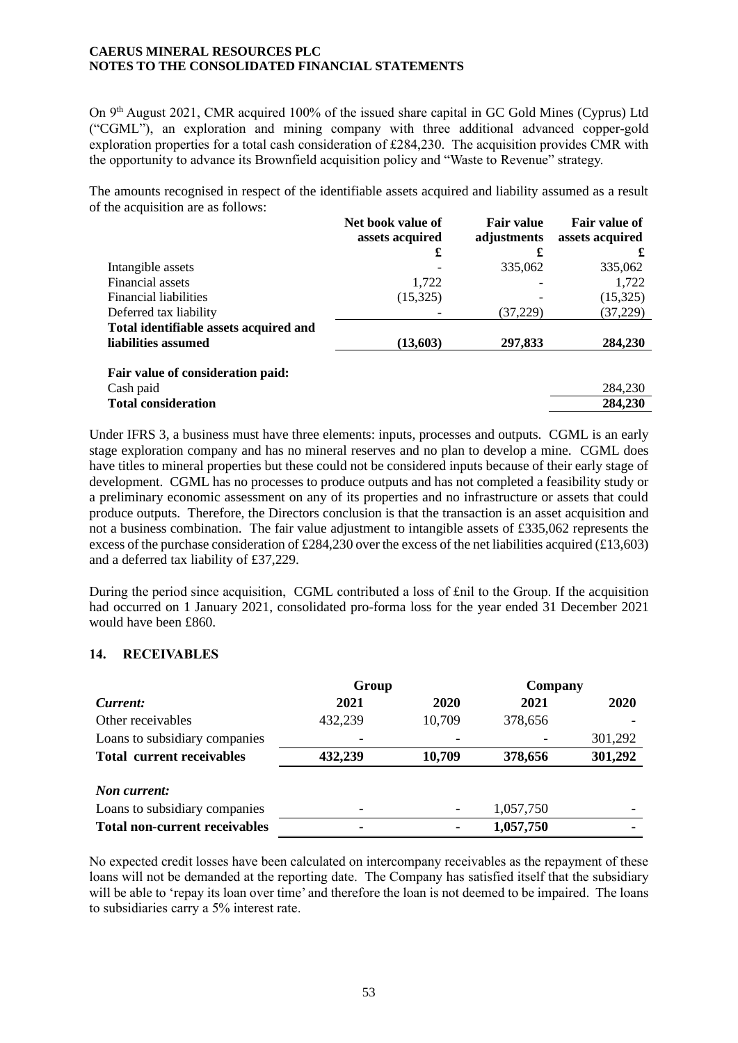On 9th August 2021, CMR acquired 100% of the issued share capital in GC Gold Mines (Cyprus) Ltd ("CGML"), an exploration and mining company with three additional advanced copper-gold exploration properties for a total cash consideration of £284,230. The acquisition provides CMR with the opportunity to advance its Brownfield acquisition policy and "Waste to Revenue" strategy.

The amounts recognised in respect of the identifiable assets acquired and liability assumed as a result of the acquisition are as follows:

| | Net book value of assets acquired | Fair value adjustments | Fair value of assets acquired |
|---|---|---|---|
| | £ | £ | £ |
| Intangible assets | - | 335,062 | 335,062 |
| Financial assets | 1,722 | - | 1,722 |
| Financial liabilities | (15,325) | - | (15,325) |
| Deferred tax liability | - | (37,229) | (37,229) |
| **Total identifiable assets acquired and liabilities assumed** | **(13,603)** | **297,833** | **284,230** |
| **Fair value of consideration paid:** | | | |
| Cash paid | | | 284,230 |
| **Total consideration** | | | **284,230** |

Under IFRS 3, a business must have three elements: inputs, processes and outputs. CGML is an early stage exploration company and has no mineral reserves and no plan to develop a mine. CGML does have titles to mineral properties but these could not be considered inputs because of their early stage of development. CGML has no processes to produce outputs and has not completed a feasibility study or a preliminary economic assessment on any of its properties and no infrastructure or assets that could produce outputs. Therefore, the Directors conclusion is that the transaction is an asset acquisition and not a business combination. The fair value adjustment to intangible assets of £335,062 represents the excess of the purchase consideration of £284,230 over the excess of the net liabilities acquired (£13,603) and a deferred tax liability of £37,229.

During the period since acquisition, CGML contributed a loss of £nil to the Group. If the acquisition had occurred on 1 January 2021, consolidated pro-forma loss for the year ended 31 December 2021 would have been £860.

## 14. RECEIVABLES

| | Group | | Company | |
|---|---|---|---|---|
| ***Current:*** | **2021** | **2020** | **2021** | **2020** |
| Other receivables | 432,239 | 10,709 | 378,656 | - |
| Loans to subsidiary companies | - | - | - | 301,292 |
| **Total current receivables** | **432,239** | **10,709** | **378,656** | **301,292** |
| ***Non current:*** | | | | |
| Loans to subsidiary companies | - | - | 1,057,750 | - |
| **Total non-current receivables** | **-** | **-** | **1,057,750** | **-** |

No expected credit losses have been calculated on intercompany receivables as the repayment of these loans will not be demanded at the reporting date. The Company has satisfied itself that the subsidiary will be able to 'repay its loan over time' and therefore the loan is not deemed to be impaired. The loans to subsidiaries carry a 5% interest rate.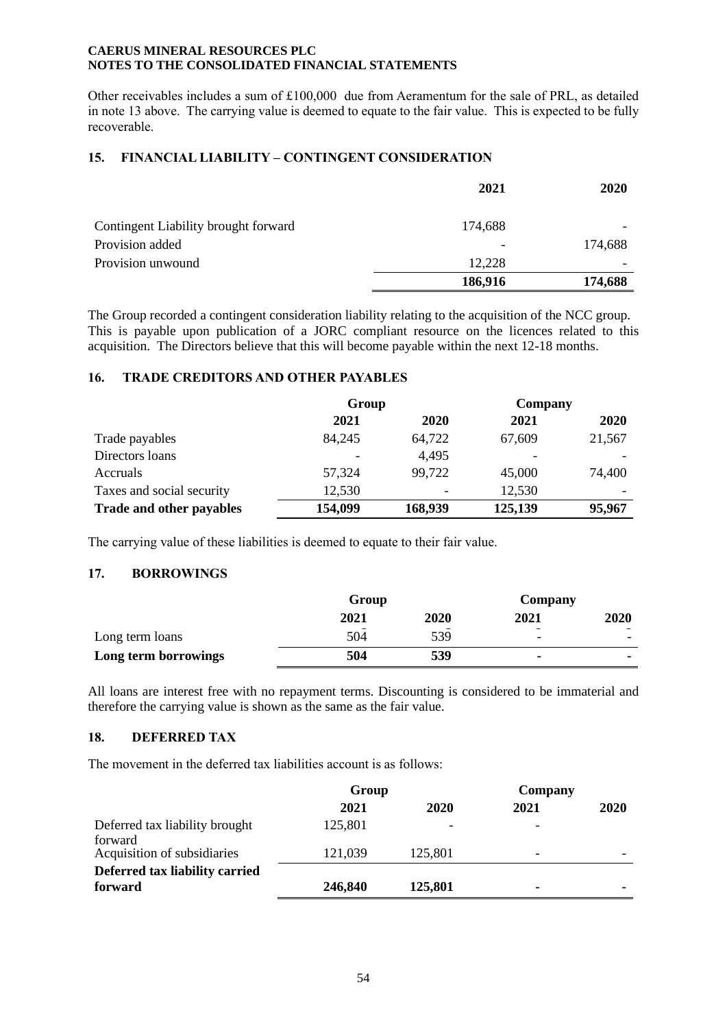Other receivables includes a sum of £100,000 due from Aeramentum for the sale of PRL, as detailed in note 13 above. The carrying value is deemed to equate to the fair value. This is expected to be fully recoverable.

## 15. FINANCIAL LIABILITY – CONTINGENT CONSIDERATION

| | 2021 | 2020 |
|---|---|---|
| Contingent Liability brought forward | 174,688 | - |
| Provision added | - | 174,688 |
| Provision unwound | 12,228 | - |
| | **186,916** | **174,688** |

The Group recorded a contingent consideration liability relating to the acquisition of the NCC group. This is payable upon publication of a JORC compliant resource on the licences related to this acquisition. The Directors believe that this will become payable within the next 12-18 months.

## 16. TRADE CREDITORS AND OTHER PAYABLES

| | Group | | Company | |
|---|---|---|---|---|
| | 2021 | 2020 | 2021 | 2020 |
| Trade payables | 84,245 | 64,722 | 67,609 | 21,567 |
| Directors loans | - | 4,495 | - | - |
| Accruals | 57,324 | 99,722 | 45,000 | 74,400 |
| Taxes and social security | 12,530 | - | 12,530 | - |
| **Trade and other payables** | **154,099** | **168,939** | **125,139** | **95,967** |

The carrying value of these liabilities is deemed to equate to their fair value.

## 17. BORROWINGS

| | Group | | Company | |
|---|---|---|---|---|
| | 2021 | 2020 | 2021 | 2020 |
| Long term loans | 504 | 539 | - | - |
| **Long term borrowings** | **504** | **539** | **-** | **-** |

All loans are interest free with no repayment terms. Discounting is considered to be immaterial and therefore the carrying value is shown as the same as the fair value.

## 18. DEFERRED TAX

The movement in the deferred tax liabilities account is as follows:

| | Group | | Company | |
|---|---|---|---|---|
| | 2021 | 2020 | 2021 | 2020 |
| Deferred tax liability brought forward | 125,801 | - | - | |
| Acquisition of subsidiaries | 121,039 | 125,801 | - | - |
| **Deferred tax liability carried forward** | **246,840** | **125,801** | **-** | **-** |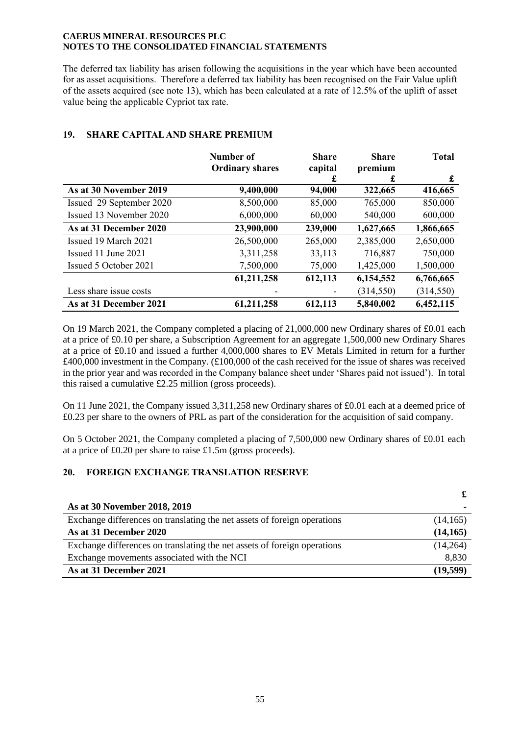The deferred tax liability has arisen following the acquisitions in the year which have been accounted for as asset acquisitions. Therefore a deferred tax liability has been recognised on the Fair Value uplift of the assets acquired (see note 13), which has been calculated at a rate of 12.5% of the uplift of asset value being the applicable Cypriot tax rate.

## 19. SHARE CAPITAL AND SHARE PREMIUM

| | Number of Ordinary shares | Share capital £ | Share premium £ | Total £ |
|---|---|---|---|---|
| **As at 30 November 2019** | **9,400,000** | **94,000** | **322,665** | **416,665** |
| Issued 29 September 2020 | 8,500,000 | 85,000 | 765,000 | 850,000 |
| Issued 13 November 2020 | 6,000,000 | 60,000 | 540,000 | 600,000 |
| **As at 31 December 2020** | **23,900,000** | **239,000** | **1,627,665** | **1,866,665** |
| Issued 19 March 2021 | 26,500,000 | 265,000 | 2,385,000 | 2,650,000 |
| Issued 11 June 2021 | 3,311,258 | 33,113 | 716,887 | 750,000 |
| Issued 5 October 2021 | 7,500,000 | 75,000 | 1,425,000 | 1,500,000 |
| | **61,211,258** | **612,113** | **6,154,552** | **6,766,665** |
| Less share issue costs | - | - | (314,550) | (314,550) |
| **As at 31 December 2021** | **61,211,258** | **612,113** | **5,840,002** | **6,452,115** |

On 19 March 2021, the Company completed a placing of 21,000,000 new Ordinary shares of £0.01 each at a price of £0.10 per share, a Subscription Agreement for an aggregate 1,500,000 new Ordinary Shares at a price of £0.10 and issued a further 4,000,000 shares to EV Metals Limited in return for a further £400,000 investment in the Company. (£100,000 of the cash received for the issue of shares was received in the prior year and was recorded in the Company balance sheet under 'Shares paid not issued'). In total this raised a cumulative £2.25 million (gross proceeds).

On 11 June 2021, the Company issued 3,311,258 new Ordinary shares of £0.01 each at a deemed price of £0.23 per share to the owners of PRL as part of the consideration for the acquisition of said company.

On 5 October 2021, the Company completed a placing of 7,500,000 new Ordinary shares of £0.01 each at a price of £0.20 per share to raise £1.5m (gross proceeds).

## 20. FOREIGN EXCHANGE TRANSLATION RESERVE

| | £ |
|---|---|
| **As at 30 November 2018, 2019** | - |
| Exchange differences on translating the net assets of foreign operations | (14,165) |
| **As at 31 December 2020** | **(14,165)** |
| Exchange differences on translating the net assets of foreign operations | (14,264) |
| Exchange movements associated with the NCI | 8,830 |
| **As at 31 December 2021** | **(19,599)** |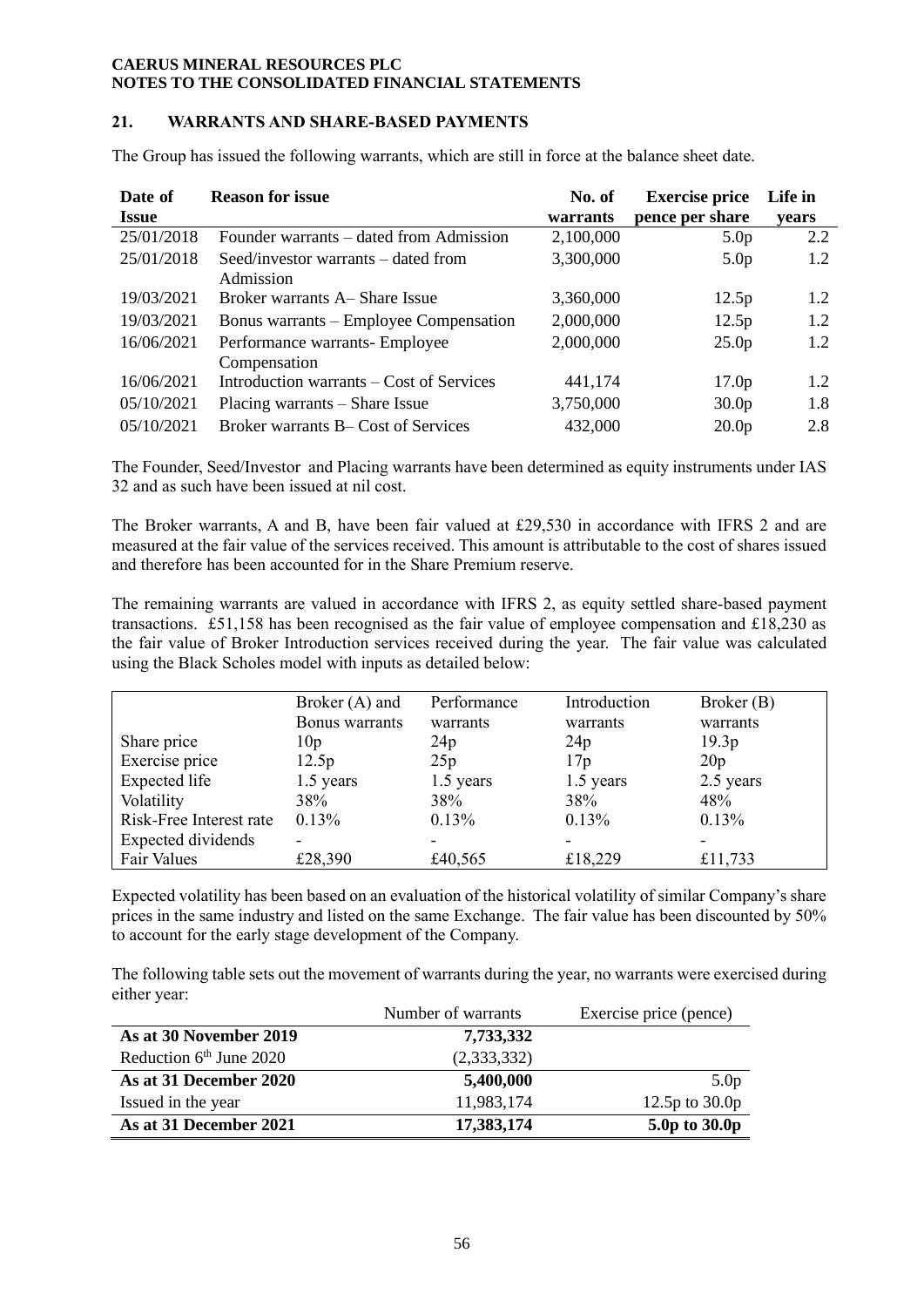## 21. WARRANTS AND SHARE-BASED PAYMENTS

The Group has issued the following warrants, which are still in force at the balance sheet date.

| Date of Issue | Reason for issue | No. of warrants | Exercise price pence per share | Life in years |
|---|---|---|---|---|
| 25/01/2018 | Founder warrants – dated from Admission | 2,100,000 | 5.0p | 2.2 |
| 25/01/2018 | Seed/investor warrants – dated from Admission | 3,300,000 | 5.0p | 1.2 |
| 19/03/2021 | Broker warrants A– Share Issue | 3,360,000 | 12.5p | 1.2 |
| 19/03/2021 | Bonus warrants – Employee Compensation | 2,000,000 | 12.5p | 1.2 |
| 16/06/2021 | Performance warrants- Employee Compensation | 2,000,000 | 25.0p | 1.2 |
| 16/06/2021 | Introduction warrants – Cost of Services | 441,174 | 17.0p | 1.2 |
| 05/10/2021 | Placing warrants – Share Issue | 3,750,000 | 30.0p | 1.8 |
| 05/10/2021 | Broker warrants B– Cost of Services | 432,000 | 20.0p | 2.8 |

The Founder, Seed/Investor and Placing warrants have been determined as equity instruments under IAS 32 and as such have been issued at nil cost.

The Broker warrants, A and B, have been fair valued at £29,530 in accordance with IFRS 2 and are measured at the fair value of the services received. This amount is attributable to the cost of shares issued and therefore has been accounted for in the Share Premium reserve.

The remaining warrants are valued in accordance with IFRS 2, as equity settled share-based payment transactions. £51,158 has been recognised as the fair value of employee compensation and £18,230 as the fair value of Broker Introduction services received during the year. The fair value was calculated using the Black Scholes model with inputs as detailed below:

| | Broker (A) and Bonus warrants | Performance warrants | Introduction warrants | Broker (B) warrants |
|---|---|---|---|---|
| Share price | 10p | 24p | 24p | 19.3p |
| Exercise price | 12.5p | 25p | 17p | 20p |
| Expected life | 1.5 years | 1.5 years | 1.5 years | 2.5 years |
| Volatility | 38% | 38% | 38% | 48% |
| Risk-Free Interest rate | 0.13% | 0.13% | 0.13% | 0.13% |
| Expected dividends | - | - | - | - |
| Fair Values | £28,390 | £40,565 | £18,229 | £11,733 |

Expected volatility has been based on an evaluation of the historical volatility of similar Company's share prices in the same industry and listed on the same Exchange. The fair value has been discounted by 50% to account for the early stage development of the Company.

The following table sets out the movement of warrants during the year, no warrants were exercised during either year:

| | Number of warrants | Exercise price (pence) |
|---|---|---|
| **As at 30 November 2019** | **7,733,332** | |
| Reduction 6th June 2020 | (2,333,332) | |
| **As at 31 December 2020** | **5,400,000** | 5.0p |
| Issued in the year | 11,983,174 | 12.5p to 30.0p |
| **As at 31 December 2021** | **17,383,174** | **5.0p to 30.0p** |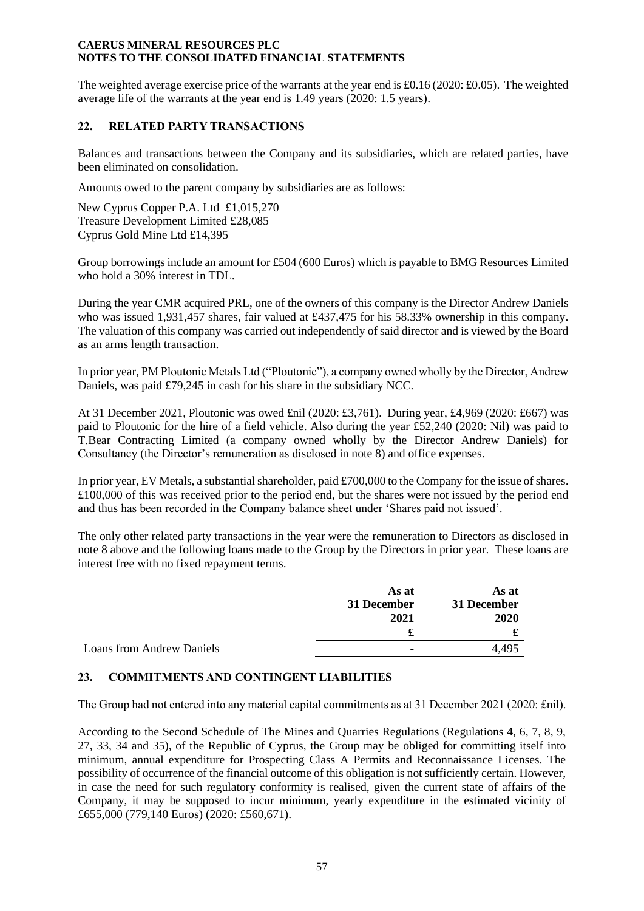The weighted average exercise price of the warrants at the year end is £0.16 (2020: £0.05). The weighted average life of the warrants at the year end is 1.49 years (2020: 1.5 years).

## 22. RELATED PARTY TRANSACTIONS

Balances and transactions between the Company and its subsidiaries, which are related parties, have been eliminated on consolidation.

Amounts owed to the parent company by subsidiaries are as follows:

New Cyprus Copper P.A. Ltd £1,015,270
Treasure Development Limited £28,085
Cyprus Gold Mine Ltd £14,395

Group borrowings include an amount for £504 (600 Euros) which is payable to BMG Resources Limited who hold a 30% interest in TDL.

During the year CMR acquired PRL, one of the owners of this company is the Director Andrew Daniels who was issued 1,931,457 shares, fair valued at £437,475 for his 58.33% ownership in this company. The valuation of this company was carried out independently of said director and is viewed by the Board as an arms length transaction.

In prior year, PM Ploutonic Metals Ltd ("Ploutonic"), a company owned wholly by the Director, Andrew Daniels, was paid £79,245 in cash for his share in the subsidiary NCC.

At 31 December 2021, Ploutonic was owed £nil (2020: £3,761). During year, £4,969 (2020: £667) was paid to Ploutonic for the hire of a field vehicle. Also during the year £52,240 (2020: Nil) was paid to T.Bear Contracting Limited (a company owned wholly by the Director Andrew Daniels) for Consultancy (the Director's remuneration as disclosed in note 8) and office expenses.

In prior year, EV Metals, a substantial shareholder, paid £700,000 to the Company for the issue of shares. £100,000 of this was received prior to the period end, but the shares were not issued by the period end and thus has been recorded in the Company balance sheet under 'Shares paid not issued'.

The only other related party transactions in the year were the remuneration to Directors as disclosed in note 8 above and the following loans made to the Group by the Directors in prior year. These loans are interest free with no fixed repayment terms.

| | As at 31 December 2021 £ | As at 31 December 2020 £ |
|---|---|---|
| Loans from Andrew Daniels | - | 4,495 |

## 23. COMMITMENTS AND CONTINGENT LIABILITIES

The Group had not entered into any material capital commitments as at 31 December 2021 (2020: £nil).

According to the Second Schedule of The Mines and Quarries Regulations (Regulations 4, 6, 7, 8, 9, 27, 33, 34 and 35), of the Republic of Cyprus, the Group may be obliged for committing itself into minimum, annual expenditure for Prospecting Class A Permits and Reconnaissance Licenses. The possibility of occurrence of the financial outcome of this obligation is not sufficiently certain. However, in case the need for such regulatory conformity is realised, given the current state of affairs of the Company, it may be supposed to incur minimum, yearly expenditure in the estimated vicinity of £655,000 (779,140 Euros) (2020: £560,671).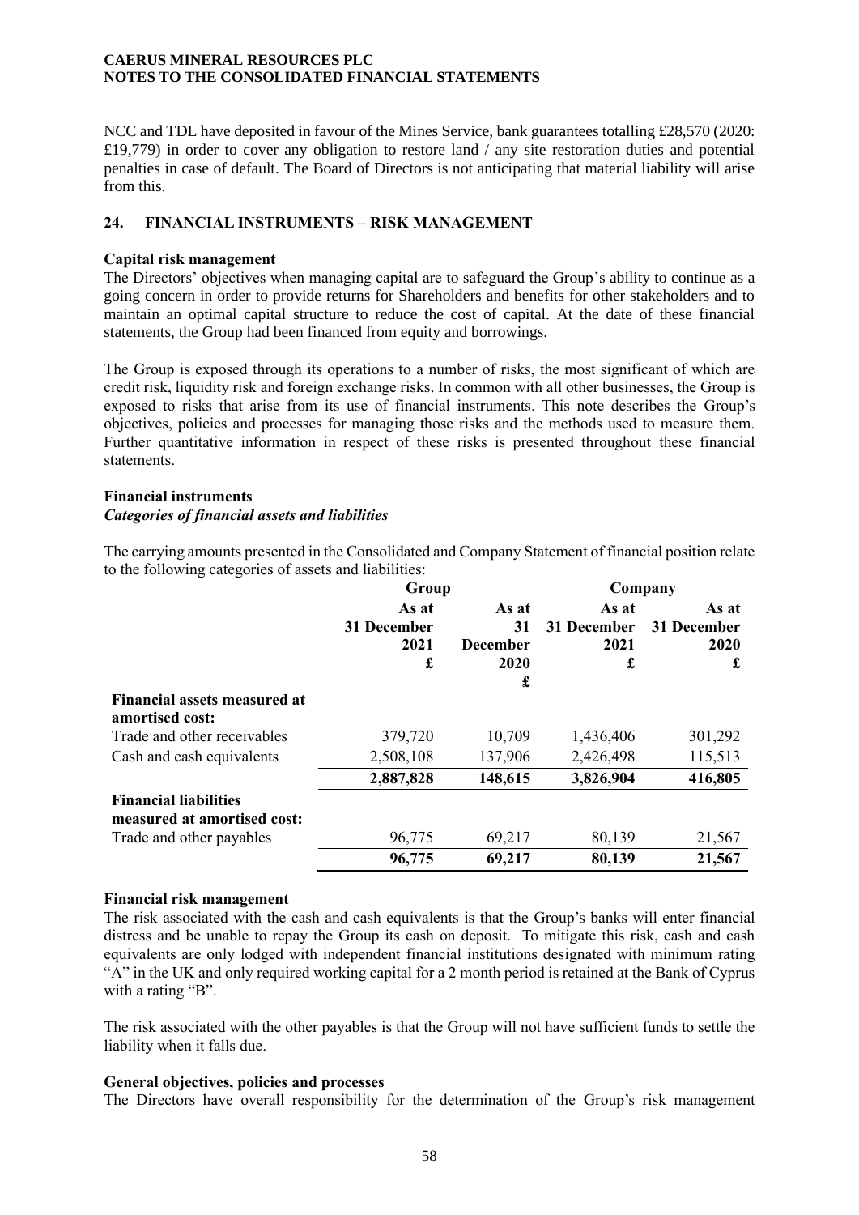NCC and TDL have deposited in favour of the Mines Service, bank guarantees totalling £28,570 (2020: £19,779) in order to cover any obligation to restore land / any site restoration duties and potential penalties in case of default. The Board of Directors is not anticipating that material liability will arise from this.

## 24. FINANCIAL INSTRUMENTS – RISK MANAGEMENT

**Capital risk management**

The Directors' objectives when managing capital are to safeguard the Group's ability to continue as a going concern in order to provide returns for Shareholders and benefits for other stakeholders and to maintain an optimal capital structure to reduce the cost of capital. At the date of these financial statements, the Group had been financed from equity and borrowings.

The Group is exposed through its operations to a number of risks, the most significant of which are credit risk, liquidity risk and foreign exchange risks. In common with all other businesses, the Group is exposed to risks that arise from its use of financial instruments. This note describes the Group's objectives, policies and processes for managing those risks and the methods used to measure them. Further quantitative information in respect of these risks is presented throughout these financial statements.

**Financial instruments**

***Categories of financial assets and liabilities***

The carrying amounts presented in the Consolidated and Company Statement of financial position relate to the following categories of assets and liabilities:

| | Group | | Company | |
|---|---|---|---|---|
| | As at 31 December 2021 £ | As at 31 December 2020 £ | As at 31 December 2021 £ | As at 31 December 2020 £ |
| **Financial assets measured at amortised cost:** | | | | |
| Trade and other receivables | 379,720 | 10,709 | 1,436,406 | 301,292 |
| Cash and cash equivalents | 2,508,108 | 137,906 | 2,426,498 | 115,513 |
| | **2,887,828** | **148,615** | **3,826,904** | **416,805** |
| **Financial liabilities measured at amortised cost:** | | | | |
| Trade and other payables | 96,775 | 69,217 | 80,139 | 21,567 |
| | **96,775** | **69,217** | **80,139** | **21,567** |

**Financial risk management**

The risk associated with the cash and cash equivalents is that the Group's banks will enter financial distress and be unable to repay the Group its cash on deposit. To mitigate this risk, cash and cash equivalents are only lodged with independent financial institutions designated with minimum rating "A" in the UK and only required working capital for a 2 month period is retained at the Bank of Cyprus with a rating "B".

The risk associated with the other payables is that the Group will not have sufficient funds to settle the liability when it falls due.

**General objectives, policies and processes**

The Directors have overall responsibility for the determination of the Group's risk management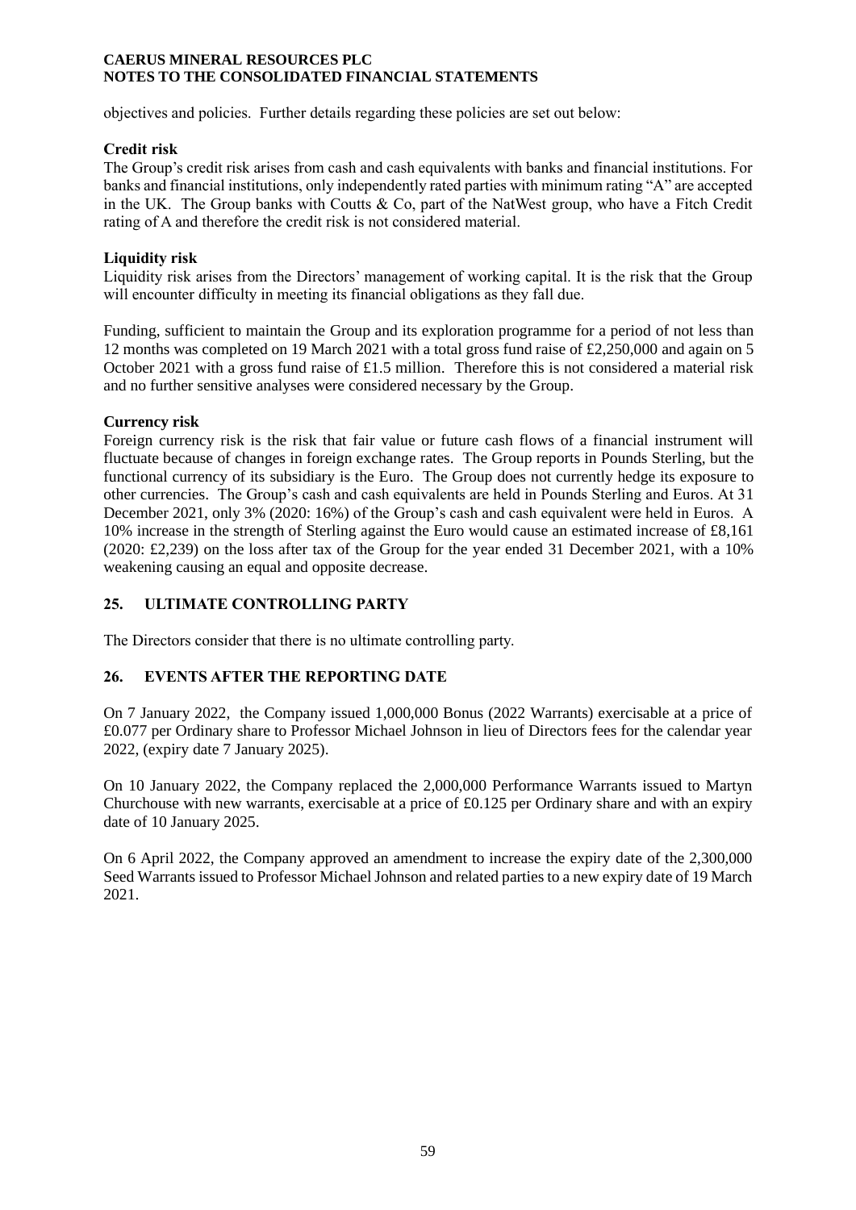objectives and policies. Further details regarding these policies are set out below:

**Credit risk**

The Group's credit risk arises from cash and cash equivalents with banks and financial institutions. For banks and financial institutions, only independently rated parties with minimum rating "A" are accepted in the UK. The Group banks with Coutts & Co, part of the NatWest group, who have a Fitch Credit rating of A and therefore the credit risk is not considered material.

**Liquidity risk**

Liquidity risk arises from the Directors' management of working capital. It is the risk that the Group will encounter difficulty in meeting its financial obligations as they fall due.

Funding, sufficient to maintain the Group and its exploration programme for a period of not less than 12 months was completed on 19 March 2021 with a total gross fund raise of £2,250,000 and again on 5 October 2021 with a gross fund raise of £1.5 million. Therefore this is not considered a material risk and no further sensitive analyses were considered necessary by the Group.

**Currency risk**

Foreign currency risk is the risk that fair value or future cash flows of a financial instrument will fluctuate because of changes in foreign exchange rates. The Group reports in Pounds Sterling, but the functional currency of its subsidiary is the Euro. The Group does not currently hedge its exposure to other currencies. The Group's cash and cash equivalents are held in Pounds Sterling and Euros. At 31 December 2021, only 3% (2020: 16%) of the Group's cash and cash equivalent were held in Euros. A 10% increase in the strength of Sterling against the Euro would cause an estimated increase of £8,161 (2020: £2,239) on the loss after tax of the Group for the year ended 31 December 2021, with a 10% weakening causing an equal and opposite decrease.

## 25. ULTIMATE CONTROLLING PARTY

The Directors consider that there is no ultimate controlling party.

## 26. EVENTS AFTER THE REPORTING DATE

On 7 January 2022, the Company issued 1,000,000 Bonus (2022 Warrants) exercisable at a price of £0.077 per Ordinary share to Professor Michael Johnson in lieu of Directors fees for the calendar year 2022, (expiry date 7 January 2025).

On 10 January 2022, the Company replaced the 2,000,000 Performance Warrants issued to Martyn Churchouse with new warrants, exercisable at a price of £0.125 per Ordinary share and with an expiry date of 10 January 2025.

On 6 April 2022, the Company approved an amendment to increase the expiry date of the 2,300,000 Seed Warrants issued to Professor Michael Johnson and related parties to a new expiry date of 19 March 2021.